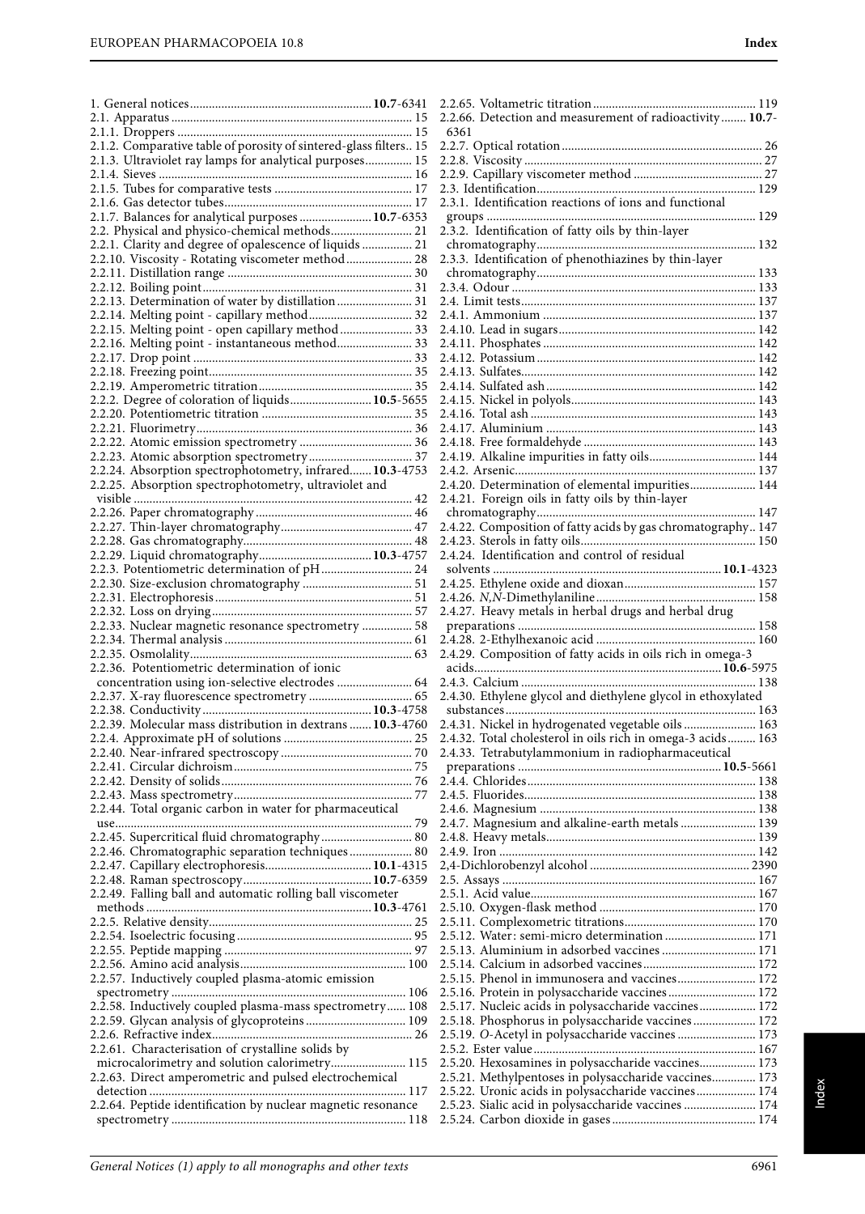1. General notices...........................................................**10.7**-6341
2.1. Apparatus ............................................................................. 15
2.1.1. Droppers ........................................................................... 15
2.1.2. Comparative table of porosity of sintered-glass filters.. 15
2.1.3. Ultraviolet ray lamps for analytical purposes............... 15
2.1.4. Sieves ................................................................................. 16
2.1.5. Tubes for comparative tests ............................................ 17
2.1.6. Gas detector tubes............................................................ 17
2.1.7. Balances for analytical purposes .......................**10.7**-6353
2.2. Physical and physico-chemical methods.......................... 21
2.2.1. Clarity and degree of opalescence of liquids ................ 21
2.2.10. Viscosity - Rotating viscometer method..................... 28
2.2.11. Distillation range ........................................................... 30
2.2.12. Boiling point................................................................... 31
2.2.13. Determination of water by distillation ........................ 31
2.2.14. Melting point - capillary method................................. 32
2.2.15. Melting point - open capillary method ....................... 33
2.2.16. Melting point - instantaneous method........................ 33
2.2.17. Drop point ...................................................................... 33
2.2.18. Freezing point................................................................. 35
2.2.19. Amperometric titration................................................. 35
2.2.2. Degree of coloration of liquids..........................**10.5**-5655
2.2.20. Potentiometric titration ................................................ 35
2.2.21. Fluorimetry..................................................................... 36
2.2.22. Atomic emission spectrometry .................................... 36
2.2.23. Atomic absorption spectrometry ................................. 37
2.2.24. Absorption spectrophotometry, infrared.......**10.3**-4753
2.2.25. Absorption spectrophotometry, ultraviolet and visible ......................................................................................... 42
2.2.26. Paper chromatography .................................................. 46
2.2.27. Thin-layer chromatography.......................................... 47
2.2.28. Gas chromatography...................................................... 48
2.2.29. Liquid chromatography...................................**10.3**-4757
2.2.3. Potentiometric determination of pH............................. 24
2.2.30. Size-exclusion chromatography ................................... 51
2.2.31. Electrophoresis ............................................................... 51
2.2.32. Loss on drying ................................................................ 57
2.2.33. Nuclear magnetic resonance spectrometry ................ 58
2.2.34. Thermal analysis ............................................................ 61
2.2.35. Osmolality....................................................................... 63
2.2.36. Potentiometric determination of ionic concentration using ion-selective electrodes ........................ 64
2.2.37. X-ray fluorescence spectrometry ................................. 65
2.2.38. Conductivity ....................................................**10.3**-4758
2.2.39. Molecular mass distribution in dextrans .......**10.3**-4760
2.2.4. Approximate pH of solutions ......................................... 25
2.2.40. Near-infrared spectroscopy .......................................... 70
2.2.41. Circular dichroism.......................................................... 75
2.2.42. Density of solids............................................................. 76
2.2.43. Mass spectrometry......................................................... 77
2.2.44. Total organic carbon in water for pharmaceutical use................................................................................................ 79
2.2.45. Supercritical fluid chromatography............................. 80
2.2.46. Chromatographic separation techniques.................... 80
2.2.47. Capillary electrophoresis.................................**10.1**-4315
2.2.48. Raman spectroscopy........................................**10.7**-6359
2.2.49. Falling ball and automatic rolling ball viscometer methods ......................................................................**10.3**-4761
2.2.5. Relative density................................................................. 25
2.2.54. Isoelectric focusing ........................................................ 95
2.2.55. Peptide mapping ............................................................ 97
2.2.56. Amino acid analysis..................................................... 100
2.2.57. Inductively coupled plasma-atomic emission spectrometry ........................................................................... 106
2.2.58. Inductively coupled plasma-mass spectrometry...... 108
2.2.59. Glycan analysis of glycoproteins ................................ 109
2.2.6. Refractive index............................................................... 26
2.2.61. Characterisation of crystalline solids by microcalorimetry and solution calorimetry........................ 115
2.2.63. Direct amperometric and pulsed electrochemical detection ................................................................................. 117
2.2.64. Peptide identification by nuclear magnetic resonance spectrometry .......................................................................... 118
2.2.65. Voltametric titration .................................................... 119
2.2.66. Detection and measurement of radioactivity........ **10.7**-6361
2.2.7. Optical rotation ............................................................... 26
2.2.8. Viscosity ........................................................................... 27
2.2.9. Capillary viscometer method ......................................... 27
2.3. Identification...................................................................... 129
2.3.1. Identification reactions of ions and functional groups ..................................................................................... 129
2.3.2. Identification of fatty oils by thin-layer chromatography...................................................................... 132
2.3.3. Identification of phenothiazines by thin-layer chromatography...................................................................... 133
2.3.4. Odour .............................................................................. 133
2.4. Limit tests........................................................................... 137
2.4.1. Ammonium ................................................................... 137
2.4.10. Lead in sugars.............................................................. 142
2.4.11. Phosphates ................................................................... 142
2.4.12. Potassium ..................................................................... 142
2.4.13. Sulfates.......................................................................... 142
2.4.14. Sulfated ash .................................................................. 142
2.4.15. Nickel in polyols.......................................................... 143
2.4.16. Total ash ....................................................................... 143
2.4.17. Aluminium .................................................................. 143
2.4.18. Free formaldehyde ...................................................... 143
2.4.19. Alkaline impurities in fatty oils.................................. 144
2.4.2. Arsenic............................................................................ 137
2.4.20. Determination of elemental impurities..................... 144
2.4.21. Foreign oils in fatty oils by thin-layer chromatography...................................................................... 147
2.4.22. Composition of fatty acids by gas chromatography.. 147
2.4.23. Sterols in fatty oils........................................................ 150
2.4.24. Identification and control of residual solvents .....................................................................**10.1**-4323
2.4.25. Ethylene oxide and dioxan.......................................... 157
2.4.26. *N,N*-Dimethylaniline .................................................. 158
2.4.27. Heavy metals in herbal drugs and herbal drug preparations ........................................................................... 158
2.4.28. 2-Ethylhexanoic acid .................................................. 160
2.4.29. Composition of fatty acids in oils rich in omega-3 acids.............................................................................**10.6**-5975
2.4.3. Calcium .......................................................................... 138
2.4.30. Ethylene glycol and diethylene glycol in ethoxylated substances............................................................................... 163
2.4.31. Nickel in hydrogenated vegetable oils ....................... 163
2.4.32. Total cholesterol in oils rich in omega-3 acids......... 163
2.4.33. Tetrabutylammonium in radiopharmaceutical preparations .............................................................**10.5**-5661
2.4.4. Chlorides........................................................................ 138
2.4.5. Fluorides......................................................................... 138
2.4.6. Magnesium .................................................................... 138
2.4.7. Magnesium and alkaline-earth metals ........................ 139
2.4.8. Heavy metals.................................................................. 139
2.4.9. Iron ................................................................................. 142
2,4-Dichlorobenzyl alcohol ................................................. 2390
2.5. Assays ................................................................................ 167
2.5.1. Acid value....................................................................... 167
2.5.10. Oxygen-flask method ................................................. 170
2.5.11. Complexometric titrations.......................................... 170
2.5.12. Water: semi-micro determination ............................. 171
2.5.13. Aluminium in adsorbed vaccines .............................. 171
2.5.14. Calcium in adsorbed vaccines.................................... 172
2.5.15. Phenol in immunosera and vaccines......................... 172
2.5.16. Protein in polysaccharide vaccines............................ 172
2.5.17. Nucleic acids in polysaccharide vaccines.................. 172
2.5.18. Phosphorus in polysaccharide vaccines.................... 172
2.5.19. *O*-Acetyl in polysaccharide vaccines ......................... 173
2.5.2. Ester value...................................................................... 167
2.5.20. Hexosamines in polysaccharide vaccines.................. 173
2.5.21. Methylpentoses in polysaccharide vaccines.............. 173
2.5.22. Uronic acids in polysaccharide vaccines................... 174
2.5.23. Sialic acid in polysaccharide vaccines ....................... 174
2.5.24. Carbon dioxide in gases ............................................. 174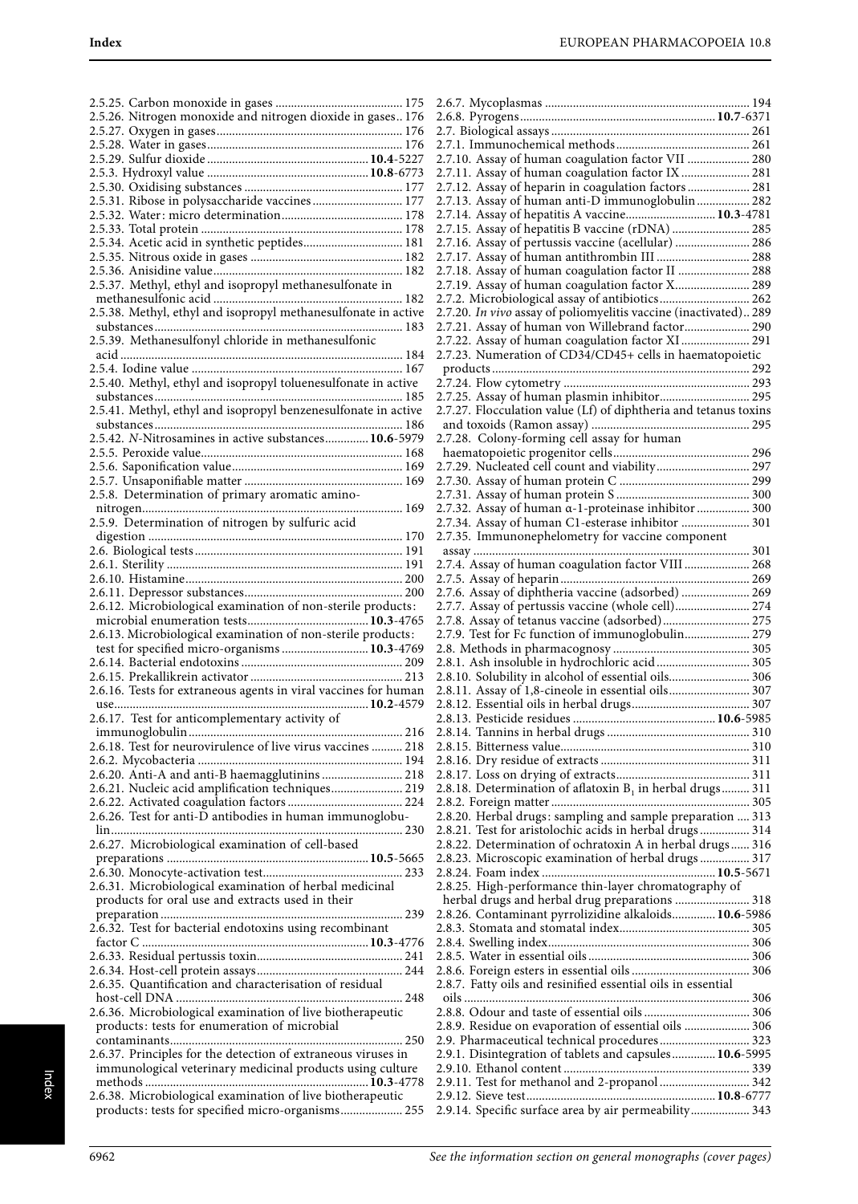2.5.25. Carbon monoxide in gases ........................................ 175
2.5.26. Nitrogen monoxide and nitrogen dioxide in gases.. 176
2.5.27. Oxygen in gases........................................................ 176
2.5.28. Water in gases........................................................... 176
2.5.29. Sulfur dioxide .............................................. **10.4**-5227
2.5.3. Hydroxyl value ............................................... **10.8**-6773
2.5.30. Oxidising substances ............................................... 177
2.5.31. Ribose in polysaccharide vaccines ........................ 177
2.5.32. Water: micro determination.................................. 178
2.5.33. Total protein ............................................................. 178
2.5.34. Acetic acid in synthetic peptides............................ 181
2.5.35. Nitrous oxide in gases ............................................. 182
2.5.36. Anisidine value......................................................... 182
2.5.37. Methyl, ethyl and isopropyl methanesulfonate in methanesulfonic acid .......................................................... 182
2.5.38. Methyl, ethyl and isopropyl methanesulfonate in active substances............................................................................ 183
2.5.39. Methanesulfonyl chloride in methanesulfonic acid ....................................................................................... 184
2.5.4. Iodine value ............................................................... 167
2.5.40. Methyl, ethyl and isopropyl toluenesulfonate in active substances............................................................................ 185
2.5.41. Methyl, ethyl and isopropyl benzenesulfonate in active substances............................................................................ 186
2.5.42. *N*-Nitrosamines in active substances............. **10.6**-5979
2.5.5. Peroxide value........................................................... 168
2.5.6. Saponification value.................................................. 169
2.5.7. Unsaponifiable matter .............................................. 169
2.5.8. Determination of primary aromatic amino-nitrogen.............................................................................. 169
2.5.9. Determination of nitrogen by sulfuric acid digestion ............................................................................. 170
2.6. Biological tests.............................................................. 191
2.6.1. Sterility ....................................................................... 191
2.6.10. Histamine.................................................................. 200
2.6.11. Depressor substances.............................................. 200
2.6.12. Microbiological examination of non-sterile products: microbial enumeration tests...................................... **10.3**-4765
2.6.13. Microbiological examination of non-sterile products: test for specified micro-organisms ............................ **10.3**-4769
2.6.14. Bacterial endotoxins ............................................... 209
2.6.15. Prekallikrein activator ............................................ 213
2.6.16. Tests for extraneous agents in viral vaccines for human use................................................................................ **10.2**-4579
2.6.17. Test for anticomplementary activity of immunoglobulin................................................................... 216
2.6.18. Test for neurovirulence of live virus vaccines .......... 218
2.6.2. Mycobacteria ............................................................. 194
2.6.20. Anti-A and anti-B haemagglutinins ....................... 218
2.6.21. Nucleic acid amplification techniques.................... 219
2.6.22. Activated coagulation factors ................................. 224
2.6.26. Test for anti-D antibodies in human immunoglobulin............................................................................................ 230
2.6.27. Microbiological examination of cell-based preparations ............................................................... **10.5**-5665
2.6.30. Monocyte-activation test......................................... 233
2.6.31. Microbiological examination of herbal medicinal products for oral use and extracts used in their preparation ............................................................................ 239
2.6.32. Test for bacterial endotoxins using recombinant factor C ....................................................................... **10.3**-4776
2.6.33. Residual pertussis toxin........................................... 241
2.6.34. Host-cell protein assays........................................... 244
2.6.35. Quantification and characterisation of residual host-cell DNA ....................................................................... 248
2.6.36. Microbiological examination of live biotherapeutic products: tests for enumeration of microbial contaminants......................................................................... 250
2.6.37. Principles for the detection of extraneous viruses in immunological veterinary medicinal products using culture methods ...................................................................... **10.3**-4778
2.6.38. Microbiological examination of live biotherapeutic products: tests for specified micro-organisms.................... 255
2.6.7. Mycoplasmas ............................................................. 194
2.6.8. Pyrogens ......................................................... **10.7**-6371
2.7. Biological assays ........................................................... 261
2.7.1. Immunochemical methods....................................... 261
2.7.10. Assay of human coagulation factor VII ................. 280
2.7.11. Assay of human coagulation factor IX .................. 281
2.7.12. Assay of heparin in coagulation factors ................ 281
2.7.13. Assay of human anti-D immunoglobulin .............. 282
2.7.14. Assay of hepatitis A vaccine.......................... **10.3**-4781
2.7.15. Assay of hepatitis B vaccine (rDNA) ..................... 285
2.7.16. Assay of pertussis vaccine (acellular) .................... 286
2.7.17. Assay of human antithrombin III .......................... 288
2.7.18. Assay of human coagulation factor II ................... 288
2.7.19. Assay of human coagulation factor X.................... 289
2.7.2. Microbiological assay of antibiotics......................... 262
2.7.20. *In vivo* assay of poliomyelitis vaccine (inactivated).. 289
2.7.21. Assay of human von Willebrand factor................. 290
2.7.22. Assay of human coagulation factor XI .................. 291
2.7.23. Numeration of CD34/CD45+ cells in haematopoietic products ............................................................................... 292
2.7.24. Flow cytometry ........................................................ 293
2.7.25. Assay of human plasmin inhibitor......................... 295
2.7.27. Flocculation value (Lf) of diphtheria and tetanus toxins and toxoids (Ramon assay) ................................................ 295
2.7.28. Colony-forming cell assay for human haematopoietic progenitor cells.............................................. 296
2.7.29. Nucleated cell count and viability.......................... 297
2.7.30. Assay of human protein C ...................................... 299
2.7.31. Assay of human protein S ...................................... 300
2.7.32. Assay of human α-1-proteinase inhibitor .............. 300
2.7.34. Assay of human C1-esterase inhibitor ................... 301
2.7.35. Immunonephelometry for vaccine component assay ..................................................................................... 301
2.7.4. Assay of human coagulation factor VIII ................. 268
2.7.5. Assay of heparin......................................................... 269
2.7.6. Assay of diphtheria vaccine (adsorbed) .................. 269
2.7.7. Assay of pertussis vaccine (whole cell).................... 274
2.7.8. Assay of tetanus vaccine (adsorbed)........................ 275
2.7.9. Test for Fc function of immunoglobulin.................. 279
2.8. Methods in pharmacognosy ........................................ 305
2.8.1. Ash insoluble in hydrochloric acid .......................... 305
2.8.10. Solubility in alcohol of essential oils...................... 306
2.8.11. Assay of 1,8-cineole in essential oils....................... 307
2.8.12. Essential oils in herbal drugs................................... 307
2.8.13. Pesticide residues ........................................... **10.6**-5985
2.8.14. Tannins in herbal drugs .......................................... 310
2.8.15. Bitterness value......................................................... 310
2.8.16. Dry residue of extracts ............................................ 311
2.8.17. Loss on drying of extracts....................................... 311
2.8.18. Determination of aflatoxin $B_1$ in herbal drugs......... 311
2.8.2. Foreign matter ............................................................ 305
2.8.20. Herbal drugs: sampling and sample preparation .... 313
2.8.21. Test for aristolochic acids in herbal drugs ............. 314
2.8.22. Determination of ochratoxin A in herbal drugs...... 316
2.8.23. Microscopic examination of herbal drugs .............. 317
2.8.24. Foam index ..................................................... **10.5**-5671
2.8.25. High-performance thin-layer chromatography of herbal drugs and herbal drug preparations ........................ 318
2.8.26. Contaminant pyrrolizidine alkaloids............. **10.6**-5986
2.8.3. Stomata and stomatal index...................................... 305
2.8.4. Swelling index............................................................. 306
2.8.5. Water in essential oils ................................................ 306
2.8.6. Foreign esters in essential oils .................................. 306
2.8.7. Fatty oils and resinified essential oils in essential oils ......................................................................................... 306
2.8.8. Odour and taste of essential oils .............................. 306
2.8.9. Residue on evaporation of essential oils ................. 306
2.9. Pharmaceutical technical procedures.......................... 323
2.9.1. Disintegration of tablets and capsules............ **10.6**-5995
2.9.10. Ethanol content ........................................................ 339
2.9.11. Test for methanol and 2-propanol .......................... 342
2.9.12. Sieve test.......................................................... **10.8**-6777
2.9.14. Specific surface area by air permeability................ 343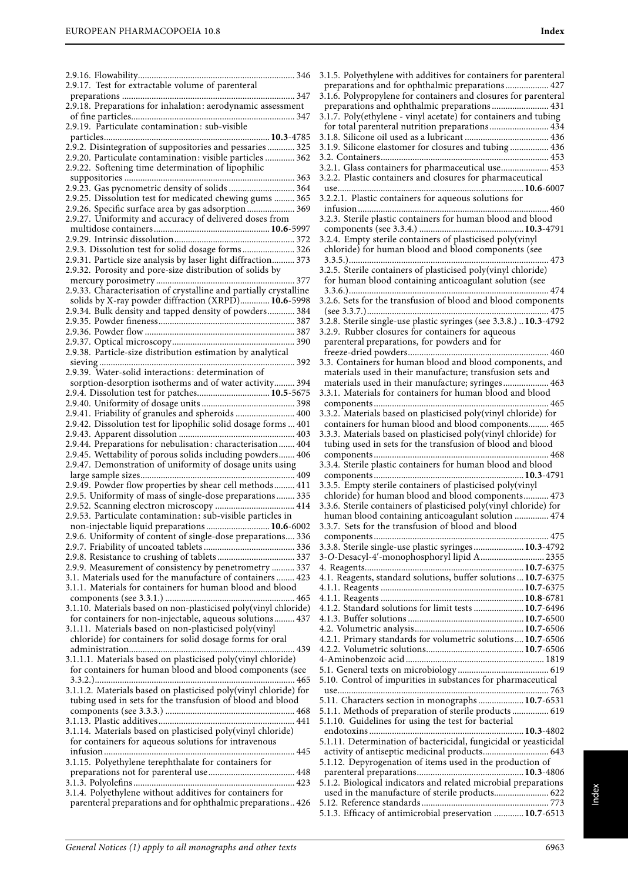2.9.16. Flowability.......................................................................346
2.9.17. Test for extractable volume of parenteral preparations.......................................................................347
2.9.18. Preparations for inhalation: aerodynamic assessment of fine particles.......................................................................347
2.9.19. Particulate contamination: sub-visible particles.......................................................................**10.3**-4785
2.9.2. Disintegration of suppositories and pessaries............325
2.9.20. Particulate contamination: visible particles.............362
2.9.22. Softening time determination of lipophilic suppositories.......................................................................363
2.9.23. Gas pycnometric density of solids.............................364
2.9.25. Dissolution test for medicated chewing gums..........365
2.9.26. Specific surface area by gas adsorption.....................369
2.9.27. Uniformity and accuracy of delivered doses from multidose containers.......................................................................**10.6**-5997
2.9.29. Intrinsic dissolution.......................................................................372
2.9.3. Dissolution test for solid dosage forms.......................326
2.9.31. Particle size analysis by laser light diffraction..........373
2.9.32. Porosity and pore-size distribution of solids by mercury porosimetry.......................................................................377
2.9.33. Characterisation of crystalline and partially crystalline solids by X-ray powder diffraction (XRPD).............**10.6**-5998
2.9.34. Bulk density and tapped density of powders............384
2.9.35. Powder fineness.......................................................................387
2.9.36. Powder flow.......................................................................387
2.9.37. Optical microscopy.......................................................................390
2.9.38. Particle-size distribution estimation by analytical sieving.......................................................................392
2.9.39. Water-solid interactions: determination of sorption-desorption isotherms and of water activity.........394
2.9.4. Dissolution test for patches...............................**10.5**-5675
2.9.40. Uniformity of dosage units.........................................398
2.9.41. Friability of granules and spheroids..........................400
2.9.42. Dissolution test for lipophilic solid dosage forms...401
2.9.43. Apparent dissolution.......................................................................403
2.9.44. Preparations for nebulisation: characterisation.......404
2.9.45. Wettability of porous solids including powders.......406
2.9.47. Demonstration of uniformity of dosage units using large sample sizes.......................................................................409
2.9.49. Powder flow properties by shear cell methods.........411
2.9.5. Uniformity of mass of single-dose preparations........335
2.9.52. Scanning electron microscopy...................................414
2.9.53. Particulate contamination: sub-visible particles in non-injectable liquid preparations...........................**10.6**-6002
2.9.6. Uniformity of content of single-dose preparations....336
2.9.7. Friability of uncoated tablets........................................336
2.9.8. Resistance to crushing of tablets..................................337
2.9.9. Measurement of consistency by penetrometry..........337
3.1. Materials used for the manufacture of containers........423
3.1.1. Materials for containers for human blood and blood components (see 3.3.1.).......................................................................465
3.1.10. Materials based on non-plasticised poly(vinyl chloride) for containers for non-injectable, aqueous solutions.........437
3.1.11. Materials based on non-plasticised poly(vinyl chloride) for containers for solid dosage forms for oral administration.......................................................................439
3.1.1.1. Materials based on plasticised poly(vinyl chloride) for containers for human blood and blood components (see 3.3.2.).......................................................................465
3.1.1.2. Materials based on plasticised poly(vinyl chloride) for tubing used in sets for the transfusion of blood and blood components (see 3.3.3.).......................................................................468
3.1.13. Plastic additives.......................................................................441
3.1.14. Materials based on plasticised poly(vinyl chloride) for containers for aqueous solutions for intravenous infusion.......................................................................445
3.1.15. Polyethylene terephthalate for containers for preparations not for parenteral use.....................................448
3.1.3. Polyolefins.......................................................................423
3.1.4. Polyethylene without additives for containers for parenteral preparations and for ophthalmic preparations..426
3.1.5. Polyethylene with additives for containers for parenteral preparations and for ophthalmic preparations..................427
3.1.6. Polypropylene for containers and closures for parenteral preparations and ophthalmic preparations.........................431
3.1.7. Poly(ethylene - vinyl acetate) for containers and tubing for total parenteral nutrition preparations..........................434
3.1.8. Silicone oil used as a lubricant.....................................436
3.1.9. Silicone elastomer for closures and tubing.................436
3.2. Containers.......................................................................453
3.2.1. Glass containers for pharmaceutical use.....................453
3.2.2. Plastic containers and closures for pharmaceutical use.......................................................................**10.6**-6007
3.2.2.1. Plastic containers for aqueous solutions for infusion.......................................................................460
3.2.3. Sterile plastic containers for human blood and blood components (see 3.3.4.).............................................**10.3**-4791
3.2.4. Empty sterile containers of plasticised poly(vinyl chloride) for human blood and blood components (see 3.3.5.).......................................................................473
3.2.5. Sterile containers of plasticised poly(vinyl chloride) for human blood containing anticoagulant solution (see 3.3.6.).......................................................................474
3.2.6. Sets for the transfusion of blood and blood components (see 3.3.7.).......................................................................475
3.2.8. Sterile single-use plastic syringes (see 3.3.8.)..**10.3**-4792
3.2.9. Rubber closures for containers for aqueous parenteral preparations, for powders and for freeze-dried powders.......................................................................460
3.3. Containers for human blood and blood components, and materials used in their manufacture; transfusion sets and materials used in their manufacture; syringes....................463
3.3.1. Materials for containers for human blood and blood components.......................................................................465
3.3.2. Materials based on plasticised poly(vinyl chloride) for containers for human blood and blood components.........465
3.3.3. Materials based on plasticised poly(vinyl chloride) for tubing used in sets for the transfusion of blood and blood components.......................................................................468
3.3.4. Sterile plastic containers for human blood and blood components.......................................................................**10.3**-4791
3.3.5. Empty sterile containers of plasticised poly(vinyl chloride) for human blood and blood components...........473
3.3.6. Sterile containers of plasticised poly(vinyl chloride) for human blood containing anticoagulant solution...............474
3.3.7. Sets for the transfusion of blood and blood components.......................................................................475
3.3.8. Sterile single-use plastic syringes......................**10.3**-4792
3-*O*-Desacyl-4′-monophosphoryl lipid A............................2355
4. Reagents.......................................................................**10.7**-6375
4.1. Reagents, standard solutions, buffer solutions...**10.7**-6375
4.1.1. Reagents.......................................................................**10.7**-6375
4.1.1. Reagents.......................................................................**10.8**-6781
4.1.2. Standard solutions for limit tests.......................**10.7**-6496
4.1.3. Buffer solutions.......................................................................**10.7**-6500
4.2. Volumetric analysis.......................................................................**10.7**-6506
4.2.1. Primary standards for volumetric solutions....**10.7**-6506
4.2.2. Volumetric solutions.......................................................................**10.7**-6506
4-Aminobenzoic acid.......................................................................1819
5.1. General texts on microbiology........................................619
5.10. Control of impurities in substances for pharmaceutical use.......................................................................763
5.11. Characters section in monographs....................**10.7**-6531
5.1.1. Methods of preparation of sterile products................619
5.1.10. Guidelines for using the test for bacterial endotoxins.......................................................................**10.3**-4802
5.1.11. Determination of bactericidal, fungicidal or yeasticidal activity of antiseptic medicinal products............................643
5.1.12. Depyrogenation of items used in the production of parenteral preparations.......................................**10.3**-4806
5.1.2. Biological indicators and related microbial preparations used in the manufacture of sterile products........................622
5.12. Reference standards.......................................................................773
5.1.3. Efficacy of antimicrobial preservation.............**10.7**-6513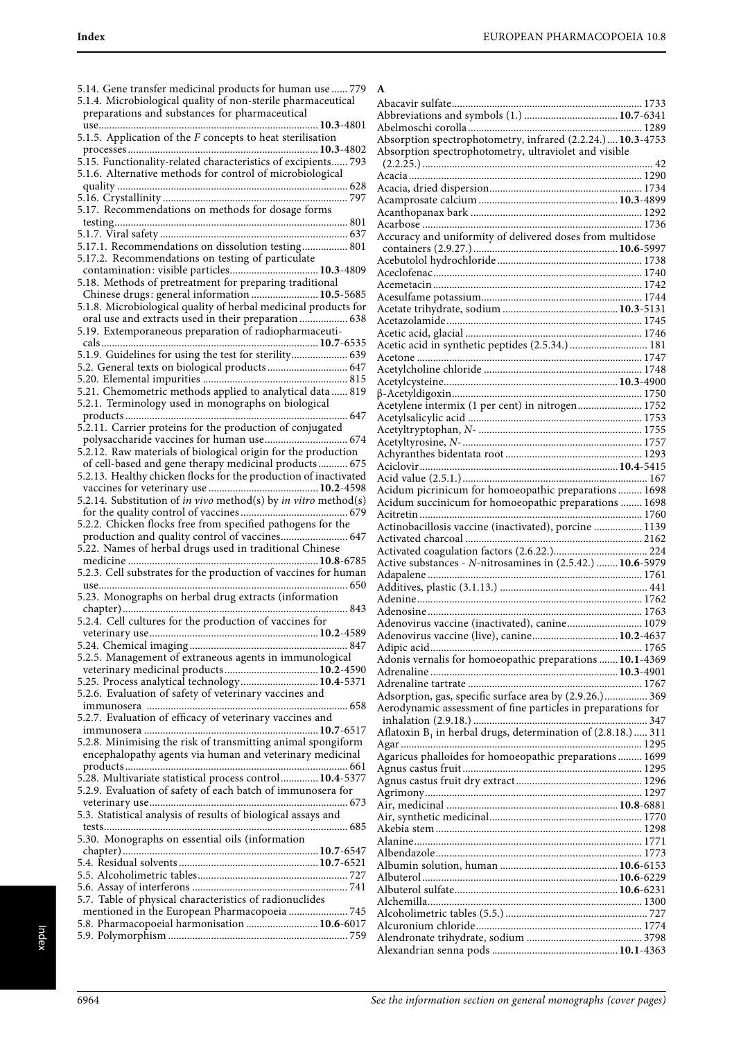5.14. Gene transfer medicinal products for human use ...... 779
5.1.4. Microbiological quality of non-sterile pharmaceutical preparations and substances for pharmaceutical use................................................................................. **10.3**-4801
5.1.5. Application of the *F* concepts to heat sterilisation processes...................................................................... **10.3**-4802
5.15. Functionality-related characteristics of excipients...... 793
5.1.6. Alternative methods for control of microbiological quality ..................................................................................... 628
5.16. Crystallinity .................................................................... 797
5.17. Recommendations on methods for dosage forms testing...................................................................................... 801
5.1.7. Viral safety ..................................................................... 637
5.17.1. Recommendations on dissolution testing................. 801
5.17.2. Recommendations on testing of particulate contamination: visible particles................................ **10.3**-4809
5.18. Methods of pretreatment for preparing traditional Chinese drugs: general information ......................... **10.5**-5685
5.1.8. Microbiological quality of herbal medicinal products for oral use and extracts used in their preparation .................. 638
5.19. Extemporaneous preparation of radiopharmaceuticals................................................................................ **10.7**-6535
5.1.9. Guidelines for using the test for sterility..................... 639
5.2. General texts on biological products.............................. 647
5.20. Elemental impurities ..................................................... 815
5.21. Chemometric methods applied to analytical data ...... 819
5.2.1. Terminology used in monographs on biological products.................................................................................. 647
5.2.11. Carrier proteins for the production of conjugated polysaccharide vaccines for human use............................... 674
5.2.12. Raw materials of biological origin for the production of cell-based and gene therapy medicinal products........... 675
5.2.13. Healthy chicken flocks for the production of inactivated vaccines for veterinary use ........................................ **10.2**-4598
5.2.14. Substitution of *in vivo* method(s) by *in vitro* method(s) for the quality control of vaccines........................................ 679
5.2.2. Chicken flocks free from specified pathogens for the production and quality control of vaccines......................... 647
5.22. Names of herbal drugs used in traditional Chinese medicine ...................................................................... **10.8**-6785
5.2.3. Cell substrates for the production of vaccines for human use........................................................................................... 650
5.23. Monographs on herbal drug extracts (information chapter)................................................................................... 843
5.2.4. Cell cultures for the production of vaccines for veterinary use............................................................. **10.2**-4589
5.24. Chemical imaging........................................................... 847
5.2.5. Management of extraneous agents in immunological veterinary medicinal products.................................. **10.2**-4590
5.25. Process analytical technology............................. **10.4**-5371
5.2.6. Evaluation of safety of veterinary vaccines and immunosera .......................................................................... 658
5.2.7. Evaluation of efficacy of veterinary vaccines and immunosera ................................................................ **10.7**-6517
5.2.8. Minimising the risk of transmitting animal spongiform encephalopathy agents via human and veterinary medicinal products.................................................................................. 661
5.28. Multivariate statistical process control.............. **10.4**-5377
5.2.9. Evaluation of safety of each batch of immunosera for veterinary use......................................................................... 673
5.3. Statistical analysis of results of biological assays and tests.......................................................................................... 685
5.30. Monographs on essential oils (information chapter)........................................................................ **10.7**-6547
5.4. Residual solvents.................................................. **10.7**-6521
5.5. Alcoholimetric tables....................................................... 727
5.6. Assay of interferons ......................................................... 741
5.7. Table of physical characteristics of radionuclides mentioned in the European Pharmacopoeia ...................... 745
5.8. Pharmacopoeial harmonisation .......................... **10.6**-6017
5.9. Polymorphism .................................................................. 759

## A

Abacavir sulfate...................................................................... 1733
Abbreviations and symbols (1.) .................................. **10.7**-6341
Abelmoschi corolla ................................................................ 1289
Absorption spectrophotometry, infrared (2.2.24.).... **10.3**-4753
Absorption spectrophotometry, ultraviolet and visible (2.2.25.) ..................................................................................... 42
Acacia ...................................................................................... 1290
Acacia, dried dispersion......................................................... 1734
Acamprosate calcium ................................................... **10.3**-4899
Acanthopanax bark ............................................................... 1292
Acarbose ................................................................................. 1736
Accuracy and uniformity of delivered doses from multidose containers (2.9.27.)...................................................... **10.6**-5997
Acebutolol hydrochloride..................................................... 1738
Aceclofenac............................................................................. 1740
Acemetacin ............................................................................. 1742
Acesulfame potassium........................................................... 1744
Acetate trihydrate, sodium .......................................... **10.3**-5131
Acetazolamide........................................................................ 1745
Acetic acid, glacial ................................................................. 1746
Acetic acid in synthetic peptides (2.5.34.) ............................. 181
Acetone ................................................................................... 1747
Acetylcholine chloride .......................................................... 1748
Acetylcysteine............................................................... **10.3**-4900
β-Acetyldigoxin...................................................................... 1750
Acetylene intermix (1 per cent) in nitrogen........................ 1752
Acetylsalicylic acid ................................................................ 1753
Acetyltryptophan, *N*- ............................................................ 1755
Acetyltyrosine, *N*- ................................................................. 1757
Achyranthes bidentata root .................................................. 1293
Aciclovir........................................................................ **10.4**-5415
Acid value (2.5.1.).................................................................... 167
Acidum picrinicum for homoeopathic preparations ......... 1698
Acidum succinicum for homoeopathic preparations ........ 1698
Acitretin ................................................................................. 1760
Actinobacillosis vaccine (inactivated), porcine .................. 1139
Activated charcoal ................................................................. 2162
Activated coagulation factors (2.6.22.).................................. 224
Active substances - *N*-nitrosamines in (2.5.42.) ........ **10.6**-5979
Adapalene ............................................................................... 1761
Additives, plastic (3.1.13.) ...................................................... 441
Adenine................................................................................... 1762
Adenosine ............................................................................... 1763
Adenovirus vaccine (inactivated), canine............................ 1079
Adenovirus vaccine (live), canine............................... **10.2**-4637
Adipic acid.............................................................................. 1765
Adonis vernalis for homoeopathic preparations ....... **10.1**-4369
Adrenaline .................................................................... **10.3**-4901
Adrenaline tartrate ................................................................ 1767
Adsorption, gas, specific surface area by (2.9.26.)................ 369
Aerodynamic assessment of fine particles in preparations for inhalation (2.9.18.) ................................................................ 347
Aflatoxin $B_1$ in herbal drugs, determination of (2.8.18.)..... 311
Agar ........................................................................................ 1295
Agaricus phalloides for homoeopathic preparations ......... 1699
Agnus castus fruit ................................................................. 1295
Agnus castus fruit dry extract.............................................. 1296
Agrimony................................................................................ 1297
Air, medicinal .............................................................. **10.8**-6881
Air, synthetic medicinal........................................................ 1770
Akebia stem ........................................................................... 1298
Alanine.................................................................................... 1771
Albendazole............................................................................ 1773
Albumin solution, human ........................................... **10.6**-6153
Albuterol ....................................................................... **10.6**-6229
Albuterol sulfate........................................................... **10.6**-6231
Alchemilla.............................................................................. 1300
Alcoholimetric tables (5.5.) .................................................... 727
Alcuronium chloride............................................................. 1774
Alendronate trihydrate, sodium .......................................... 3798
Alexandrian senna pods .............................................. **10.1**-4363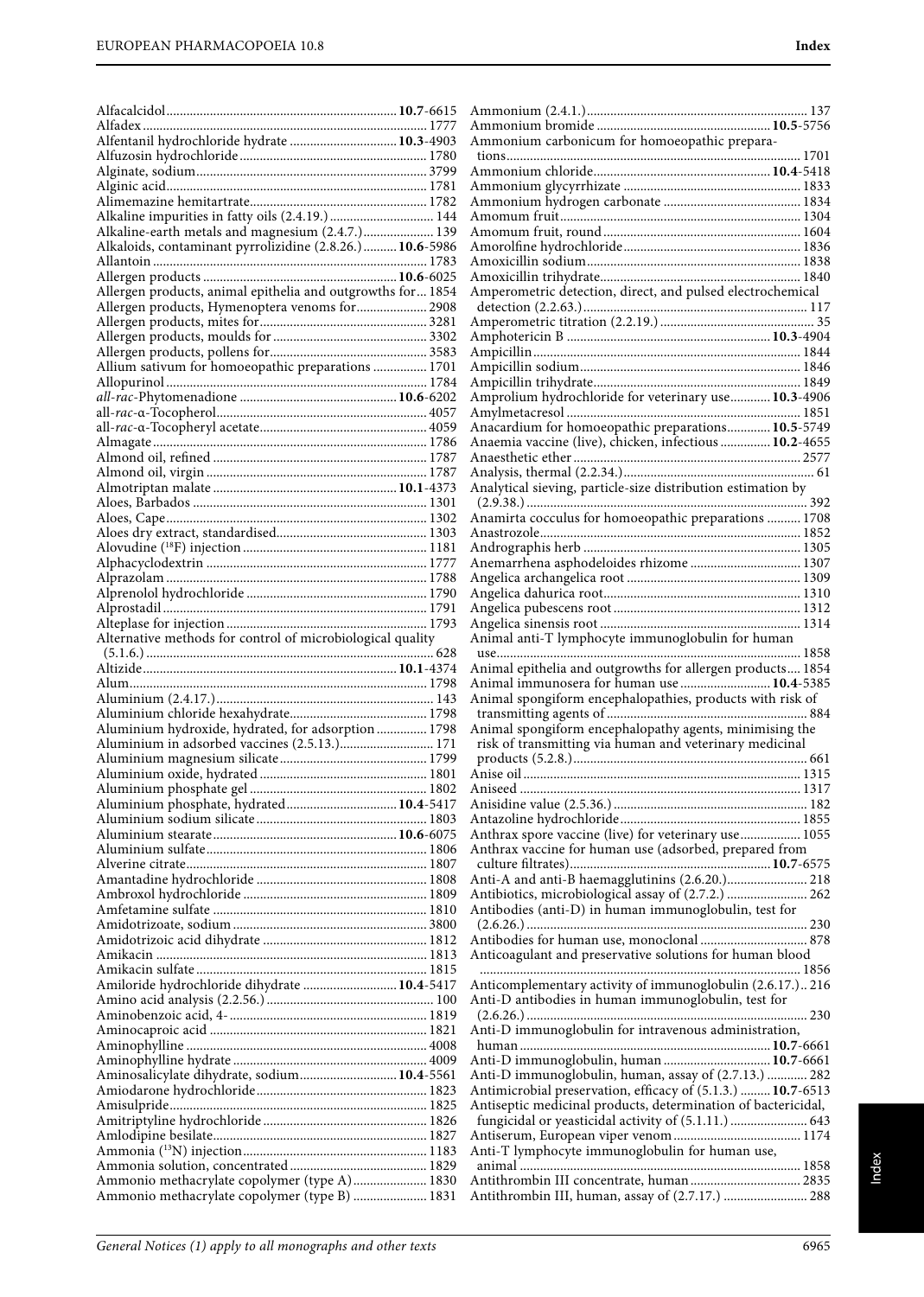Alfacalcidol ........ **10.7**-6615
Alfadex ........ 1777
Alfentanil hydrochloride hydrate ........ **10.3**-4903
Alfuzosin hydrochloride ........ 1780
Alginate, sodium ........ 3799
Alginic acid ........ 1781
Alimemazine hemitartrate ........ 1782
Alkaline impurities in fatty oils (2.4.19.) ........ 144
Alkaline-earth metals and magnesium (2.4.7.) ........ 139
Alkaloids, contaminant pyrrolizidine (2.8.26.) ........ **10.6**-5986
Allantoin ........ 1783
Allergen products ........ **10.6**-6025
Allergen products, animal epithelia and outgrowths for ... 1854
Allergen products, Hymenoptera venoms for ........ 2908
Allergen products, mites for ........ 3281
Allergen products, moulds for ........ 3302
Allergen products, pollens for ........ 3583
Allium sativum for homoeopathic preparations ........ 1701
Allopurinol ........ 1784
*all-rac*-Phytomenadione ........ **10.6**-6202
all-*rac*-α-Tocopherol ........ 4057
all-*rac*-α-Tocopheryl acetate ........ 4059
Almagate ........ 1786
Almond oil, refined ........ 1787
Almond oil, virgin ........ 1787
Almotriptan malate ........ **10.1**-4373
Aloes, Barbados ........ 1301
Aloes, Cape ........ 1302
Aloes dry extract, standardised ........ 1303
Alovudine ($^{18}$F) injection ........ 1181
Alphacyclodextrin ........ 1777
Alprazolam ........ 1788
Alprenolol hydrochloride ........ 1790
Alprostadil ........ 1791
Alteplase for injection ........ 1793
Alternative methods for control of microbiological quality (5.1.6.) ........ 628
Altizide ........ **10.1**-4374
Alum ........ 1798
Aluminium (2.4.17.) ........ 143
Aluminium chloride hexahydrate ........ 1798
Aluminium hydroxide, hydrated, for adsorption ........ 1798
Aluminium in adsorbed vaccines (2.5.13.) ........ 171
Aluminium magnesium silicate ........ 1799
Aluminium oxide, hydrated ........ 1801
Aluminium phosphate gel ........ 1802
Aluminium phosphate, hydrated ........ **10.4**-5417
Aluminium sodium silicate ........ 1803
Aluminium stearate ........ **10.6**-6075
Aluminium sulfate ........ 1806
Alverine citrate ........ 1807
Amantadine hydrochloride ........ 1808
Ambroxol hydrochloride ........ 1809
Amfetamine sulfate ........ 1810
Amidotrizoate, sodium ........ 3800
Amidotrizoic acid dihydrate ........ 1812
Amikacin ........ 1813
Amikacin sulfate ........ 1815
Amiloride hydrochloride dihydrate ........ **10.4**-5417
Amino acid analysis (2.2.56.) ........ 100
Aminobenzoic acid, 4- ........ 1819
Aminocaproic acid ........ 1821
Aminophylline ........ 4008
Aminophylline hydrate ........ 4009
Aminosalicylate dihydrate, sodium ........ **10.4**-5561
Amiodarone hydrochloride ........ 1823
Amisulpride ........ 1825
Amitriptyline hydrochloride ........ 1826
Amlodipine besilate ........ 1827
Ammonia ($^{13}$N) injection ........ 1183
Ammonia solution, concentrated ........ 1829
Ammonio methacrylate copolymer (type A) ........ 1830
Ammonio methacrylate copolymer (type B) ........ 1831
Ammonium (2.4.1.) ........ 137
Ammonium bromide ........ **10.5**-5756
Ammonium carbonicum for homoeopathic preparations ........ 1701
Ammonium chloride ........ **10.4**-5418
Ammonium glycyrrhizate ........ 1833
Ammonium hydrogen carbonate ........ 1834
Amomum fruit ........ 1304
Amomum fruit, round ........ 1604
Amorolfine hydrochloride ........ 1836
Amoxicillin sodium ........ 1838
Amoxicillin trihydrate ........ 1840
Amperometric detection, direct, and pulsed electrochemical detection (2.2.63.) ........ 117
Amperometric titration (2.2.19.) ........ 35
Amphotericin B ........ **10.3**-4904
Ampicillin ........ 1844
Ampicillin sodium ........ 1846
Ampicillin trihydrate ........ 1849
Amprolium hydrochloride for veterinary use ........ **10.3**-4906
Amylmetacresol ........ 1851
Anacardium for homoeopathic preparations ........ **10.5**-5749
Anaemia vaccine (live), chicken, infectious ........ **10.2**-4655
Anaesthetic ether ........ 2577
Analysis, thermal (2.2.34.) ........ 61
Analytical sieving, particle-size distribution estimation by (2.9.38.) ........ 392
Anamirta cocculus for homoeopathic preparations ........ 1708
Anastrozole ........ 1852
Andrographis herb ........ 1305
Anemarrhena asphodeloides rhizome ........ 1307
Angelica archangelica root ........ 1309
Angelica dahurica root ........ 1310
Angelica pubescens root ........ 1312
Angelica sinensis root ........ 1314
Animal anti-T lymphocyte immunoglobulin for human use ........ 1858
Animal epithelia and outgrowths for allergen products ........ 1854
Animal immunosera for human use ........ **10.4**-5385
Animal spongiform encephalopathies, products with risk of transmitting agents of ........ 884
Animal spongiform encephalopathy agents, minimising the risk of transmitting via human and veterinary medicinal products (5.2.8.) ........ 661
Anise oil ........ 1315
Aniseed ........ 1317
Anisidine value (2.5.36.) ........ 182
Antazoline hydrochloride ........ 1855
Anthrax spore vaccine (live) for veterinary use ........ 1055
Anthrax vaccine for human use (adsorbed, prepared from culture filtrates) ........ **10.7**-6575
Anti-A and anti-B haemagglutinins (2.6.20.) ........ 218
Antibiotics, microbiological assay of (2.7.2.) ........ 262
Antibodies (anti-D) in human immunoglobulin, test for (2.6.26.) ........ 230
Antibodies for human use, monoclonal ........ 878
Anticoagulant and preservative solutions for human blood ........ 1856
Anticomplementary activity of immunoglobulin (2.6.17.) .. 216
Anti-D antibodies in human immunoglobulin, test for (2.6.26.) ........ 230
Anti-D immunoglobulin for intravenous administration, human ........ **10.7**-6661
Anti-D immunoglobulin, human ........ **10.7**-6661
Anti-D immunoglobulin, human, assay of (2.7.13.) ........ 282
Antimicrobial preservation, efficacy of (5.1.3.) ........ **10.7**-6513
Antiseptic medicinal products, determination of bactericidal, fungicidal or yeasticidal activity of (5.1.11.) ........ 643
Antiserum, European viper venom ........ 1174
Anti-T lymphocyte immunoglobulin for human use, animal ........ 1858
Antithrombin III concentrate, human ........ 2835
Antithrombin III, human, assay of (2.7.17.) ........ 288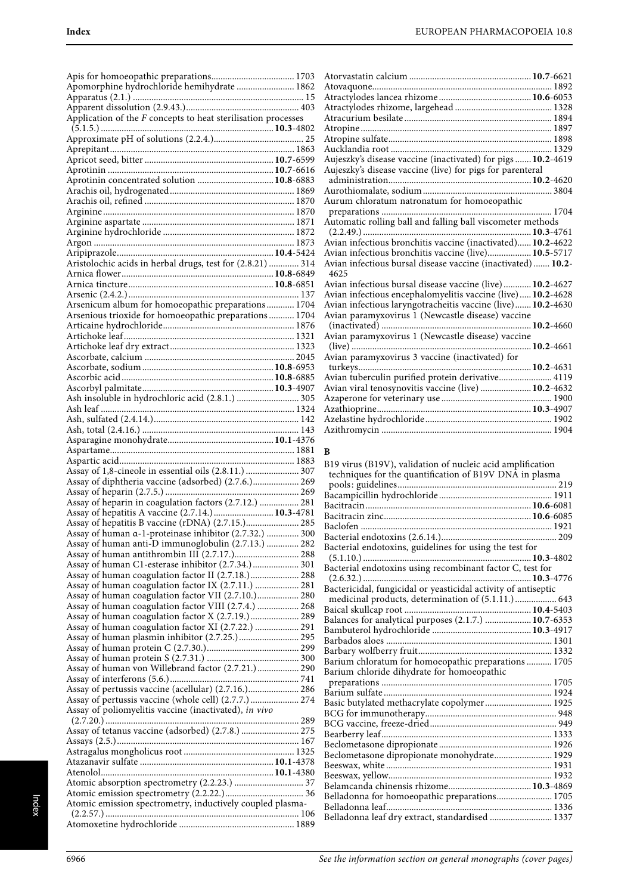Apis for homoeopathic preparations ... 1703
Apomorphine hydrochloride hemihydrate ... 1862
Apparatus (2.1.) ... 15
Apparent dissolution (2.9.43.) ... 403
Application of the *F* concepts to heat sterilisation processes (5.1.5.) ... **10.3**-4802
Approximate pH of solutions (2.2.4.) ... 25
Aprepitant ... 1863
Apricot seed, bitter ... **10.7**-6599
Aprotinin ... **10.7**-6616
Aprotinin concentrated solution ... **10.8**-6883
Arachis oil, hydrogenated ... 1869
Arachis oil, refined ... 1870
Arginine ... 1870
Arginine aspartate ... 1871
Arginine hydrochloride ... 1872
Argon ... 1873
Aripiprazole ... **10.4**-5424
Aristolochic acids in herbal drugs, test for (2.8.21) ... 314
Arnica flower ... **10.8**-6849
Arnica tincture ... **10.8**-6851
Arsenic (2.4.2.) ... 137
Arsenicum album for homoeopathic preparations ... 1704
Arsenious trioxide for homoeopathic preparations ... 1704
Articaine hydrochloride ... 1876
Artichoke leaf ... 1321
Artichoke leaf dry extract ... 1323
Ascorbate, calcium ... 2045
Ascorbate, sodium ... **10.8**-6953
Ascorbic acid ... **10.8**-6885
Ascorbyl palmitate ... **10.3**-4907
Ash insoluble in hydrochloric acid (2.8.1.) ... 305
Ash leaf ... 1324
Ash, sulfated (2.4.14.) ... 142
Ash, total (2.4.16.) ... 143
Asparagine monohydrate ... **10.1**-4376
Aspartame ... 1881
Aspartic acid ... 1883
Assay of 1,8-cineole in essential oils (2.8.11.) ... 307
Assay of diphtheria vaccine (adsorbed) (2.7.6.) ... 269
Assay of heparin (2.7.5.) ... 269
Assay of heparin in coagulation factors (2.7.12.) ... 281
Assay of hepatitis A vaccine (2.7.14.) ... **10.3**-4781
Assay of hepatitis B vaccine (rDNA) (2.7.15.) ... 285
Assay of human α-1-proteinase inhibitor (2.7.32.) ... 300
Assay of human anti-D immunoglobulin (2.7.13.) ... 282
Assay of human antithrombin III (2.7.17.) ... 288
Assay of human C1-esterase inhibitor (2.7.34.) ... 301
Assay of human coagulation factor II (2.7.18.) ... 288
Assay of human coagulation factor IX (2.7.11.) ... 281
Assay of human coagulation factor VII (2.7.10.) ... 280
Assay of human coagulation factor VIII (2.7.4.) ... 268
Assay of human coagulation factor X (2.7.19.) ... 289
Assay of human coagulation factor XI (2.7.22.) ... 291
Assay of human plasmin inhibitor (2.7.25.) ... 295
Assay of human protein C (2.7.30.) ... 299
Assay of human protein S (2.7.31.) ... 300
Assay of human von Willebrand factor (2.7.21.) ... 290
Assay of interferons (5.6.) ... 741
Assay of pertussis vaccine (acellular) (2.7.16.) ... 286
Assay of pertussis vaccine (whole cell) (2.7.7.) ... 274
Assay of poliomyelitis vaccine (inactivated), *in vivo* (2.7.20.) ... 289
Assay of tetanus vaccine (adsorbed) (2.7.8.) ... 275
Assays (2.5.) ... 167
Astragalus mongholicus root ... 1325
Atazanavir sulfate ... **10.1**-4378
Atenolol ... **10.1**-4380
Atomic absorption spectrometry (2.2.23.) ... 37
Atomic emission spectrometry (2.2.22.) ... 36
Atomic emission spectrometry, inductively coupled plasma- (2.2.57.) ... 106
Atomoxetine hydrochloride ... 1889
Atorvastatin calcium ... **10.7**-6621
Atovaquone ... 1892
Atractylodes lancea rhizome ... **10.6**-6053
Atractylodes rhizome, largehead ... 1328
Atracurium besilate ... 1894
Atropine ... 1897
Atropine sulfate ... 1898
Aucklandia root ... 1329
Aujeszky's disease vaccine (inactivated) for pigs ... **10.2**-4619
Aujeszky's disease vaccine (live) for pigs for parenteral administration ... **10.2**-4620
Aurothiomalate, sodium ... 3804
Aurum chloratum natronatum for homoeopathic preparations ... 1704
Automatic rolling ball and falling ball viscometer methods (2.2.49.) ... **10.3**-4761
Avian infectious bronchitis vaccine (inactivated) ... **10.2**-4622
Avian infectious bronchitis vaccine (live) ... **10.5**-5717
Avian infectious bursal disease vaccine (inactivated) ... **10.2**-4625
Avian infectious bursal disease vaccine (live) ... **10.2**-4627
Avian infectious encephalomyelitis vaccine (live) ... **10.2**-4628
Avian infectious laryngotracheitis vaccine (live) ... **10.2**-4630
Avian paramyxovirus 1 (Newcastle disease) vaccine (inactivated) ... **10.2**-4660
Avian paramyxovirus 1 (Newcastle disease) vaccine (live) ... **10.2**-4661
Avian paramyxovirus 3 vaccine (inactivated) for turkeys ... **10.2**-4631
Avian tuberculin purified protein derivative ... 4119
Avian viral tenosynovitis vaccine (live) ... **10.2**-4632
Azaperone for veterinary use ... 1900
Azathioprine ... **10.3**-4907
Azelastine hydrochloride ... 1902
Azithromycin ... 1904

## B

B19 virus (B19V), validation of nucleic acid amplification techniques for the quantification of B19V DNA in plasma pools: guidelines ... 219
Bacampicillin hydrochloride ... 1911
Bacitracin ... **10.6**-6081
Bacitracin zinc ... **10.6**-6085
Baclofen ... 1921
Bacterial endotoxins (2.6.14.) ... 209
Bacterial endotoxins, guidelines for using the test for (5.1.10.) ... **10.3**-4802
Bacterial endotoxins using recombinant factor C, test for (2.6.32.) ... **10.3**-4776
Bactericidal, fungicidal or yeasticidal activity of antiseptic medicinal products, determination of (5.1.11.) ... 643
Baical skullcap root ... **10.4**-5403
Balances for analytical purposes (2.1.7.) ... **10.7**-6353
Bambuterol hydrochloride ... **10.3**-4917
Barbados aloes ... 1301
Barbary wolfberry fruit ... 1332
Barium chloratum for homoeopathic preparations ... 1705
Barium chloride dihydrate for homoeopathic preparations ... 1705
Barium sulfate ... 1924
Basic butylated methacrylate copolymer ... 1925
BCG for immunotherapy ... 948
BCG vaccine, freeze-dried ... 949
Bearberry leaf ... 1333
Beclometasone dipropionate ... 1926
Beclometasone dipropionate monohydrate ... 1929
Beeswax, white ... 1931
Beeswax, yellow ... 1932
Belamcanda chinensis rhizome ... **10.3**-4869
Belladonna for homoeopathic preparations ... 1705
Belladonna leaf ... 1336
Belladonna leaf dry extract, standardised ... 1337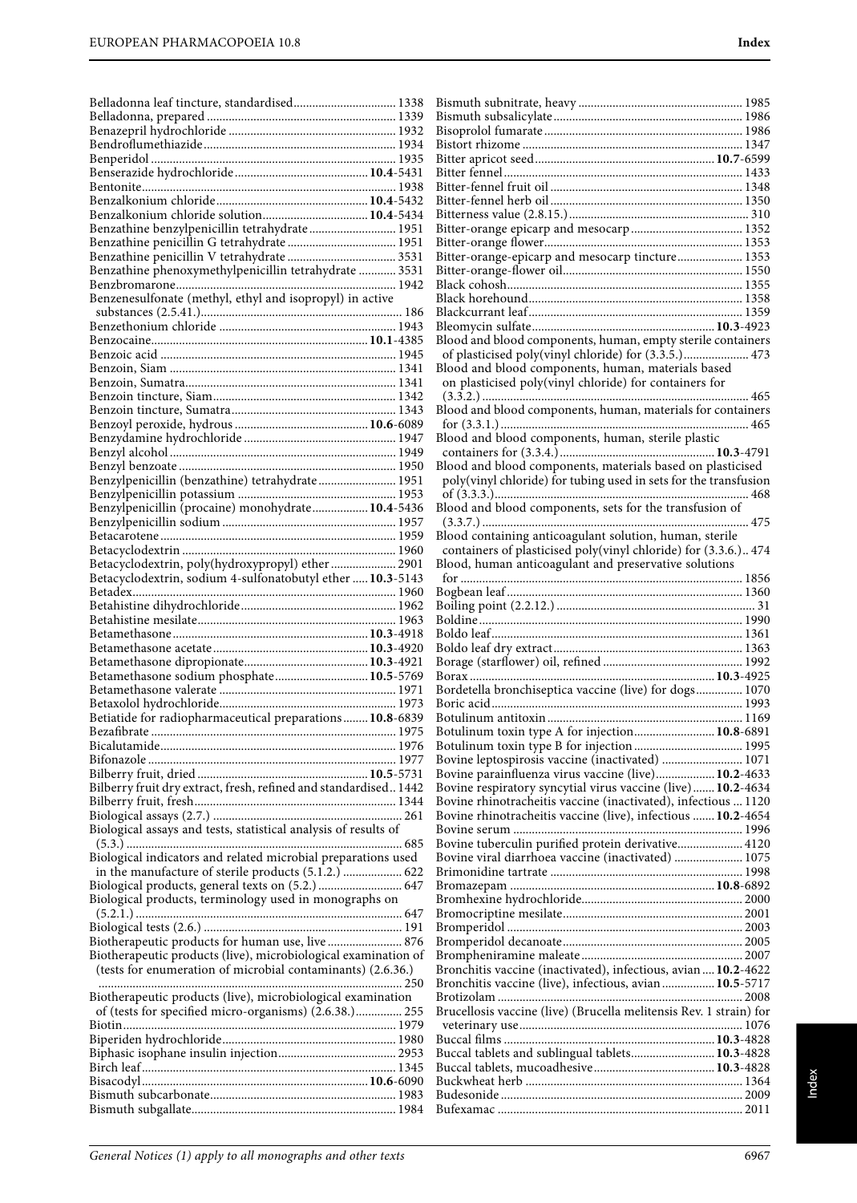Belladonna leaf tincture, standardised ..... 1338
Belladonna, prepared ..... 1339
Benazepril hydrochloride ..... 1932
Bendroflumethiazide ..... 1934
Benperidol ..... 1935
Benserazide hydrochloride ..... **10.4**-5431
Bentonite ..... 1938
Benzalkonium chloride ..... **10.4**-5432
Benzalkonium chloride solution ..... **10.4**-5434
Benzathine benzylpenicillin tetrahydrate ..... 1951
Benzathine penicillin G tetrahydrate ..... 1951
Benzathine penicillin V tetrahydrate ..... 3531
Benzathine phenoxymethylpenicillin tetrahydrate ..... 3531
Benzbromarone ..... 1942
Benzenesulfonate (methyl, ethyl and isopropyl) in active substances (2.5.41.) ..... 186
Benzethonium chloride ..... 1943
Benzocaine ..... **10.1**-4385
Benzoic acid ..... 1945
Benzoin, Siam ..... 1341
Benzoin, Sumatra ..... 1341
Benzoin tincture, Siam ..... 1342
Benzoin tincture, Sumatra ..... 1343
Benzoyl peroxide, hydrous ..... **10.6**-6089
Benzydamine hydrochloride ..... 1947
Benzyl alcohol ..... 1949
Benzyl benzoate ..... 1950
Benzylpenicillin (benzathine) tetrahydrate ..... 1951
Benzylpenicillin potassium ..... 1953
Benzylpenicillin (procaine) monohydrate ..... **10.4**-5436
Benzylpenicillin sodium ..... 1957
Betacarotene ..... 1959
Betacyclodextrin ..... 1960
Betacyclodextrin, poly(hydroxypropyl) ether ..... 2901
Betacyclodextrin, sodium 4-sulfonatobutyl ether ..... **10.3**-5143
Betadex ..... 1960
Betahistine dihydrochloride ..... 1962
Betahistine mesilate ..... 1963
Betamethasone ..... **10.3**-4918
Betamethasone acetate ..... **10.3**-4920
Betamethasone dipropionate ..... **10.3**-4921
Betamethasone sodium phosphate ..... **10.5**-5769
Betamethasone valerate ..... 1971
Betaxolol hydrochloride ..... 1973
Betiatide for radiopharmaceutical preparations ..... **10.8**-6839
Bezafibrate ..... 1975
Bicalutamide ..... 1976
Bifonazole ..... 1977
Bilberry fruit, dried ..... **10.5**-5731
Bilberry fruit dry extract, fresh, refined and standardised ..... 1442
Bilberry fruit, fresh ..... 1344
Biological assays (2.7.) ..... 261
Biological assays and tests, statistical analysis of results of (5.3.) ..... 685
Biological indicators and related microbial preparations used in the manufacture of sterile products (5.1.2.) ..... 622
Biological products, general texts on (5.2.) ..... 647
Biological products, terminology used in monographs on (5.2.1.) ..... 647
Biological tests (2.6.) ..... 191
Biotherapeutic products for human use, live ..... 876
Biotherapeutic products (live), microbiological examination of (tests for enumeration of microbial contaminants) (2.6.36.) ..... 250
Biotherapeutic products (live), microbiological examination of (tests for specified micro-organisms) (2.6.38.) ..... 255
Biotin ..... 1979
Biperiden hydrochloride ..... 1980
Biphasic isophane insulin injection ..... 2953
Birch leaf ..... 1345
Bisacodyl ..... **10.6**-6090
Bismuth subcarbonate ..... 1983
Bismuth subgallate ..... 1984
Bismuth subnitrate, heavy ..... 1985
Bismuth subsalicylate ..... 1986
Bisoprolol fumarate ..... 1986
Bistort rhizome ..... 1347
Bitter apricot seed ..... **10.7**-6599
Bitter fennel ..... 1433
Bitter-fennel fruit oil ..... 1348
Bitter-fennel herb oil ..... 1350
Bitterness value (2.8.15.) ..... 310
Bitter-orange epicarp and mesocarp ..... 1352
Bitter-orange flower ..... 1353
Bitter-orange-epicarp and mesocarp tincture ..... 1353
Bitter-orange-flower oil ..... 1550
Black cohosh ..... 1355
Black horehound ..... 1358
Blackcurrant leaf ..... 1359
Bleomycin sulfate ..... **10.3**-4923
Blood and blood components, human, empty sterile containers of plasticised poly(vinyl chloride) for (3.3.5.) ..... 473
Blood and blood components, human, materials based on plasticised poly(vinyl chloride) for containers for (3.3.2.) ..... 465
Blood and blood components, human, materials for containers for (3.3.1.) ..... 465
Blood and blood components, human, sterile plastic containers for (3.3.4.) ..... **10.3**-4791
Blood and blood components, materials based on plasticised poly(vinyl chloride) for tubing used in sets for the transfusion of (3.3.3.) ..... 468
Blood and blood components, sets for the transfusion of (3.3.7.) ..... 475
Blood containing anticoagulant solution, human, sterile containers of plasticised poly(vinyl chloride) for (3.3.6.) ..... 474
Blood, human anticoagulant and preservative solutions for ..... 1856
Bogbean leaf ..... 1360
Boiling point (2.2.12.) ..... 31
Boldine ..... 1990
Boldo leaf ..... 1361
Boldo leaf dry extract ..... 1363
Borage (starflower) oil, refined ..... 1992
Borax ..... **10.3**-4925
Bordetella bronchiseptica vaccine (live) for dogs ..... 1070
Boric acid ..... 1993
Botulinum antitoxin ..... 1169
Botulinum toxin type A for injection ..... **10.8**-6891
Botulinum toxin type B for injection ..... 1995
Bovine leptospirosis vaccine (inactivated) ..... 1071
Bovine parainfluenza virus vaccine (live) ..... **10.2**-4633
Bovine respiratory syncytial virus vaccine (live) ..... **10.2**-4634
Bovine rhinotracheitis vaccine (inactivated), infectious ..... 1120
Bovine rhinotracheitis vaccine (live), infectious ..... **10.2**-4654
Bovine serum ..... 1996
Bovine tuberculin purified protein derivative ..... 4120
Bovine viral diarrhoea vaccine (inactivated) ..... 1075
Brimonidine tartrate ..... 1998
Bromazepam ..... **10.8**-6892
Bromhexine hydrochloride ..... 2000
Bromocriptine mesilate ..... 2001
Bromperidol ..... 2003
Bromperidol decanoate ..... 2005
Brompheniramine maleate ..... 2007
Bronchitis vaccine (inactivated), infectious, avian ..... **10.2**-4622
Bronchitis vaccine (live), infectious, avian ..... **10.5**-5717
Brotizolam ..... 2008
Brucellosis vaccine (live) (Brucella melitensis Rev. 1 strain) for veterinary use ..... 1076
Buccal films ..... **10.3**-4828
Buccal tablets and sublingual tablets ..... **10.3**-4828
Buccal tablets, mucoadhesive ..... **10.3**-4828
Buckwheat herb ..... 1364
Budesonide ..... 2009
Bufexamac ..... 2011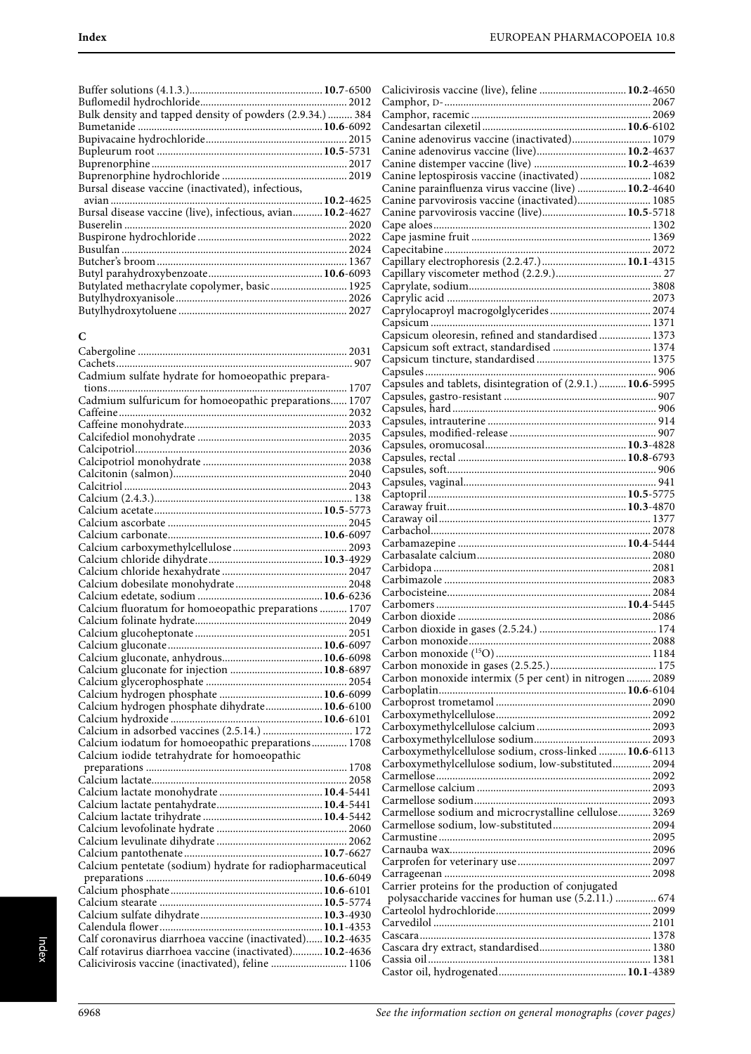Buffer solutions (4.1.3.) **10.7**-6500
Buflomedil hydrochloride 2012
Bulk density and tapped density of powders (2.9.34.) 384
Bumetanide **10.6**-6092
Bupivacaine hydrochloride 2015
Bupleurum root **10.5**-5731
Buprenorphine 2017
Buprenorphine hydrochloride 2019
Bursal disease vaccine (inactivated), infectious, avian **10.2**-4625
Bursal disease vaccine (live), infectious, avian **10.2**-4627
Buserelin 2020
Buspirone hydrochloride 2022
Busulfan 2024
Butcher's broom 1367
Butyl parahydroxybenzoate **10.6**-6093
Butylated methacrylate copolymer, basic 1925
Butylhydroxyanisole 2026
Butylhydroxytoluene 2027

## C

Cabergoline 2031
Cachets 907
Cadmium sulfate hydrate for homoeopathic preparations 1707
Cadmium sulfuricum for homoeopathic preparations 1707
Caffeine 2032
Caffeine monohydrate 2033
Calcifediol monohydrate 2035
Calcipotriol 2036
Calcipotriol monohydrate 2038
Calcitonin (salmon) 2040
Calcitriol 2043
Calcium (2.4.3.) 138
Calcium acetate **10.5**-5773
Calcium ascorbate 2045
Calcium carbonate **10.6**-6097
Calcium carboxymethylcellulose 2093
Calcium chloride dihydrate **10.3**-4929
Calcium chloride hexahydrate 2047
Calcium dobesilate monohydrate 2048
Calcium edetate, sodium **10.6**-6236
Calcium fluoratum for homoeopathic preparations 1707
Calcium folinate hydrate 2049
Calcium glucoheptonate 2051
Calcium gluconate **10.6**-6097
Calcium gluconate, anhydrous **10.6**-6098
Calcium gluconate for injection **10.8**-6897
Calcium glycerophosphate 2054
Calcium hydrogen phosphate **10.6**-6099
Calcium hydrogen phosphate dihydrate **10.6**-6100
Calcium hydroxide **10.6**-6101
Calcium in adsorbed vaccines (2.5.14.) 172
Calcium iodatum for homoeopathic preparations 1708
Calcium iodide tetrahydrate for homoeopathic preparations 1708
Calcium lactate 2058
Calcium lactate monohydrate **10.4**-5441
Calcium lactate pentahydrate **10.4**-5441
Calcium lactate trihydrate **10.4**-5442
Calcium levofolinate hydrate 2060
Calcium levulinate dihydrate 2062
Calcium pantothenate **10.7**-6627
Calcium pentetate (sodium) hydrate for radiopharmaceutical preparations **10.6**-6049
Calcium phosphate **10.6**-6101
Calcium stearate **10.5**-5774
Calcium sulfate dihydrate **10.3**-4930
Calendula flower **10.1**-4353
Calf coronavirus diarrhoea vaccine (inactivated) **10.2**-4635
Calf rotavirus diarrhoea vaccine (inactivated) **10.2**-4636
Calicivirosis vaccine (inactivated), feline 1106
Calicivirosis vaccine (live), feline **10.2**-4650
Camphor, D- 2067
Camphor, racemic 2069
Candesartan cilexetil **10.6**-6102
Canine adenovirus vaccine (inactivated) 1079
Canine adenovirus vaccine (live) **10.2**-4637
Canine distemper vaccine (live) **10.2**-4639
Canine leptospirosis vaccine (inactivated) 1082
Canine parainfluenza virus vaccine (live) **10.2**-4640
Canine parvovirosis vaccine (inactivated) 1085
Canine parvovirosis vaccine (live) **10.5**-5718
Cape aloes 1302
Cape jasmine fruit 1369
Capecitabine 2072
Capillary electrophoresis (2.2.47.) **10.1**-4315
Capillary viscometer method (2.2.9.) 27
Caprylate, sodium 3808
Caprylic acid 2073
Caprylocaproyl macrogolglycerides 2074
Capsicum 1371
Capsicum oleoresin, refined and standardised 1373
Capsicum soft extract, standardised 1374
Capsicum tincture, standardised 1375
Capsules 906
Capsules and tablets, disintegration of (2.9.1.) **10.6**-5995
Capsules, gastro-resistant 907
Capsules, hard 906
Capsules, intrauterine 914
Capsules, modified-release 907
Capsules, oromucosal **10.3**-4828
Capsules, rectal **10.8**-6793
Capsules, soft 906
Capsules, vaginal 941
Captopril **10.5**-5775
Caraway fruit **10.3**-4870
Caraway oil 1377
Carbachol 2078
Carbamazepine **10.4**-5444
Carbasalate calcium 2080
Carbidopa 2081
Carbimazole 2083
Carbocisteine 2084
Carbomers **10.4**-5445
Carbon dioxide 2086
Carbon dioxide in gases (2.5.24.) 174
Carbon monoxide 2088
Carbon monoxide ($^{15}O$) 1184
Carbon monoxide in gases (2.5.25.) 175
Carbon monoxide intermix (5 per cent) in nitrogen 2089
Carboplatin **10.6**-6104
Carboprost trometamol 2090
Carboxymethylcellulose 2092
Carboxymethylcellulose calcium 2093
Carboxymethylcellulose sodium 2093
Carboxymethylcellulose sodium, cross-linked **10.6**-6113
Carboxymethylcellulose sodium, low-substituted 2094
Carmellose 2092
Carmellose calcium 2093
Carmellose sodium 2093
Carmellose sodium and microcrystalline cellulose 3269
Carmellose sodium, low-substituted 2094
Carmustine 2095
Carnauba wax 2096
Carprofen for veterinary use 2097
Carrageenan 2098
Carrier proteins for the production of conjugated polysaccharide vaccines for human use (5.2.11.) 674
Carteolol hydrochloride 2099
Carvedilol 2101
Cascara 1378
Cascara dry extract, standardised 1380
Cassia oil 1381
Castor oil, hydrogenated **10.1**-4389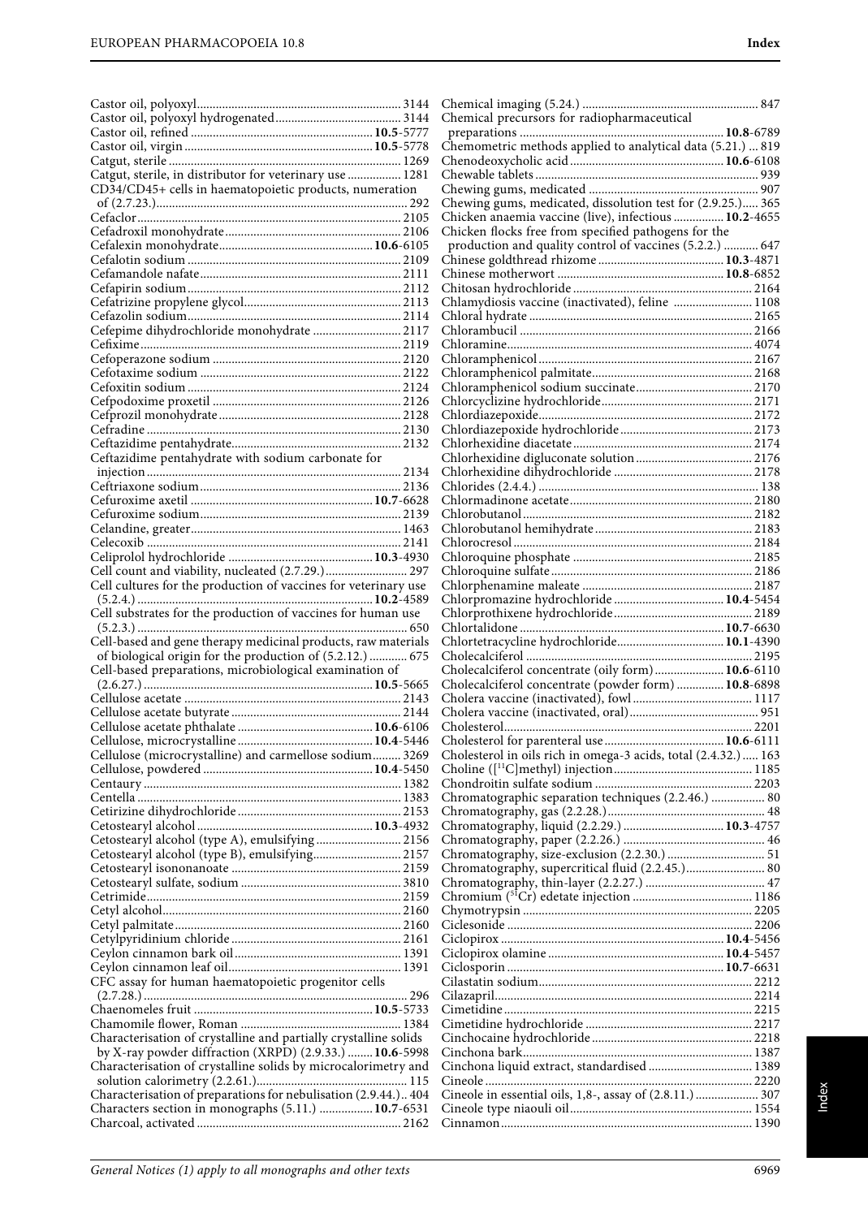Castor oil, polyoxyl ... 3144
Castor oil, polyoxyl hydrogenated ... 3144
Castor oil, refined ... **10.5**-5777
Castor oil, virgin ... **10.5**-5778
Catgut, sterile ... 1269
Catgut, sterile, in distributor for veterinary use ... 1281
CD34/CD45+ cells in haematopoietic products, numeration of (2.7.23.) ... 292
Cefaclor ... 2105
Cefadroxil monohydrate ... 2106
Cefalexin monohydrate ... **10.6**-6105
Cefalotin sodium ... 2109
Cefamandole nafate ... 2111
Cefapirin sodium ... 2112
Cefatrizine propylene glycol ... 2113
Cefazolin sodium ... 2114
Cefepime dihydrochloride monohydrate ... 2117
Cefixime ... 2119
Cefoperazone sodium ... 2120
Cefotaxime sodium ... 2122
Cefoxitin sodium ... 2124
Cefpodoxime proxetil ... 2126
Cefprozil monohydrate ... 2128
Cefradine ... 2130
Ceftazidime pentahydrate ... 2132
Ceftazidime pentahydrate with sodium carbonate for injection ... 2134
Ceftriaxone sodium ... 2136
Cefuroxime axetil ... **10.7**-6628
Cefuroxime sodium ... 2139
Celandine, greater ... 1463
Celecoxib ... 2141
Celiprolol hydrochloride ... **10.3**-4930
Cell count and viability, nucleated (2.7.29.) ... 297
Cell cultures for the production of vaccines for veterinary use (5.2.4.) ... **10.2**-4589
Cell substrates for the production of vaccines for human use (5.2.3.) ... 650
Cell-based and gene therapy medicinal products, raw materials of biological origin for the production of (5.2.12.) ... 675
Cell-based preparations, microbiological examination of (2.6.27.) ... **10.5**-5665
Cellulose acetate ... 2143
Cellulose acetate butyrate ... 2144
Cellulose acetate phthalate ... **10.6**-6106
Cellulose, microcrystalline ... **10.4**-5446
Cellulose (microcrystalline) and carmellose sodium ... 3269
Cellulose, powdered ... **10.4**-5450
Centaury ... 1382
Centella ... 1383
Cetirizine dihydrochloride ... 2153
Cetostearyl alcohol ... **10.3**-4932
Cetostearyl alcohol (type A), emulsifying ... 2156
Cetostearyl alcohol (type B), emulsifying ... 2157
Cetostearyl isononanoate ... 2159
Cetostearyl sulfate, sodium ... 3810
Cetrimide ... 2159
Cetyl alcohol ... 2160
Cetyl palmitate ... 2160
Cetylpyridinium chloride ... 2161
Ceylon cinnamon bark oil ... 1391
Ceylon cinnamon leaf oil ... 1391
CFC assay for human haematopoietic progenitor cells (2.7.28.) ... 296
Chaenomeles fruit ... **10.5**-5733
Chamomile flower, Roman ... 1384
Characterisation of crystalline and partially crystalline solids by X-ray powder diffraction (XRPD) (2.9.33.) ... **10.6**-5998
Characterisation of crystalline solids by microcalorimetry and solution calorimetry (2.2.61.) ... 115
Characterisation of preparations for nebulisation (2.9.44.) ... 404
Characters section in monographs (5.11.) ... **10.7**-6531
Charcoal, activated ... 2162
Chemical imaging (5.24.) ... 847
Chemical precursors for radiopharmaceutical preparations ... **10.8**-6789
Chemometric methods applied to analytical data (5.21.) ... 819
Chenodeoxycholic acid ... **10.6**-6108
Chewable tablets ... 939
Chewing gums, medicated ... 907
Chewing gums, medicated, dissolution test for (2.9.25.) ... 365
Chicken anaemia vaccine (live), infectious ... **10.2**-4655
Chicken flocks free from specified pathogens for the production and quality control of vaccines (5.2.2.) ... 647
Chinese goldthread rhizome ... **10.3**-4871
Chinese motherwort ... **10.8**-6852
Chitosan hydrochloride ... 2164
Chlamydiosis vaccine (inactivated), feline ... 1108
Chloral hydrate ... 2165
Chlorambucil ... 2166
Chloramine ... 4074
Chloramphenicol ... 2167
Chloramphenicol palmitate ... 2168
Chloramphenicol sodium succinate ... 2170
Chlorcyclizine hydrochloride ... 2171
Chlordiazepoxide ... 2172
Chlordiazepoxide hydrochloride ... 2173
Chlorhexidine diacetate ... 2174
Chlorhexidine digluconate solution ... 2176
Chlorhexidine dihydrochloride ... 2178
Chlorides (2.4.4.) ... 138
Chlormadinone acetate ... 2180
Chlorobutanol ... 2182
Chlorobutanol hemihydrate ... 2183
Chlorocresol ... 2184
Chloroquine phosphate ... 2185
Chloroquine sulfate ... 2186
Chlorphenamine maleate ... 2187
Chlorpromazine hydrochloride ... **10.4**-5454
Chlorprothixene hydrochloride ... 2189
Chlortalidone ... **10.7**-6630
Chlortetracycline hydrochloride ... **10.1**-4390
Cholecalciferol ... 2195
Cholecalciferol concentrate (oily form) ... **10.6**-6110
Cholecalciferol concentrate (powder form) ... **10.8**-6898
Cholera vaccine (inactivated), fowl ... 1117
Cholera vaccine (inactivated, oral) ... 951
Cholesterol ... 2201
Cholesterol for parenteral use ... **10.6**-6111
Cholesterol in oils rich in omega-3 acids, total (2.4.32.) ... 163
Choline ([$^{11}$C]methyl) injection ... 1185
Chondroitin sulfate sodium ... 2203
Chromatographic separation techniques (2.2.46.) ... 80
Chromatography, gas (2.2.28.) ... 48
Chromatography, liquid (2.2.29.) ... **10.3**-4757
Chromatography, paper (2.2.26.) ... 46
Chromatography, size-exclusion (2.2.30.) ... 51
Chromatography, supercritical fluid (2.2.45.) ... 80
Chromatography, thin-layer (2.2.27.) ... 47
Chromium ($^{51}$Cr) edetate injection ... 1186
Chymotrypsin ... 2205
Ciclesonide ... 2206
Ciclopirox ... **10.4**-5456
Ciclopirox olamine ... **10.4**-5457
Ciclosporin ... **10.7**-6631
Cilastatin sodium ... 2212
Cilazapril ... 2214
Cimetidine ... 2215
Cimetidine hydrochloride ... 2217
Cinchocaine hydrochloride ... 2218
Cinchona bark ... 1387
Cinchona liquid extract, standardised ... 1389
Cineole ... 2220
Cineole in essential oils, 1,8-, assay of (2.8.11.) ... 307
Cineole type niaouli oil ... 1554
Cinnamon ... 1390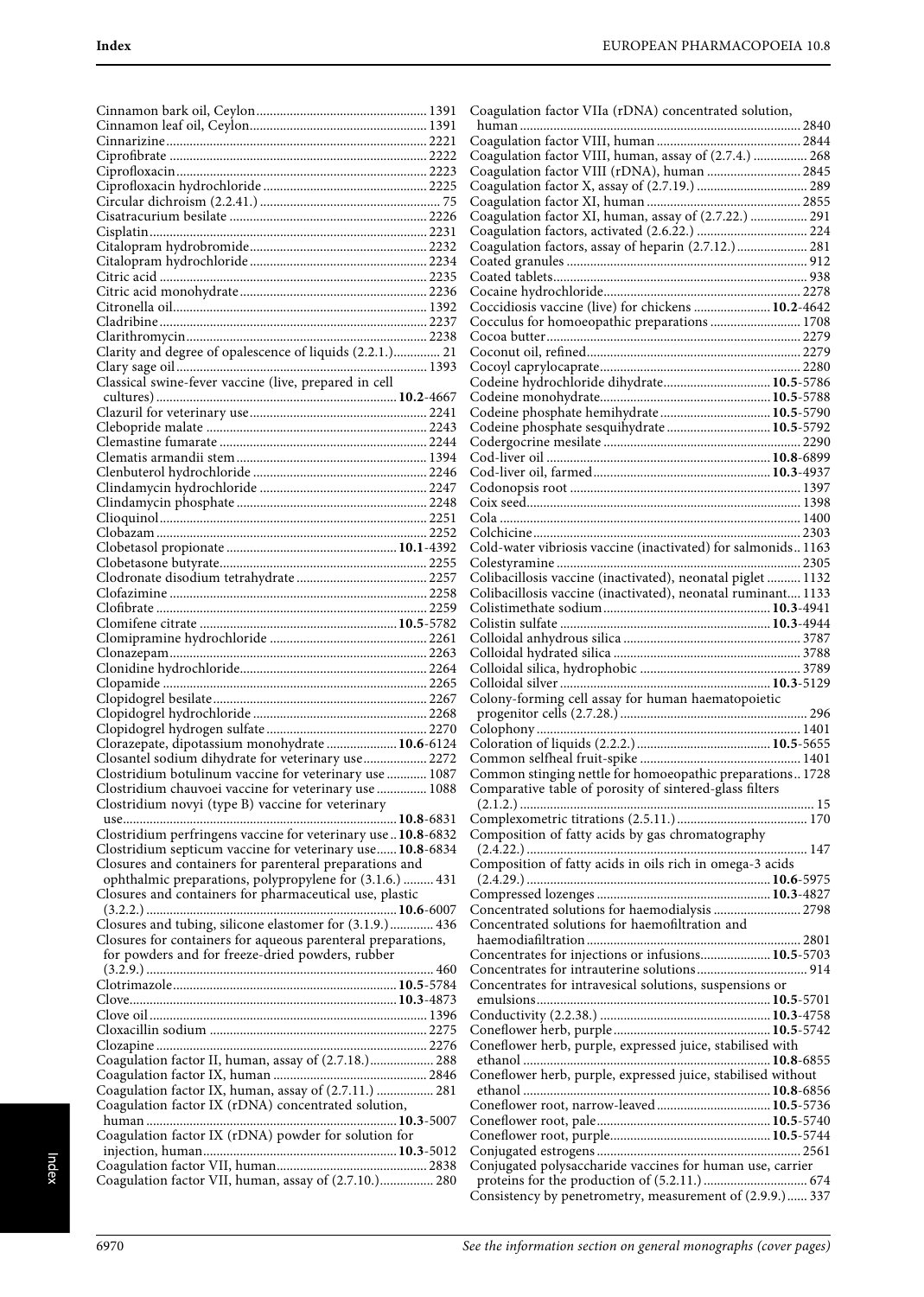Cinnamon bark oil, Ceylon 1391
Cinnamon leaf oil, Ceylon 1391
Cinnarizine 2221
Ciprofibrate 2222
Ciprofloxacin 2223
Ciprofloxacin hydrochloride 2225
Circular dichroism (2.2.41.) 75
Cisatracurium besilate 2226
Cisplatin 2231
Citalopram hydrobromide 2232
Citalopram hydrochloride 2234
Citric acid 2235
Citric acid monohydrate 2236
Citronella oil 1392
Cladribine 2237
Clarithromycin 2238
Clarity and degree of opalescence of liquids (2.2.1.) 21
Clary sage oil 1393
Classical swine-fever vaccine (live, prepared in cell cultures) **10.2**-4667
Clazuril for veterinary use 2241
Clebopride malate 2243
Clemastine fumarate 2244
Clematis armandii stem 1394
Clenbuterol hydrochloride 2246
Clindamycin hydrochloride 2247
Clindamycin phosphate 2248
Clioquinol 2251
Clobazam 2252
Clobetasol propionate **10.1**-4392
Clobetasone butyrate 2255
Clodronate disodium tetrahydrate 2257
Clofazimine 2258
Clofibrate 2259
Clomifene citrate **10.5**-5782
Clomipramine hydrochloride 2261
Clonazepam 2263
Clonidine hydrochloride 2264
Clopamide 2265
Clopidogrel besilate 2267
Clopidogrel hydrochloride 2268
Clopidogrel hydrogen sulfate 2270
Clorazepate, dipotassium monohydrate **10.6**-6124
Closantel sodium dihydrate for veterinary use 2272
Clostridium botulinum vaccine for veterinary use 1087
Clostridium chauvoei vaccine for veterinary use 1088
Clostridium novyi (type B) vaccine for veterinary use **10.8**-6831
Clostridium perfringens vaccine for veterinary use **10.8**-6832
Clostridium septicum vaccine for veterinary use **10.8**-6834
Closures and containers for parenteral preparations and ophthalmic preparations, polypropylene for (3.1.6.) 431
Closures and containers for pharmaceutical use, plastic (3.2.2.) **10.6**-6007
Closures and tubing, silicone elastomer for (3.1.9.) 436
Closures for containers for aqueous parenteral preparations, for powders and for freeze-dried powders, rubber (3.2.9.) 460
Clotrimazole **10.5**-5784
Clove **10.3**-4873
Clove oil 1396
Cloxacillin sodium 2275
Clozapine 2276
Coagulation factor II, human, assay of (2.7.18.) 288
Coagulation factor IX, human 2846
Coagulation factor IX, human, assay of (2.7.11.) 281
Coagulation factor IX (rDNA) concentrated solution, human **10.3**-5007
Coagulation factor IX (rDNA) powder for solution for injection, human **10.3**-5012
Coagulation factor VII, human 2838
Coagulation factor VII, human, assay of (2.7.10.) 280
Coagulation factor VIIa (rDNA) concentrated solution, human 2840
Coagulation factor VIII, human 2844
Coagulation factor VIII, human, assay of (2.7.4.) 268
Coagulation factor VIII (rDNA), human 2845
Coagulation factor X, assay of (2.7.19.) 289
Coagulation factor XI, human 2855
Coagulation factor XI, human, assay of (2.7.22.) 291
Coagulation factors, activated (2.6.22.) 224
Coagulation factors, assay of heparin (2.7.12.) 281
Coated granules 912
Coated tablets 938
Cocaine hydrochloride 2278
Coccidiosis vaccine (live) for chickens **10.2**-4642
Cocculus for homoeopathic preparations 1708
Cocoa butter 2279
Coconut oil, refined 2279
Cocoyl caprylocaprate 2280
Codeine hydrochloride dihydrate **10.5**-5786
Codeine monohydrate **10.5**-5788
Codeine phosphate hemihydrate **10.5**-5790
Codeine phosphate sesquihydrate **10.5**-5792
Codergocrine mesilate 2290
Cod-liver oil **10.8**-6899
Cod-liver oil, farmed **10.3**-4937
Codonopsis root 1397
Coix seed 1398
Cola 1400
Colchicine 2303
Cold-water vibriosis vaccine (inactivated) for salmonids 1163
Colestyramine 2305
Colibacillosis vaccine (inactivated), neonatal piglet 1132
Colibacillosis vaccine (inactivated), neonatal ruminant 1133
Colistimethate sodium **10.3**-4941
Colistin sulfate **10.3**-4944
Colloidal anhydrous silica 3787
Colloidal hydrated silica 3788
Colloidal silica, hydrophobic 3789
Colloidal silver **10.3**-5129
Colony-forming cell assay for human haematopoietic progenitor cells (2.7.28.) 296
Colophony 1401
Coloration of liquids (2.2.2.) **10.5**-5655
Common selfheal fruit-spike 1401
Common stinging nettle for homoeopathic preparations 1728
Comparative table of porosity of sintered-glass filters (2.1.2.) 15
Complexometric titrations (2.5.11.) 170
Composition of fatty acids by gas chromatography (2.4.22.) 147
Composition of fatty acids in oils rich in omega-3 acids (2.4.29.) **10.6**-5975
Compressed lozenges **10.3**-4827
Concentrated solutions for haemodialysis 2798
Concentrated solutions for haemofiltration and haemodiafiltration 2801
Concentrates for injections or infusions **10.5**-5703
Concentrates for intrauterine solutions 914
Concentrates for intravesical solutions, suspensions or emulsions **10.5**-5701
Conductivity (2.2.38.) **10.3**-4758
Coneflower herb, purple **10.5**-5742
Coneflower herb, purple, expressed juice, stabilised with ethanol **10.8**-6855
Coneflower herb, purple, expressed juice, stabilised without ethanol **10.8**-6856
Coneflower root, narrow-leaved **10.5**-5736
Coneflower root, pale **10.5**-5740
Coneflower root, purple **10.5**-5744
Conjugated estrogens 2561
Conjugated polysaccharide vaccines for human use, carrier proteins for the production of (5.2.11.) 674
Consistency by penetrometry, measurement of (2.9.9.) 337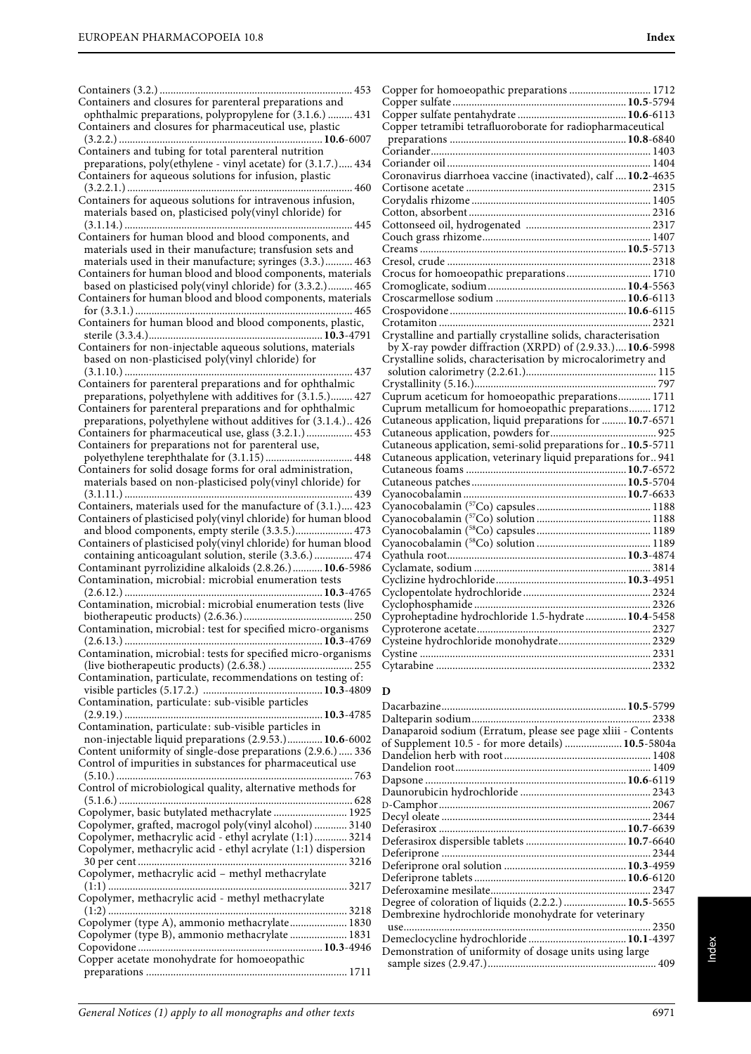Containers (3.2.) ...................................................................... 453
Containers and closures for parenteral preparations and ophthalmic preparations, polypropylene for (3.1.6.) ......... 431
Containers and closures for pharmaceutical use, plastic (3.2.2.) ......................................................................... **10.6**-6007
Containers and tubing for total parenteral nutrition preparations, poly(ethylene - vinyl acetate) for (3.1.7.) ..... 434
Containers for aqueous solutions for infusion, plastic (3.2.2.1.) ................................................................................. 460
Containers for aqueous solutions for intravenous infusion, materials based on, plasticised poly(vinyl chloride) for (3.1.14.) .................................................................................. 445
Containers for human blood and blood components, and materials used in their manufacture; transfusion sets and materials used in their manufacture; syringes (3.3.) .......... 463
Containers for human blood and blood components, materials based on plasticised poly(vinyl chloride) for (3.3.2.) ......... 465
Containers for human blood and blood components, materials for (3.3.1.) ............................................................................... 465
Containers for human blood and blood components, plastic, sterile (3.3.4.) ............................................................... **10.3**-4791
Containers for non-injectable aqueous solutions, materials based on non-plasticised poly(vinyl chloride) for (3.1.10.) .................................................................................. 437
Containers for parenteral preparations and for ophthalmic preparations, polyethylene with additives for (3.1.5.) ........ 427
Containers for parenteral preparations and for ophthalmic preparations, polyethylene without additives for (3.1.4.) .. 426
Containers for pharmaceutical use, glass (3.2.1.) ................. 453
Containers for preparations not for parenteral use, polyethylene terephthalate for (3.1.15) ................................ 448
Containers for solid dosage forms for oral administration, materials based on non-plasticised poly(vinyl chloride) for (3.1.11.) .................................................................................. 439
Containers, materials used for the manufacture of (3.1.) .... 423
Containers of plasticised poly(vinyl chloride) for human blood and blood components, empty sterile (3.3.5.) ..................... 473
Containers of plasticised poly(vinyl chloride) for human blood containing anticoagulant solution, sterile (3.3.6.) .............. 474
Contaminant pyrrolizidine alkaloids (2.8.26.) ........... **10.6**-5986
Contamination, microbial: microbial enumeration tests (2.6.12.) ....................................................................... **10.3**-4765
Contamination, microbial: microbial enumeration tests (live biotherapeutic products) (2.6.36.) ........................................ 250
Contamination, microbial: test for specified micro-organisms (2.6.13.) ....................................................................... **10.3**-4769
Contamination, microbial: tests for specified micro-organisms (live biotherapeutic products) (2.6.38.) ............................... 255
Contamination, particulate, recommendations on testing of: visible particles (5.17.2.) ........................................... **10.3**-4809
Contamination, particulate: sub-visible particles (2.9.19.) ....................................................................... **10.3**-4785
Contamination, particulate: sub-visible particles in non-injectable liquid preparations (2.9.53.) ............. **10.6**-6002
Content uniformity of single-dose preparations (2.9.6.) ..... 336
Control of impurities in substances for pharmaceutical use (5.10.) ...................................................................................... 763
Control of microbiological quality, alternative methods for (5.1.6.) ..................................................................................... 628
Copolymer, basic butylated methacrylate ........................... 1925
Copolymer, grafted, macrogol poly(vinyl alcohol) ............ 3140
Copolymer, methacrylic acid - ethyl acrylate (1:1) ............ 3214
Copolymer, methacrylic acid - ethyl acrylate (1:1) dispersion 30 per cent ............................................................................ 3216
Copolymer, methacrylic acid – methyl methacrylate (1:1) ...................................................................................... 3217
Copolymer, methacrylic acid - methyl methacrylate (1:2) ...................................................................................... 3218
Copolymer (type A), ammonio methacrylate ..................... 1830
Copolymer (type B), ammonio methacrylate ..................... 1831
Copovidone ................................................................... **10.3**-4946
Copper acetate monohydrate for homoeopathic preparations ......................................................................... 1711
Copper for homoeopathic preparations .............................. 1712
Copper sulfate .............................................................. **10.5**-5794
Copper sulfate pentahydrate ....................................... **10.6**-6113
Copper tetramibi tetrafluoroborate for radiopharmaceutical preparations ............................................................... **10.8**-6840
Coriander ................................................................................ 1403
Coriander oil .......................................................................... 1404
Coronavirus diarrhoea vaccine (inactivated), calf .... **10.2**-4635
Cortisone acetate .................................................................. 2315
Corydalis rhizome ................................................................. 1405
Cotton, absorbent .................................................................. 2316
Cottonseed oil, hydrogenated ............................................. 2317
Couch grass rhizome ............................................................. 1407
Creams ........................................................................... **10.5**-5713
Cresol, crude .......................................................................... 2318
Crocus for homoeopathic preparations ............................... 1710
Cromoglicate, sodium .................................................. **10.4**-5563
Croscarmellose sodium ............................................... **10.6**-6113
Crospovidone ................................................................ **10.6**-6115
Crotamiton ............................................................................. 2321
Crystalline and partially crystalline solids, characterisation by X-ray powder diffraction (XRPD) of (2.9.33.) .... **10.6**-5998
Crystalline solids, characterisation by microcalorimetry and solution calorimetry (2.2.61.) ............................................... 115
Crystallinity (5.16.) .................................................................. 797
Cuprum aceticum for homoeopathic preparations ............ 1711
Cuprum metallicum for homoeopathic preparations ........ 1712
Cutaneous application, liquid preparations for ......... **10.7**-6571
Cutaneous application, powders for ....................................... 925
Cutaneous application, semi-solid preparations for .. **10.5**-5711
Cutaneous application, veterinary liquid preparations for .. 941
Cutaneous foams .......................................................... **10.7**-6572
Cutaneous patches ........................................................ **10.5**-5704
Cyanocobalamin ........................................................... **10.7**-6633
Cyanocobalamin ($^{57}$Co) capsules ......................................... 1188
Cyanocobalamin ($^{57}$Co) solution .......................................... 1188
Cyanocobalamin ($^{58}$Co) capsules ......................................... 1189
Cyanocobalamin ($^{58}$Co) solution .......................................... 1189
Cyathula root ................................................................ **10.3**-4874
Cyclamate, sodium ................................................................ 3814
Cyclizine hydrochloride ............................................... **10.3**-4951
Cyclopentolate hydrochloride .............................................. 2324
Cyclophosphamide ................................................................ 2326
Cyproheptadine hydrochloride 1.5-hydrate ............... **10.4**-5458
Cyproterone acetate .............................................................. 2327
Cysteine hydrochloride monohydrate ................................. 2329
Cystine .................................................................................... 2331
Cytarabine .............................................................................. 2332

## D

Dacarbazine ................................................................... **10.5**-5799
Dalteparin sodium ................................................................. 2338
Danaparoid sodium (Erratum, please see page xliii - Contents of Supplement 10.5 - for more details) ..................... **10.5**-5804a
Dandelion herb with root ..................................................... 1408
Dandelion root ....................................................................... 1409
Dapsone ......................................................................... **10.6**-6119
Daunorubicin hydrochloride ................................................ 2343
D-Camphor ............................................................................. 2067
Decyl oleate ............................................................................ 2344
Deferasirox ................................................................... **10.7**-6639
Deferasirox dispersible tablets .................................... **10.7**-6640
Deferiprone ............................................................................ 2344
Deferiprone oral solution ............................................ **10.3**-4959
Deferiprone tablets ....................................................... **10.6**-6120
Deferoxamine mesilate .......................................................... 2347
Degree of coloration of liquids (2.2.2.) ....................... **10.5**-5655
Dembrexine hydrochloride monohydrate for veterinary use .......................................................................................... 2350
Demeclocycline hydrochloride ................................... **10.1**-4397
Demonstration of uniformity of dosage units using large sample sizes (2.9.47.) ............................................................. 409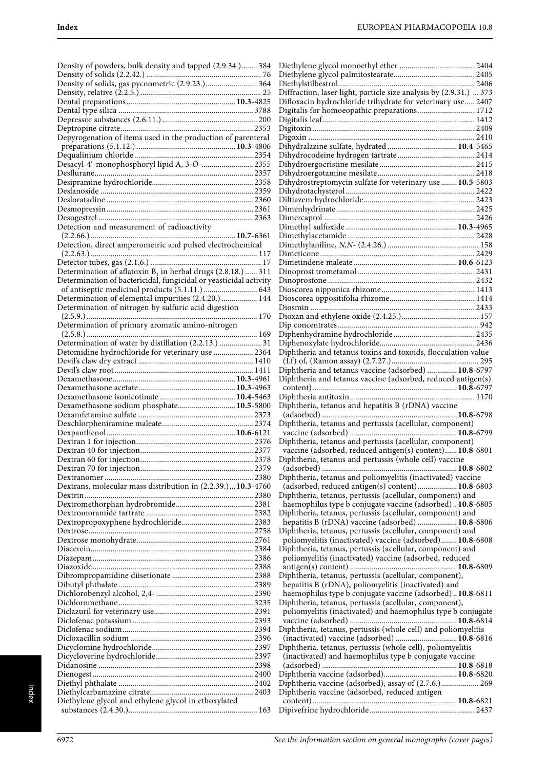Density of powders, bulk density and tapped (2.9.34.) ........ 384
Density of solids (2.2.42.) ........ 76
Density of solids, gas pycnometric (2.9.23.) ........ 364
Density, relative (2.2.5.) ........ 25
Dental preparations ........ **10.3**-4825
Dental type silica ........ 3788
Depressor substances (2.6.11.) ........ 200
Deptropine citrate ........ 2353
Depyrogenation of items used in the production of parenteral preparations (5.1.12.) ........ **10.3**-4806
Dequalinium chloride ........ 2354
Desacyl-4′-monophosphoryl lipid A, 3-*O*- ........ 2355
Desflurane ........ 2357
Desipramine hydrochloride ........ 2358
Deslanoside ........ 2359
Desloratadine ........ 2360
Desmopressin ........ 2361
Desogestrel ........ 2363
Detection and measurement of radioactivity (2.2.66.) ........ **10.7**-6361
Detection, direct amperometric and pulsed electrochemical (2.2.63.) ........ 117
Detector tubes, gas (2.1.6.) ........ 17
Determination of aflatoxin $B_1$ in herbal drugs (2.8.18.) ........ 311
Determination of bactericidal, fungicidal or yeasticidal activity of antiseptic medicinal products (5.1.11.) ........ 643
Determination of elemental impurities (2.4.20.) ........ 144
Determination of nitrogen by sulfuric acid digestion (2.5.9.) ........ 170
Determination of primary aromatic amino-nitrogen (2.5.8.) ........ 169
Determination of water by distillation (2.2.13.) ........ 31
Detomidine hydrochloride for veterinary use ........ 2364
Devil's claw dry extract ........ 1410
Devil's claw root ........ 1411
Dexamethasone ........ **10.3**-4961
Dexamethasone acetate ........ **10.3**-4963
Dexamethasone isonicotinate ........ **10.4**-5463
Dexamethasone sodium phosphate ........ **10.5**-5800
Dexamfetamine sulfate ........ 2373
Dexchlorpheniramine maleate ........ 2374
Dexpanthenol ........ **10.6**-6121
Dextran 1 for injection ........ 2376
Dextran 40 for injection ........ 2377
Dextran 60 for injection ........ 2378
Dextran 70 for injection ........ 2379
Dextranomer ........ 2380
Dextrans, molecular mass distribution in (2.2.39.) ... **10.3**-4760
Dextrin ........ 2380
Dextromethorphan hydrobromide ........ 2381
Dextromoramide tartrate ........ 2382
Dextropropoxyphene hydrochloride ........ 2383
Dextrose ........ 2758
Dextrose monohydrate ........ 2761
Diacerein ........ 2384
Diazepam ........ 2386
Diazoxide ........ 2388
Dibrompropamidine diisetionate ........ 2388
Dibutyl phthalate ........ 2389
Dichlorobenzyl alcohol, 2,4- ........ 2390
Dichloromethane ........ 3235
Diclazuril for veterinary use ........ 2391
Diclofenac potassium ........ 2393
Diclofenac sodium ........ 2394
Dicloxacillin sodium ........ 2396
Dicyclomine hydrochloride ........ 2397
Dicycloverine hydrochloride ........ 2397
Didanosine ........ 2398
Dienogest ........ 2400
Diethyl phthalate ........ 2402
Diethylcarbamazine citrate ........ 2403
Diethylene glycol and ethylene glycol in ethoxylated substances (2.4.30.) ........ 163
Diethylene glycol monoethyl ether ........ 2404
Diethylene glycol palmitostearate ........ 2405
Diethylstilbestrol ........ 2406
Diffraction, laser light, particle size analysis by (2.9.31.) ... 373
Difloxacin hydrochloride trihydrate for veterinary use ..... 2407
Digitalis for homoeopathic preparations ........ 1712
Digitalis leaf ........ 1412
Digitoxin ........ 2409
Digoxin ........ 2410
Dihydralazine sulfate, hydrated ........ **10.4**-5465
Dihydrocodeine hydrogen tartrate ........ 2414
Dihydroergocristine mesilate ........ 2415
Dihydroergotamine mesilate ........ 2418
Dihydrostreptomycin sulfate for veterinary use ........ **10.5**-5803
Dihydrotachysterol ........ 2422
Diltiazem hydrochloride ........ 2423
Dimenhydrinate ........ 2425
Dimercaprol ........ 2426
Dimethyl sulfoxide ........ **10.3**-4965
Dimethylacetamide ........ 2428
Dimethylaniline, *N,N*- (2.4.26.) ........ 158
Dimeticone ........ 2429
Dimetindene maleate ........ **10.6**-6123
Dinoprost trometamol ........ 2431
Dinoprostone ........ 2432
Dioscorea nipponica rhizome ........ 1413
Dioscorea oppositifolia rhizome ........ 1414
Diosmin ........ 2433
Dioxan and ethylene oxide (2.4.25.) ........ 157
Dip concentrates ........ 942
Diphenhydramine hydrochloride ........ 2435
Diphenoxylate hydrochloride ........ 2436
Diphtheria and tetanus toxins and toxoids, flocculation value (Lf) of, (Ramon assay) (2.7.27.) ........ 295
Diphtheria and tetanus vaccine (adsorbed) ........ **10.8**-6797
Diphtheria and tetanus vaccine (adsorbed, reduced antigen(s) content) ........ **10.8**-6797
Diphtheria antitoxin ........ 1170
Diphtheria, tetanus and hepatitis B (rDNA) vaccine (adsorbed) ........ **10.8**-6798
Diphtheria, tetanus and pertussis (acellular, component) vaccine (adsorbed) ........ **10.8**-6799
Diphtheria, tetanus and pertussis (acellular, component) vaccine (adsorbed, reduced antigen(s) content) ...... **10.8**-6801
Diphtheria, tetanus and pertussis (whole cell) vaccine (adsorbed) ........ **10.8**-6802
Diphtheria, tetanus and poliomyelitis (inactivated) vaccine (adsorbed, reduced antigen(s) content) ........ **10.8**-6803
Diphtheria, tetanus, pertussis (acellular, component) and haemophilus type b conjugate vaccine (adsorbed) .. **10.8**-6805
Diphtheria, tetanus, pertussis (acellular, component) and hepatitis B (rDNA) vaccine (adsorbed) ........ **10.8**-6806
Diphtheria, tetanus, pertussis (acellular, component) and poliomyelitis (inactivated) vaccine (adsorbed) ........ **10.8**-6808
Diphtheria, tetanus, pertussis (acellular, component) and poliomyelitis (inactivated) vaccine (adsorbed, reduced antigen(s) content) ........ **10.8**-6809
Diphtheria, tetanus, pertussis (acellular, component), hepatitis B (rDNA), poliomyelitis (inactivated) and haemophilus type b conjugate vaccine (adsorbed) .. **10.8**-6811
Diphtheria, tetanus, pertussis (acellular, component), poliomyelitis (inactivated) and haemophilus type b conjugate vaccine (adsorbed) ........ **10.8**-6814
Diphtheria, tetanus, pertussis (whole cell) and poliomyelitis (inactivated) vaccine (adsorbed) ........ **10.8**-6816
Diphtheria, tetanus, pertussis (whole cell), poliomyelitis (inactivated) and haemophilus type b conjugate vaccine (adsorbed) ........ **10.8**-6818
Diphtheria vaccine (adsorbed) ........ **10.8**-6820
Diphtheria vaccine (adsorbed), assay of (2.7.6.) ........ 269
Diphtheria vaccine (adsorbed, reduced antigen content) ........ **10.8**-6821
Dipivefrine hydrochloride ........ 2437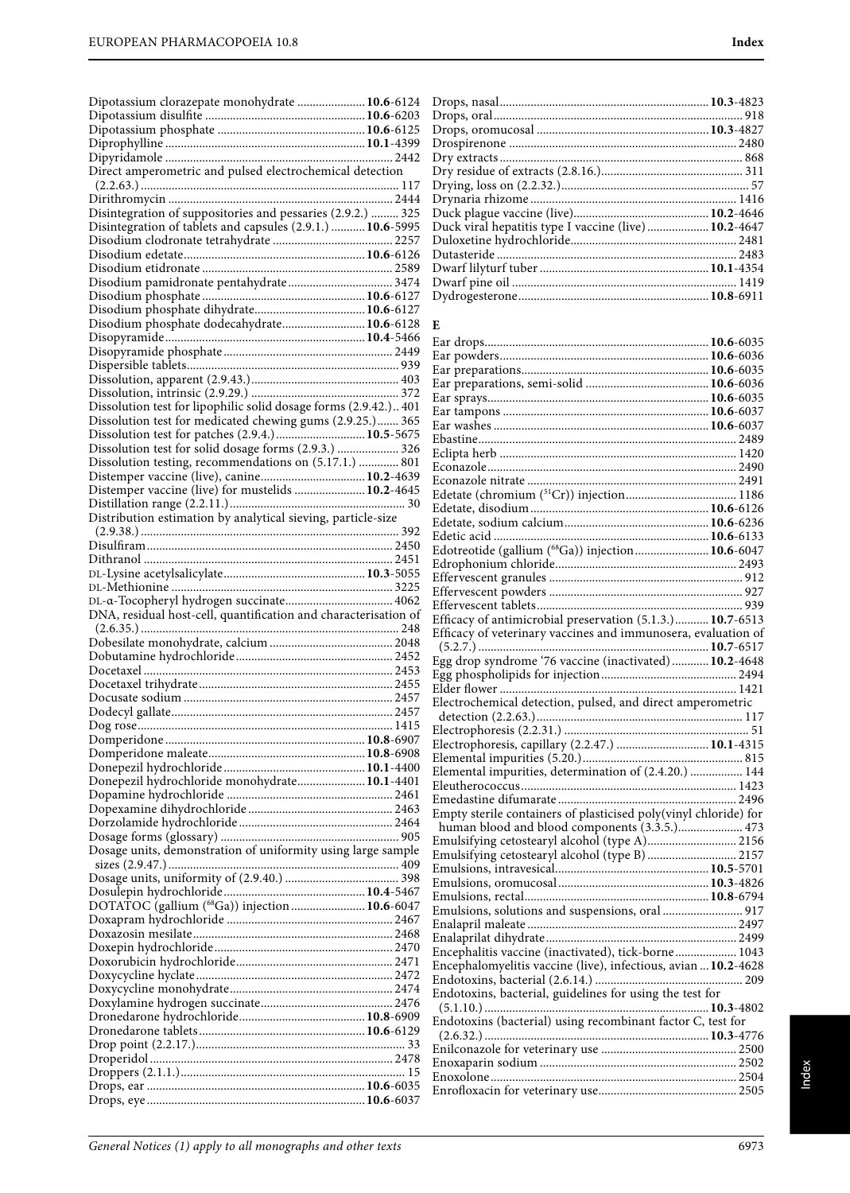Dipotassium clorazepate monohydrate ...................... **10.6**-6124
Dipotassium disulfite ................................................. **10.6**-6203
Dipotassium phosphate ............................................. **10.6**-6125
Diprophylline .............................................................. **10.1**-4399
Dipyridamole ...................................................................... 2442
Direct amperometric and pulsed electrochemical detection (2.2.63.) ............................................................................. 117
Dirithromycin ..................................................................... 2444
Disintegration of suppositories and pessaries (2.9.2.) ......... 325
Disintegration of tablets and capsules (2.9.1.) ........... **10.6**-5995
Disodium clodronate tetrahydrate ..................................... 2257
Disodium edetate ........................................................ **10.6**-6126
Disodium etidronate .......................................................... 2589
Disodium pamidronate pentahydrate ................................ 3474
Disodium phosphate .................................................. **10.6**-6127
Disodium phosphate dihydrate ................................... **10.6**-6127
Disodium phosphate dodecahydrate .......................... **10.6**-6128
Disopyramide .............................................................. **10.4**-5466
Disopyramide phosphate ................................................... 2449
Dispersible tablets ................................................................ 939
Dissolution, apparent (2.9.43.) ............................................ 403
Dissolution, intrinsic (2.9.29.) ............................................. 372
Dissolution test for lipophilic solid dosage forms (2.9.42.) .. 401
Dissolution test for medicated chewing gums (2.9.25.) ....... 365
Dissolution test for patches (2.9.4.) ............................ **10.5**-5675
Dissolution test for solid dosage forms (2.9.3.) .................... 326
Dissolution testing, recommendations on (5.17.1.) ............. 801
Distemper vaccine (live), canine ................................. **10.2**-4639
Distemper vaccine (live) for mustelids ....................... **10.2**-4645
Distillation range (2.2.11.) ..................................................... 30
Distribution estimation by analytical sieving, particle-size (2.9.38.) ................................................................................ 392
Disulfiram ........................................................................... 2450
Dithranol ............................................................................. 2451
DL-Lysine acetylsalicylate ............................................ **10.3**-5055
DL-Methionine .................................................................... 3225
DL-α-Tocopheryl hydrogen succinate ................................ 4062
DNA, residual host-cell, quantification and characterisation of (2.6.35.) ............................................................................. 248
Dobesilate monohydrate, calcium ..................................... 2048
Dobutamine hydrochloride ................................................ 2452
Docetaxel ............................................................................ 2453
Docetaxel trihydrate ........................................................... 2455
Docusate sodium ................................................................ 2457
Dodecyl gallate ................................................................... 2457
Dog rose .............................................................................. 1415
Domperidone .............................................................. **10.8**-6907
Domperidone maleate ................................................. **10.8**-6908
Donepezil hydrochloride ............................................. **10.1**-4400
Donepezil hydrochloride monohydrate ...................... **10.1**-4401
Dopamine hydrochloride ................................................... 2461
Dopexamine dihydrochloride ............................................ 2463
Dorzolamide hydrochloride ............................................... 2464
Dosage forms (glossary) ...................................................... 905
Dosage units, demonstration of uniformity using large sample sizes (2.9.47.) ....................................................................... 409
Dosage units, uniformity of (2.9.40.) .................................. 398
Dosulepin hydrochloride ............................................ **10.4**-5467
DOTATOC (gallium ($^{68}$Ga)) injection ........................ **10.6**-6047
Doxapram hydrochloride .................................................. 2467
Doxazosin mesilate ............................................................. 2468
Doxepin hydrochloride ...................................................... 2470
Doxorubicin hydrochloride ............................................... 2471
Doxycycline hyclate ........................................................... 2472
Doxycycline monohydrate ................................................. 2474
Doxylamine hydrogen succinate ........................................ 2476
Dronedarone hydrochloride ........................................ **10.8**-6909
Dronedarone tablets .................................................... **10.6**-6129
Drop point (2.2.17.) .............................................................. 33
Droperidol .......................................................................... 2478
Droppers (2.1.1.) ................................................................... 15
Drops, ear ................................................................... **10.6**-6035
Drops, eye ................................................................... **10.6**-6037
Drops, nasal ................................................................ **10.3**-4823
Drops, oral ............................................................................ 918
Drops, oromucosal ...................................................... **10.3**-4827
Drospirenone ...................................................................... 2480
Dry extracts .......................................................................... 868
Dry residue of extracts (2.8.16.) .......................................... 311
Drying, loss on (2.2.32.) ........................................................ 57
Drynaria rhizome ............................................................... 1416
Duck plague vaccine (live) .......................................... **10.2**-4646
Duck viral hepatitis type I vaccine (live) .................... **10.2**-4647
Duloxetine hydrochloride .................................................. 2481
Dutasteride ......................................................................... 2483
Dwarf lilyturf tuber ..................................................... **10.1**-4354
Dwarf pine oil ..................................................................... 1419
Dydrogesterone ........................................................... **10.8**-6911

## E

Ear drops .................................................................... **10.6**-6035
Ear powders ................................................................ **10.6**-6036
Ear preparations .......................................................... **10.6**-6035
Ear preparations, semi-solid ....................................... **10.6**-6036
Ear sprays .................................................................... **10.6**-6035
Ear tampons ................................................................ **10.6**-6037
Ear washes ................................................................... **10.6**-6037
Ebastine .............................................................................. 2489
Eclipta herb ........................................................................ 1420
Econazole ........................................................................... 2490
Econazole nitrate ............................................................... 2491
Edetate (chromium ($^{51}$Cr)) injection .................................. 1186
Edetate, disodium ........................................................ **10.6**-6126
Edetate, sodium calcium ............................................. **10.6**-6236
Edetic acid ................................................................... **10.6**-6133
Edotreotide (gallium ($^{68}$Ga)) injection ........................ **10.6**-6047
Edrophonium chloride ....................................................... 2493
Effervescent granules .......................................................... 912
Effervescent powders .......................................................... 927
Effervescent tablets ............................................................. 939
Efficacy of antimicrobial preservation (5.1.3.) ........... **10.7**-6513
Efficacy of veterinary vaccines and immunosera, evaluation of (5.2.7.) ........................................................................ **10.7**-6517
Egg drop syndrome '76 vaccine (inactivated) ............ **10.2**-4648
Egg phospholipids for injection ......................................... 2494
Elder flower ....................................................................... 1421
Electrochemical detection, pulsed, and direct amperometric detection (2.2.63.) ................................................................ 117
Electrophoresis (2.2.31.) ....................................................... 51
Electrophoresis, capillary (2.2.47.) ............................. **10.1**-4315
Elemental impurities (5.20.) ................................................ 815
Elemental impurities, determination of (2.4.20.) ................ 144
Eleutherococcus .................................................................. 1423
Emedastine difumarate ...................................................... 2496
Empty sterile containers of plasticised poly(vinyl chloride) for human blood and blood components (3.3.5.) ..................... 473
Emulsifying cetostearyl alcohol (type A) ........................... 2156
Emulsifying cetostearyl alcohol (type B) ........................... 2157
Emulsions, intravesical ............................................... **10.5**-5701
Emulsions, oromucosal ............................................... **10.3**-4826
Emulsions, rectal ......................................................... **10.8**-6794
Emulsions, solutions and suspensions, oral ........................ 917
Enalapril maleate ............................................................... 2497
Enalaprilat dihydrate ......................................................... 2499
Encephalitis vaccine (inactivated), tick-borne ................... 1043
Encephalomyelitis vaccine (live), infectious, avian ... **10.2**-4628
Endotoxins, bacterial (2.6.14.) ............................................. 209
Endotoxins, bacterial, guidelines for using the test for (5.1.10.) ...................................................................... **10.3**-4802
Endotoxins (bacterial) using recombinant factor C, test for (2.6.32.) ...................................................................... **10.3**-4776
Enilconazole for veterinary use ......................................... 2500
Enoxaparin sodium ........................................................... 2502
Enoxolone .......................................................................... 2504
Enrofloxacin for veterinary use ......................................... 2505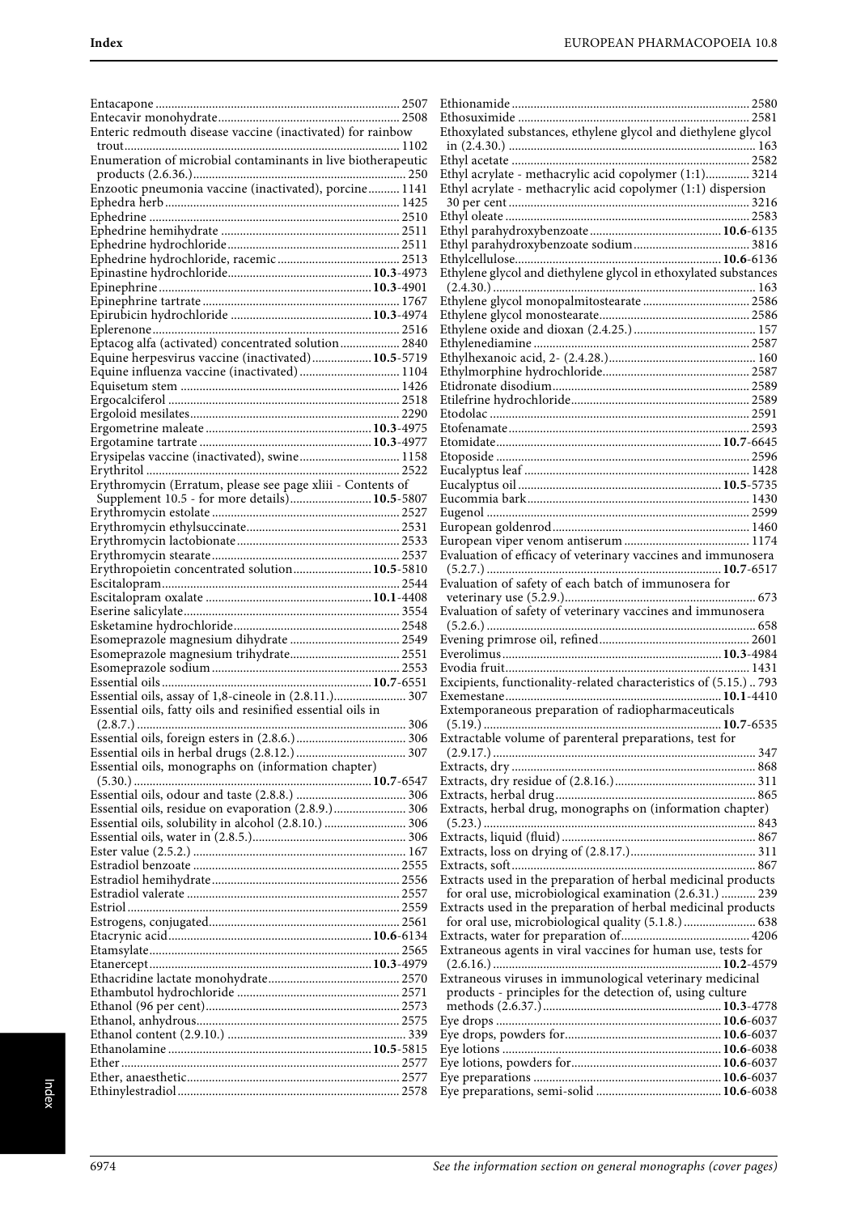Entacapone ........ 2507
Entecavir monohydrate ........ 2508
Enteric redmouth disease vaccine (inactivated) for rainbow trout ........ 1102
Enumeration of microbial contaminants in live biotherapeutic products (2.6.36.) ........ 250
Enzootic pneumonia vaccine (inactivated), porcine ........ 1141
Ephedra herb ........ 1425
Ephedrine ........ 2510
Ephedrine hemihydrate ........ 2511
Ephedrine hydrochloride ........ 2511
Ephedrine hydrochloride, racemic ........ 2513
Epinastine hydrochloride ........ **10.3**-4973
Epinephrine ........ **10.3**-4901
Epinephrine tartrate ........ 1767
Epirubicin hydrochloride ........ **10.3**-4974
Eplerenone ........ 2516
Eptacog alfa (activated) concentrated solution ........ 2840
Equine herpesvirus vaccine (inactivated) ........ **10.5**-5719
Equine influenza vaccine (inactivated) ........ 1104
Equisetum stem ........ 1426
Ergocalciferol ........ 2518
Ergoloid mesilates ........ 2290
Ergometrine maleate ........ **10.3**-4975
Ergotamine tartrate ........ **10.3**-4977
Erysipelas vaccine (inactivated), swine ........ 1158
Erythritol ........ 2522
Erythromycin (Erratum, please see page xliii - Contents of Supplement 10.5 - for more details) ........ **10.5**-5807
Erythromycin estolate ........ 2527
Erythromycin ethylsuccinate ........ 2531
Erythromycin lactobionate ........ 2533
Erythromycin stearate ........ 2537
Erythropoietin concentrated solution ........ **10.5**-5810
Escitalopram ........ 2544
Escitalopram oxalate ........ **10.1**-4408
Eserine salicylate ........ 3554
Esketamine hydrochloride ........ 2548
Esomeprazole magnesium dihydrate ........ 2549
Esomeprazole magnesium trihydrate ........ 2551
Esomeprazole sodium ........ 2553
Essential oils ........ **10.7**-6551
Essential oils, assay of 1,8-cineole in (2.8.11.) ........ 307
Essential oils, fatty oils and resinified essential oils in (2.8.7.) ........ 306
Essential oils, foreign esters in (2.8.6.) ........ 306
Essential oils in herbal drugs (2.8.12.) ........ 307
Essential oils, monographs on (information chapter) (5.30.) ........ **10.7**-6547
Essential oils, odour and taste (2.8.8.) ........ 306
Essential oils, residue on evaporation (2.8.9.) ........ 306
Essential oils, solubility in alcohol (2.8.10.) ........ 306
Essential oils, water in (2.8.5.) ........ 306
Ester value (2.5.2.) ........ 167
Estradiol benzoate ........ 2555
Estradiol hemihydrate ........ 2556
Estradiol valerate ........ 2557
Estriol ........ 2559
Estrogens, conjugated ........ 2561
Etacrynic acid ........ **10.6**-6134
Etamsylate ........ 2565
Etanercept ........ **10.3**-4979
Ethacridine lactate monohydrate ........ 2570
Ethambutol hydrochloride ........ 2571
Ethanol (96 per cent) ........ 2573
Ethanol, anhydrous ........ 2575
Ethanol content (2.9.10.) ........ 339
Ethanolamine ........ **10.5**-5815
Ether ........ 2577
Ether, anaesthetic ........ 2577
Ethinylestradiol ........ 2578
Ethionamide ........ 2580
Ethosuximide ........ 2581
Ethoxylated substances, ethylene glycol and diethylene glycol in (2.4.30.) ........ 163
Ethyl acetate ........ 2582
Ethyl acrylate - methacrylic acid copolymer (1:1) ........ 3214
Ethyl acrylate - methacrylic acid copolymer (1:1) dispersion 30 per cent ........ 3216
Ethyl oleate ........ 2583
Ethyl parahydroxybenzoate ........ **10.6**-6135
Ethyl parahydroxybenzoate sodium ........ 3816
Ethylcellulose ........ **10.6**-6136
Ethylene glycol and diethylene glycol in ethoxylated substances (2.4.30.) ........ 163
Ethylene glycol monopalmitostearate ........ 2586
Ethylene glycol monostearate ........ 2586
Ethylene oxide and dioxan (2.4.25.) ........ 157
Ethylenediamine ........ 2587
Ethylhexanoic acid, 2- (2.4.28.) ........ 160
Ethylmorphine hydrochloride ........ 2587
Etidronate disodium ........ 2589
Etilefrine hydrochloride ........ 2589
Etodolac ........ 2591
Etofenamate ........ 2593
Etomidate ........ **10.7**-6645
Etoposide ........ 2596
Eucalyptus leaf ........ 1428
Eucalyptus oil ........ **10.5**-5735
Eucommia bark ........ 1430
Eugenol ........ 2599
European goldenrod ........ 1460
European viper venom antiserum ........ 1174
Evaluation of efficacy of veterinary vaccines and immunosera (5.2.7.) ........ **10.7**-6517
Evaluation of safety of each batch of immunosera for veterinary use (5.2.9.) ........ 673
Evaluation of safety of veterinary vaccines and immunosera (5.2.6.) ........ 658
Evening primrose oil, refined ........ 2601
Everolimus ........ **10.3**-4984
Evodia fruit ........ 1431
Excipients, functionality-related characteristics of (5.15.) .. 793
Exemestane ........ **10.1**-4410
Extemporaneous preparation of radiopharmaceuticals (5.19.) ........ **10.7**-6535
Extractable volume of parenteral preparations, test for (2.9.17.) ........ 347
Extracts, dry ........ 868
Extracts, dry residue of (2.8.16.) ........ 311
Extracts, herbal drug ........ 865
Extracts, herbal drug, monographs on (information chapter) (5.23.) ........ 843
Extracts, liquid (fluid) ........ 867
Extracts, loss on drying of (2.8.17.) ........ 311
Extracts, soft ........ 867
Extracts used in the preparation of herbal medicinal products for oral use, microbiological examination (2.6.31.) ........ 239
Extracts used in the preparation of herbal medicinal products for oral use, microbiological quality (5.1.8.) ........ 638
Extracts, water for preparation of ........ 4206
Extraneous agents in viral vaccines for human use, tests for (2.6.16.) ........ **10.2**-4579
Extraneous viruses in immunological veterinary medicinal products - principles for the detection of, using culture methods (2.6.37.) ........ **10.3**-4778
Eye drops ........ **10.6**-6037
Eye drops, powders for ........ **10.6**-6037
Eye lotions ........ **10.6**-6038
Eye lotions, powders for ........ **10.6**-6037
Eye preparations ........ **10.6**-6037
Eye preparations, semi-solid ........ **10.6**-6038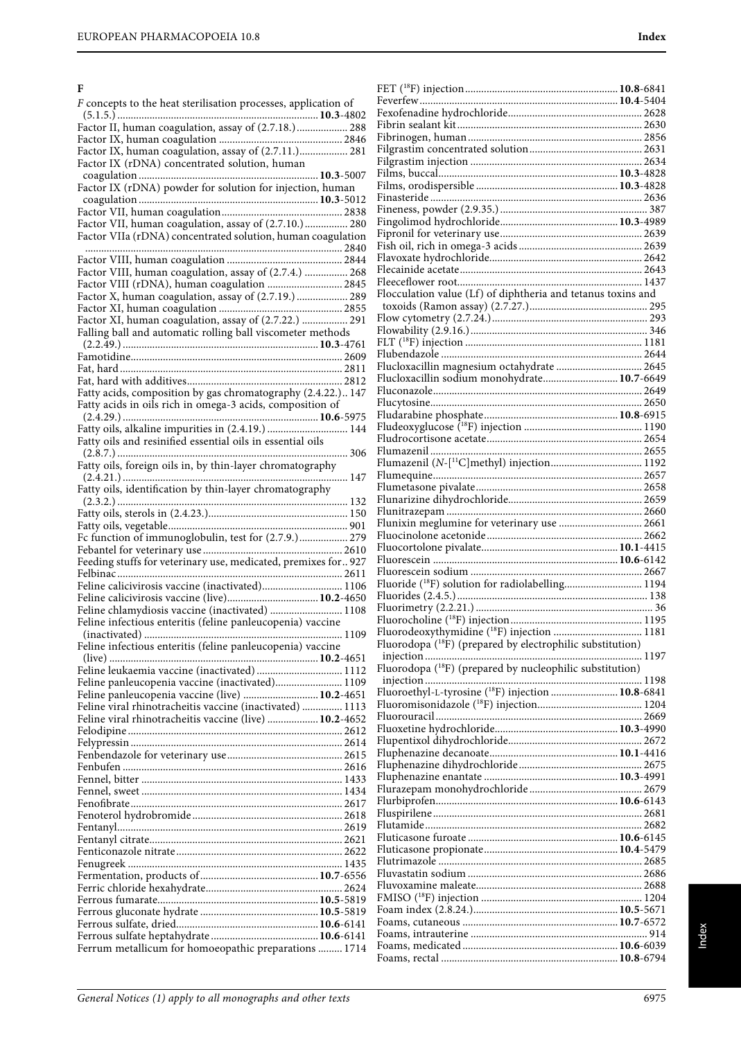## F

*F* concepts to the heat sterilisation processes, application of (5.1.5.) .......... **10.3**-4802
Factor II, human coagulation, assay of (2.7.18.) .......... 288
Factor IX, human coagulation .......... 2846
Factor IX, human coagulation, assay of (2.7.11.) .......... 281
Factor IX (rDNA) concentrated solution, human coagulation .......... **10.3**-5007
Factor IX (rDNA) powder for solution for injection, human coagulation .......... **10.3**-5012
Factor VII, human coagulation .......... 2838
Factor VII, human coagulation, assay of (2.7.10.) .......... 280
Factor VIIa (rDNA) concentrated solution, human coagulation .......... 2840
Factor VIII, human coagulation .......... 2844
Factor VIII, human coagulation, assay of (2.7.4.) .......... 268
Factor VIII (rDNA), human coagulation .......... 2845
Factor X, human coagulation, assay of (2.7.19.) .......... 289
Factor XI, human coagulation .......... 2855
Factor XI, human coagulation, assay of (2.7.22.) .......... 291
Falling ball and automatic rolling ball viscometer methods (2.2.49.) .......... **10.3**-4761
Famotidine .......... 2609
Fat, hard .......... 2811
Fat, hard with additives .......... 2812
Fatty acids, composition by gas chromatography (2.4.22.) .. 147
Fatty acids in oils rich in omega-3 acids, composition of (2.4.29.) .......... **10.6**-5975
Fatty oils, alkaline impurities in (2.4.19.) .......... 144
Fatty oils and resinified essential oils in essential oils (2.8.7.) .......... 306
Fatty oils, foreign oils in, by thin-layer chromatography (2.4.21.) .......... 147
Fatty oils, identification by thin-layer chromatography (2.3.2.) .......... 132
Fatty oils, sterols in (2.4.23.) .......... 150
Fatty oils, vegetable .......... 901
Fc function of immunoglobulin, test for (2.7.9.) .......... 279
Febantel for veterinary use .......... 2610
Feeding stuffs for veterinary use, medicated, premixes for .. 927
Felbinac .......... 2611
Feline calicivirosis vaccine (inactivated) .......... 1106
Feline calicivirosis vaccine (live) .......... **10.2**-4650
Feline chlamydiosis vaccine (inactivated) .......... 1108
Feline infectious enteritis (feline panleucopenia) vaccine (inactivated) .......... 1109
Feline infectious enteritis (feline panleucopenia) vaccine (live) .......... **10.2**-4651
Feline leukaemia vaccine (inactivated) .......... 1112
Feline panleucopenia vaccine (inactivated) .......... 1109
Feline panleucopenia vaccine (live) .......... **10.2**-4651
Feline viral rhinotracheitis vaccine (inactivated) .......... 1113
Feline viral rhinotracheitis vaccine (live) .......... **10.2**-4652
Felodipine .......... 2612
Felypressin .......... 2614
Fenbendazole for veterinary use .......... 2615
Fenbufen .......... 2616
Fennel, bitter .......... 1433
Fennel, sweet .......... 1434
Fenofibrate .......... 2617
Fenoterol hydrobromide .......... 2618
Fentanyl .......... 2619
Fentanyl citrate .......... 2621
Fenticonazole nitrate .......... 2622
Fenugreek .......... 1435
Fermentation, products of .......... **10.7**-6556
Ferric chloride hexahydrate .......... 2624
Ferrous fumarate .......... **10.5**-5819
Ferrous gluconate hydrate .......... **10.5**-5819
Ferrous sulfate, dried .......... **10.6**-6141
Ferrous sulfate heptahydrate .......... **10.6**-6141
Ferrum metallicum for homoeopathic preparations .......... 1714

FET ($^{18}$F) injection .......... **10.8**-6841
Feverfew .......... **10.4**-5404
Fexofenadine hydrochloride .......... 2628
Fibrin sealant kit .......... 2630
Fibrinogen, human .......... 2856
Filgrastim concentrated solution .......... 2631
Filgrastim injection .......... 2634
Films, buccal .......... **10.3**-4828
Films, orodispersible .......... **10.3**-4828
Finasteride .......... 2636
Fineness, powder (2.9.35.) .......... 387
Fingolimod hydrochloride .......... **10.3**-4989
Fipronil for veterinary use .......... 2639
Fish oil, rich in omega-3 acids .......... 2639
Flavoxate hydrochloride .......... 2642
Flecainide acetate .......... 2643
Fleeceflower root .......... 1437
Flocculation value (Lf) of diphtheria and tetanus toxins and toxoids (Ramon assay) (2.7.27.) .......... 295
Flow cytometry (2.7.24.) .......... 293
Flowability (2.9.16.) .......... 346
FLT ($^{18}$F) injection .......... 1181
Flubendazole .......... 2644
Flucloxacillin magnesium octahydrate .......... 2645
Flucloxacillin sodium monohydrate .......... **10.7**-6649
Fluconazole .......... 2649
Flucytosine .......... 2650
Fludarabine phosphate .......... **10.8**-6915
Fludeoxyglucose ($^{18}$F) injection .......... 1190
Fludrocortisone acetate .......... 2654
Flumazenil .......... 2655
Flumazenil (*N*-[$^{11}$C]methyl) injection .......... 1192
Flumequine .......... 2657
Flumetasone pivalate .......... 2658
Flunarizine dihydrochloride .......... 2659
Flunitrazepam .......... 2660
Flunixin meglumine for veterinary use .......... 2661
Fluocinolone acetonide .......... 2662
Fluocortolone pivalate .......... **10.1**-4415
Fluorescein .......... **10.6**-6142
Fluorescein sodium .......... 2667
Fluoride ($^{18}$F) solution for radiolabelling .......... 1194
Fluorides (2.4.5.) .......... 138
Fluorimetry (2.2.21.) .......... 36
Fluorocholine ($^{18}$F) injection .......... 1195
Fluorodeoxythymidine ($^{18}$F) injection .......... 1181
Fluorodopa ($^{18}$F) (prepared by electrophilic substitution) injection .......... 1197
Fluorodopa ($^{18}$F) (prepared by nucleophilic substitution) injection .......... 1198
Fluoroethyl-L-tyrosine ($^{18}$F) injection .......... **10.8**-6841
Fluoromisonidazole ($^{18}$F) injection .......... 1204
Fluorouracil .......... 2669
Fluoxetine hydrochloride .......... **10.3**-4990
Flupentixol dihydrochloride .......... 2672
Fluphenazine decanoate .......... **10.1**-4416
Fluphenazine dihydrochloride .......... 2675
Fluphenazine enantate .......... **10.3**-4991
Flurazepam monohydrochloride .......... 2679
Flurbiprofen .......... **10.6**-6143
Fluspirilene .......... 2681
Flutamide .......... 2682
Fluticasone furoate .......... **10.6**-6145
Fluticasone propionate .......... **10.4**-5479
Flutrimazole .......... 2685
Fluvastatin sodium .......... 2686
Fluvoxamine maleate .......... 2688
FMISO ($^{18}$F) injection .......... 1204
Foam index (2.8.24.) .......... **10.5**-5671
Foams, cutaneous .......... **10.7**-6572
Foams, intrauterine .......... 914
Foams, medicated .......... **10.6**-6039
Foams, rectal .......... **10.8**-6794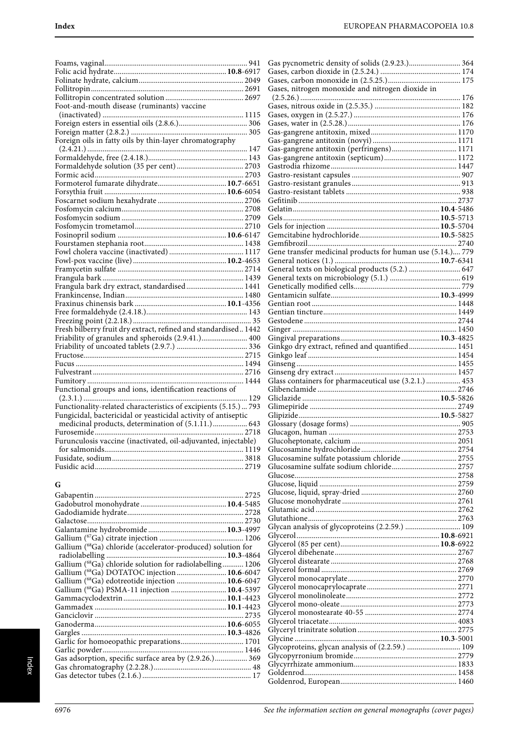Foams, vaginal........................................................................ 941
Folic acid hydrate.................................................... **10.8**-6917
Folinate hydrate, calcium.................................................... 2049
Follitropin.............................................................................. 2691
Follitropin concentrated solution ...................................... 2697
Foot-and-mouth disease (ruminants) vaccine (inactivated) ....................................................................... 1115
Foreign esters in essential oils (2.8.6.)................................. 306
Foreign matter (2.8.2.) .......................................................... 305
Foreign oils in fatty oils by thin-layer chromatography (2.4.21.) .................................................................................. 147
Formaldehyde, free (2.4.18.)................................................. 143
Formaldehyde solution (35 per cent) ................................ 2703
Formic acid............................................................................ 2703
Formoterol fumarate dihydrate.................................. **10.7**-6651
Forsythia fruit ............................................................. **10.6**-6054
Foscarnet sodium hexahydrate .......................................... 2706
Fosfomycin calcium............................................................. 2708
Fosfomycin sodium ............................................................. 2709
Fosfomycin trometamol...................................................... 2710
Fosinopril sodium ...................................................... **10.6**-6147
Fourstamen stephania root.................................................. 1438
Fowl cholera vaccine (inactivated) .................................... 1117
Fowl-pox vaccine (live) .............................................. **10.2**-4653
Framycetin sulfate ............................................................... 2714
Frangula bark ....................................................................... 1439
Frangula bark dry extract, standardised............................ 1441
Frankincense, Indian........................................................... 1480
Fraxinus chinensis bark ............................................. **10.1**-4356
Free formaldehyde (2.4.18.).................................................. 143
Freezing point (2.2.18.) ........................................................... 35
Fresh bilberry fruit dry extract, refined and standardised.. 1442
Friability of granules and spheroids (2.9.41.)...................... 400
Friability of uncoated tablets (2.9.7.) .................................. 336
Fructose................................................................................. 2715
Fucus ..................................................................................... 1494
Fulvestrant ............................................................................ 2716
Fumitory ............................................................................... 1444
Functional groups and ions, identification reactions of (2.3.1.) .................................................................................. 129
Functionality-related characteristics of excipients (5.15.) ... 793
Fungicidal, bactericidal or yeasticidal activity of antiseptic medicinal products, determination of (5.1.11.)................. 643
Furosemide........................................................................... 2718
Furunculosis vaccine (inactivated, oil-adjuvanted, injectable) for salmonids....................................................................... 1119
Fusidate, sodium.................................................................. 3818
Fusidic acid........................................................................... 2719

## G

Gabapentin ........................................................................... 2725
Gadobutrol monohydrate .......................................... **10.4**-5485
Gadodiamide hydrate........................................................... 2728
Galactose............................................................................... 2730
Galantamine hydrobromide ....................................... **10.3**-4997
Gallium ($^{67}$Ga) citrate injection ......................................... 1206
Gallium ($^{68}$Ga) chloride (accelerator-produced) solution for radiolabelling ............................................................ **10.3**-4864
Gallium ($^{68}$Ga) chloride solution for radiolabelling........... 1206
Gallium ($^{68}$Ga) DOTATOC injection ......................... **10.6**-6047
Gallium ($^{68}$Ga) edotreotide injection ......................... **10.6**-6047
Gallium ($^{68}$Ga) PSMA-11 injection ............................ **10.4**-5397
Gammacyclodextrin.................................................... **10.1**-4423
Gammadex ................................................................... **10.1**-4423
Ganciclovir ........................................................................... 2735
Ganoderma................................................................... **10.6**-6055
Gargles ......................................................................... **10.3**-4826
Garlic for homoeopathic preparations............................... 1701
Garlic powder....................................................................... 1446
Gas adsorption, specific surface area by (2.9.26.)................. 369
Gas chromatography (2.2.28.)................................................. 48
Gas detector tubes (2.1.6.) ...................................................... 17
Gas pycnometric density of solids (2.9.23.)......................... 364
Gases, carbon dioxide in (2.5.24.) ........................................ 174
Gases, carbon monoxide in (2.5.25.).................................... 175
Gases, nitrogen monoxide and nitrogen dioxide in (2.5.26.) .................................................................................. 176
Gases, nitrous oxide in (2.5.35.) .......................................... 182
Gases, oxygen in (2.5.27.) ..................................................... 176
Gases, water in (2.5.28.)......................................................... 176
Gas-gangrene antitoxin, mixed........................................... 1170
Gas-gangrene antitoxin (novyi) .......................................... 1171
Gas-gangrene antitoxin (perfringens)................................. 1171
Gas-gangrene antitoxin (septicum)..................................... 1172
Gastrodia rhizome ............................................................... 1447
Gastro-resistant capsules ....................................................... 907
Gastro-resistant granules ...................................................... 913
Gastro-resistant tablets ......................................................... 938
Gefitinib ................................................................................ 2737
Gelatin.......................................................................... **10.4**-5486
Gels ............................................................................... **10.5**-5713
Gels for injection ........................................................ **10.5**-5704
Gemcitabine hydrochloride........................................ **10.5**-5825
Gemfibrozil........................................................................... 2740
Gene transfer medicinal products for human use (5.14.).... 779
General notices (1.) ..................................................... **10.7**-6341
General texts on biological products (5.2.) ......................... 647
General texts on microbiology (5.1.) .................................... 619
Genetically modified cells...................................................... 779
Gentamicin sulfate...................................................... **10.3**-4999
Gentian root ......................................................................... 1448
Gentian tincture ................................................................... 1449
Gestodene ............................................................................. 2744
Ginger ................................................................................... 1450
Gingival preparations.................................................. **10.3**-4825
Ginkgo dry extract, refined and quantified........................ 1451
Ginkgo leaf ........................................................................... 1454
Ginseng ................................................................................. 1455
Ginseng dry extract ............................................................. 1457
Glass containers for pharmaceutical use (3.2.1.) ................. 453
Glibenclamide ...................................................................... 2746
Gliclazide ..................................................................... **10.5**-5826
Glimepiride .......................................................................... 2749
Glipizide....................................................................... **10.5**-5827
Glossary (dosage forms) ........................................................ 905
Glucagon, human ................................................................ 2753
Glucoheptonate, calcium .................................................... 2051
Glucosamine hydrochloride ............................................... 2754
Glucosamine sulfate potassium chloride ........................... 2755
Glucosamine sulfate sodium chloride................................ 2757
Glucose.................................................................................. 2758
Glucose, liquid ..................................................................... 2759
Glucose, liquid, spray-dried ................................................ 2760
Glucose monohydrate .......................................................... 2761
Glutamic acid ....................................................................... 2762
Glutathione........................................................................... 2763
Glycan analysis of glycoproteins (2.2.59.) ............................ 109
Glycerol........................................................................ **10.8**-6921
Glycerol (85 per cent).................................................. **10.8**-6922
Glycerol dibehenate ............................................................. 2767
Glycerol distearate ............................................................... 2768
Glycerol formal .................................................................... 2769
Glycerol monocaprylate...................................................... 2770
Glycerol monocaprylocaprate ............................................. 2771
Glycerol monolinoleate........................................................ 2772
Glycerol mono-oleate........................................................... 2773
Glycerol monostearate 40-55 .............................................. 2774
Glycerol triacetate................................................................ 4083
Glyceryl trinitrate solution .................................................. 2775
Glycine ......................................................................... **10.3**-5001
Glycoproteins, glycan analysis of (2.2.59.) ........................... 109
Glycopyrronium bromide.................................................... 2779
Glycyrrhizate ammonium.................................................... 1833
Goldenrod............................................................................. 1458
Goldenrod, European........................................................... 1460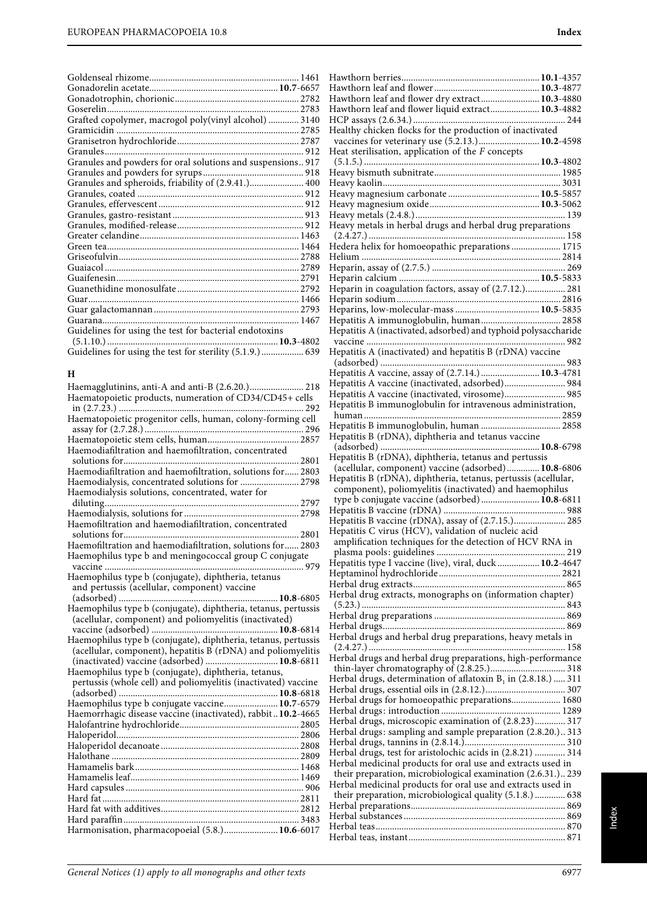Goldenseal rhizome ... 1461
Gonadorelin acetate ... **10.7**-6657
Gonadotrophin, chorionic ... 2782
Goserelin ... 2783
Grafted copolymer, macrogol poly(vinyl alcohol) ... 3140
Gramicidin ... 2785
Granisetron hydrochloride ... 2787
Granules ... 912
Granules and powders for oral solutions and suspensions .. 917
Granules and powders for syrups ... 918
Granules and spheroids, friability of (2.9.41.) ... 400
Granules, coated ... 912
Granules, effervescent ... 912
Granules, gastro-resistant ... 913
Granules, modified-release ... 912
Greater celandine ... 1463
Green tea ... 1464
Griseofulvin ... 2788
Guaiacol ... 2789
Guaifenesin ... 2791
Guanethidine monosulfate ... 2792
Guar ... 1466
Guar galactomannan ... 2793
Guarana ... 1467
Guidelines for using the test for bacterial endotoxins (5.1.10.) ... **10.3**-4802
Guidelines for using the test for sterility (5.1.9.) ... 639

## H

Haemagglutinins, anti-A and anti-B (2.6.20.) ... 218
Haematopoietic products, numeration of CD34/CD45+ cells in (2.7.23.) ... 292
Haematopoietic progenitor cells, human, colony-forming cell assay for (2.7.28.) ... 296
Haematopoietic stem cells, human ... 2857
Haemodiafiltration and haemofiltration, concentrated solutions for ... 2801
Haemodiafiltration and haemofiltration, solutions for ... 2803
Haemodialysis, concentrated solutions for ... 2798
Haemodialysis solutions, concentrated, water for diluting ... 2797
Haemodialysis, solutions for ... 2798
Haemofiltration and haemodiafiltration, concentrated solutions for ... 2801
Haemofiltration and haemodiafiltration, solutions for ... 2803
Haemophilus type b and meningococcal group C conjugate vaccine ... 979
Haemophilus type b (conjugate), diphtheria, tetanus and pertussis (acellular, component) vaccine (adsorbed) ... **10.8**-6805
Haemophilus type b (conjugate), diphtheria, tetanus, pertussis (acellular, component) and poliomyelitis (inactivated) vaccine (adsorbed) ... **10.8**-6814
Haemophilus type b (conjugate), diphtheria, tetanus, pertussis (acellular, component), hepatitis B (rDNA) and poliomyelitis (inactivated) vaccine (adsorbed) ... **10.8**-6811
Haemophilus type b (conjugate), diphtheria, tetanus, pertussis (whole cell) and poliomyelitis (inactivated) vaccine (adsorbed) ... **10.8**-6818
Haemophilus type b conjugate vaccine ... **10.7**-6579
Haemorrhagic disease vaccine (inactivated), rabbit .. **10.2**-4665
Halofantrine hydrochloride ... 2805
Haloperidol ... 2806
Haloperidol decanoate ... 2808
Halothane ... 2809
Hamamelis bark ... 1468
Hamamelis leaf ... 1469
Hard capsules ... 906
Hard fat ... 2811
Hard fat with additives ... 2812
Hard paraffin ... 3483
Harmonisation, pharmacopoeial (5.8.) ... **10.6**-6017
Hawthorn berries ... **10.1**-4357
Hawthorn leaf and flower ... **10.3**-4877
Hawthorn leaf and flower dry extract ... **10.3**-4880
Hawthorn leaf and flower liquid extract ... **10.3**-4882
HCP assays (2.6.34.) ... 244
Healthy chicken flocks for the production of inactivated vaccines for veterinary use (5.2.13.) ... **10.2**-4598
Heat sterilisation, application of the *F* concepts (5.1.5.) ... **10.3**-4802
Heavy bismuth subnitrate ... 1985
Heavy kaolin ... 3031
Heavy magnesium carbonate ... **10.5**-5857
Heavy magnesium oxide ... **10.3**-5062
Heavy metals (2.4.8.) ... 139
Heavy metals in herbal drugs and herbal drug preparations (2.4.27.) ... 158
Hedera helix for homoeopathic preparations ... 1715
Helium ... 2814
Heparin, assay of (2.7.5.) ... 269
Heparin calcium ... **10.5**-5833
Heparin in coagulation factors, assay of (2.7.12.) ... 281
Heparin sodium ... 2816
Heparins, low-molecular-mass ... **10.5**-5835
Hepatitis A immunoglobulin, human ... 2858
Hepatitis A (inactivated, adsorbed) and typhoid polysaccharide vaccine ... 982
Hepatitis A (inactivated) and hepatitis B (rDNA) vaccine (adsorbed) ... 983
Hepatitis A vaccine, assay of (2.7.14.) ... **10.3**-4781
Hepatitis A vaccine (inactivated, adsorbed) ... 984
Hepatitis A vaccine (inactivated, virosome) ... 985
Hepatitis B immunoglobulin for intravenous administration, human ... 2859
Hepatitis B immunoglobulin, human ... 2858
Hepatitis B (rDNA), diphtheria and tetanus vaccine (adsorbed) ... **10.8**-6798
Hepatitis B (rDNA), diphtheria, tetanus and pertussis (acellular, component) vaccine (adsorbed) ... **10.8**-6806
Hepatitis B (rDNA), diphtheria, tetanus, pertussis (acellular, component), poliomyelitis (inactivated) and haemophilus type b conjugate vaccine (adsorbed) ... **10.8**-6811
Hepatitis B vaccine (rDNA) ... 988
Hepatitis B vaccine (rDNA), assay of (2.7.15.) ... 285
Hepatitis C virus (HCV), validation of nucleic acid amplification techniques for the detection of HCV RNA in plasma pools: guidelines ... 219
Hepatitis type I vaccine (live), viral, duck ... **10.2**-4647
Heptaminol hydrochloride ... 2821
Herbal drug extracts ... 865
Herbal drug extracts, monographs on (information chapter) (5.23.) ... 843
Herbal drug preparations ... 869
Herbal drugs ... 869
Herbal drugs and herbal drug preparations, heavy metals in (2.4.27.) ... 158
Herbal drugs and herbal drug preparations, high-performance thin-layer chromatography of (2.8.25.) ... 318
Herbal drugs, determination of aflatoxin $B_1$ in (2.8.18.) ... 311
Herbal drugs, essential oils in (2.8.12.) ... 307
Herbal drugs for homoeopathic preparations ... 1680
Herbal drugs: introduction ... 1289
Herbal drugs, microscopic examination of (2.8.23) ... 317
Herbal drugs: sampling and sample preparation (2.8.20.) .. 313
Herbal drugs, tannins in (2.8.14.) ... 310
Herbal drugs, test for aristolochic acids in (2.8.21) ... 314
Herbal medicinal products for oral use and extracts used in their preparation, microbiological examination (2.6.31.) .. 239
Herbal medicinal products for oral use and extracts used in their preparation, microbiological quality (5.1.8.) ... 638
Herbal preparations ... 869
Herbal substances ... 869
Herbal teas ... 870
Herbal teas, instant ... 871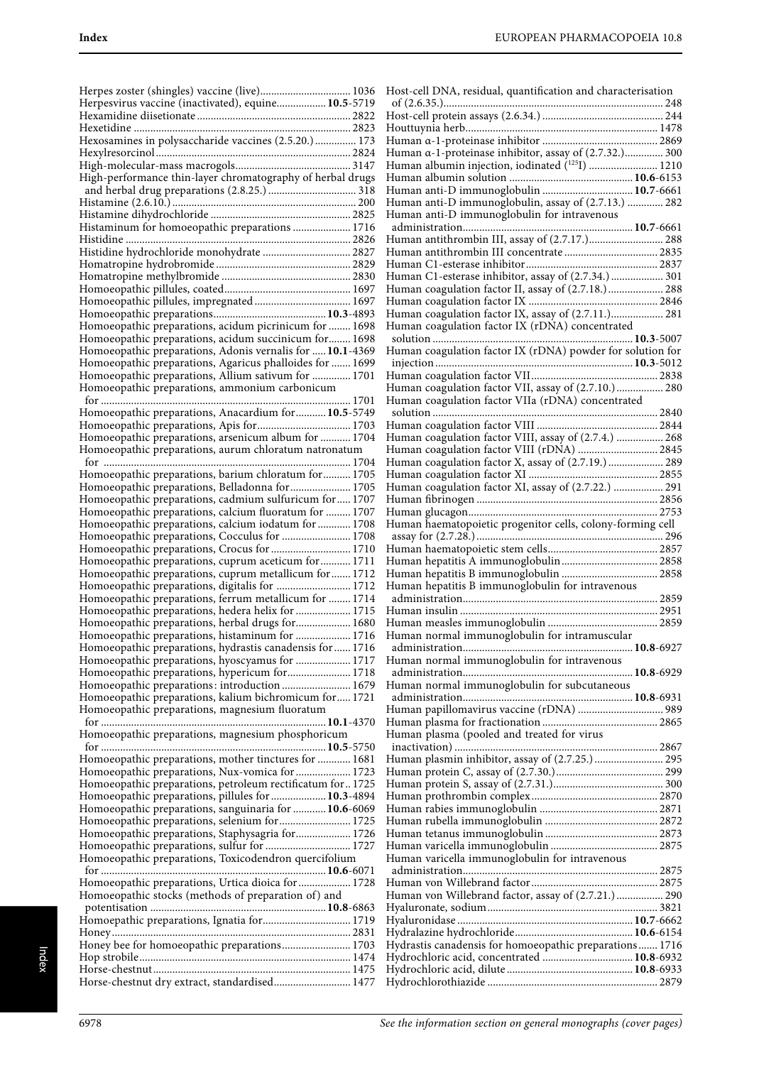Herpes zoster (shingles) vaccine (live)................................ 1036
Herpesvirus vaccine (inactivated), equine.................. **10.5**-5719
Hexamidine diisetionate ...................................................... 2822
Hexetidine ............................................................................. 2823
Hexosamines in polysaccharide vaccines (2.5.20.) .............. 173
Hexylresorcinol ..................................................................... 2824
High-molecular-mass macrogols......................................... 3147
High-performance thin-layer chromatography of herbal drugs and herbal drug preparations (2.8.25.) ............................... 318
Histamine (2.6.10.) ................................................................. 200
Histamine dihydrochloride .................................................. 2825
Histaminum for homoeopathic preparations ..................... 1716
Histidine ............................................................................... 2826
Histidine hydrochloride monohydrate ................................ 2827
Homatropine hydrobromide ................................................ 2829
Homatropine methylbromide .............................................. 2830
Homoeopathic pillules, coated............................................. 1697
Homoeopathic pillules, impregnated .................................. 1697
Homoeopathic preparations........................................ **10.3**-4893
Homoeopathic preparations, acidum picrinicum for ........ 1698
Homoeopathic preparations, acidum succinicum for........ 1698
Homoeopathic preparations, Adonis vernalis for ..... **10.1**-4369
Homoeopathic preparations, Agaricus phalloides for ....... 1699
Homoeopathic preparations, Allium sativum for .............. 1701
Homoeopathic preparations, ammonium carbonicum for ......................................................................................... 1701
Homoeopathic preparations, Anacardium for........... **10.5**-5749
Homoeopathic preparations, Apis for................................. 1703
Homoeopathic preparations, arsenicum album for ........... 1704
Homoeopathic preparations, aurum chloratum natronatum for ......................................................................................... 1704
Homoeopathic preparations, barium chloratum for.......... 1705
Homoeopathic preparations, Belladonna for...................... 1705
Homoeopathic preparations, cadmium sulfuricum for..... 1707
Homoeopathic preparations, calcium fluoratum for ......... 1707
Homoeopathic preparations, calcium iodatum for ............ 1708
Homoeopathic preparations, Cocculus for ......................... 1708
Homoeopathic preparations, Crocus for ............................. 1710
Homoeopathic preparations, cuprum aceticum for........... 1711
Homoeopathic preparations, cuprum metallicum for....... 1712
Homoeopathic preparations, digitalis for .......................... 1712
Homoeopathic preparations, ferrum metallicum for ........ 1714
Homoeopathic preparations, hedera helix for .................... 1715
Homoeopathic preparations, herbal drugs for.................... 1680
Homoeopathic preparations, histaminum for .................... 1716
Homoeopathic preparations, hydrastis canadensis for ...... 1716
Homoeopathic preparations, hyoscyamus for .................... 1717
Homoeopathic preparations, hypericum for....................... 1718
Homoeopathic preparations: introduction ......................... 1679
Homoeopathic preparations, kalium bichromicum for..... 1721
Homoeopathic preparations, magnesium fluoratum for ................................................................................ **10.1**-4370
Homoeopathic preparations, magnesium phosphoricum for ................................................................................ **10.5**-5750
Homoeopathic preparations, mother tinctures for ............ 1681
Homoeopathic preparations, Nux-vomica for .................... 1723
Homoeopathic preparations, petroleum rectificatum for.. 1725
Homoeopathic preparations, pillules for .................... **10.3**-4894
Homoeopathic preparations, sanguinaria for ............ **10.6**-6069
Homoeopathic preparations, selenium for.......................... 1725
Homoeopathic preparations, Staphysagria for.................... 1726
Homoeopathic preparations, sulfur for .............................. 1727
Homoeopathic preparations, Toxicodendron quercifolium for ................................................................................ **10.6**-6071
Homoeopathic preparations, Urtica dioica for .................. 1728
Homoeopathic stocks (methods of preparation of) and potentisation ................................................................ **10.8**-6863
Homoeopathic preparations, Ignatia for............................. 1719
Honey..................................................................................... 2831
Honey bee for homoeopathic preparations......................... 1703
Hop strobile........................................................................... 1474
Horse-chestnut ...................................................................... 1475
Horse-chestnut dry extract, standardised............................ 1477
Host-cell DNA, residual, quantification and characterisation of (2.6.35.)............................................................................ 248
Host-cell protein assays (2.6.34.) ........................................... 244
Houttuynia herb..................................................................... 1478
Human α-1-proteinase inhibitor .......................................... 2869
Human α-1-proteinase inhibitor, assay of (2.7.32.).............. 300
Human albumin injection, iodinated ($^{125}$I) ......................... 1210
Human albumin solution ............................................ **10.6**-6153
Human anti-D immunoglobulin ................................ **10.7**-6661
Human anti-D immunoglobulin, assay of (2.7.13.) ............. 282
Human anti-D immunoglobulin for intravenous administration............................................................. **10.7**-6661
Human antithrombin III, assay of (2.7.17.)........................... 288
Human antithrombin III concentrate ................................. 2835
Human C1-esterase inhibitor................................................ 2837
Human C1-esterase inhibitor, assay of (2.7.34.) .................. 301
Human coagulation factor II, assay of (2.7.18.).................... 288
Human coagulation factor IX .............................................. 2846
Human coagulation factor IX, assay of (2.7.11.)................... 281
Human coagulation factor IX (rDNA) concentrated solution ......................................................................... **10.3**-5007
Human coagulation factor IX (rDNA) powder for solution for injection ........................................................................ **10.3**-5012
Human coagulation factor VII.............................................. 2838
Human coagulation factor VII, assay of (2.7.10.) ................. 280
Human coagulation factor VIIa (rDNA) concentrated solution ................................................................................. 2840
Human coagulation factor VIII ........................................... 2844
Human coagulation factor VIII, assay of (2.7.4.) ................. 268
Human coagulation factor VIII (rDNA) ............................. 2845
Human coagulation factor X, assay of (2.7.19.) .................... 289
Human coagulation factor XI .............................................. 2855
Human coagulation factor XI, assay of (2.7.22.) .................. 291
Human fibrinogen ................................................................. 2856
Human glucagon.................................................................... 2753
Human haematopoietic progenitor cells, colony-forming cell assay for (2.7.28.) ................................................................... 296
Human haematopoietic stem cells........................................ 2857
Human hepatitis A immunoglobulin................................... 2858
Human hepatitis B immunoglobulin ................................... 2858
Human hepatitis B immunoglobulin for intravenous administration....................................................................... 2859
Human insulin ....................................................................... 2951
Human measles immunoglobulin ........................................ 2859
Human normal immunoglobulin for intramuscular administration............................................................. **10.8**-6927
Human normal immunoglobulin for intravenous administration............................................................. **10.8**-6929
Human normal immunoglobulin for subcutaneous administration............................................................. **10.8**-6931
Human papillomavirus vaccine (rDNA) ............................... 989
Human plasma for fractionation .......................................... 2865
Human plasma (pooled and treated for virus inactivation) ......................................................................... 2867
Human plasmin inhibitor, assay of (2.7.25.) ......................... 295
Human protein C, assay of (2.7.30.)....................................... 299
Human protein S, assay of (2.7.31.)........................................ 300
Human prothrombin complex............................................. 2870
Human rabies immunoglobulin ........................................... 2871
Human rubella immunoglobulin ......................................... 2872
Human tetanus immunoglobulin ......................................... 2873
Human varicella immunoglobulin ....................................... 2875
Human varicella immunoglobulin for intravenous administration....................................................................... 2875
Human von Willebrand factor.............................................. 2875
Human von Willebrand factor, assay of (2.7.21.) ................. 290
Hyaluronate, sodium.............................................................. 3821
Hyaluronidase ............................................................... **10.7**-6662
Hydralazine hydrochloride.......................................... **10.6**-6154
Hydrastis canadensis for homoeopathic preparations ....... 1716
Hydrochloric acid, concentrated ................................ **10.8**-6932
Hydrochloric acid, dilute ............................................. **10.8**-6933
Hydrochlorothiazide ............................................................. 2879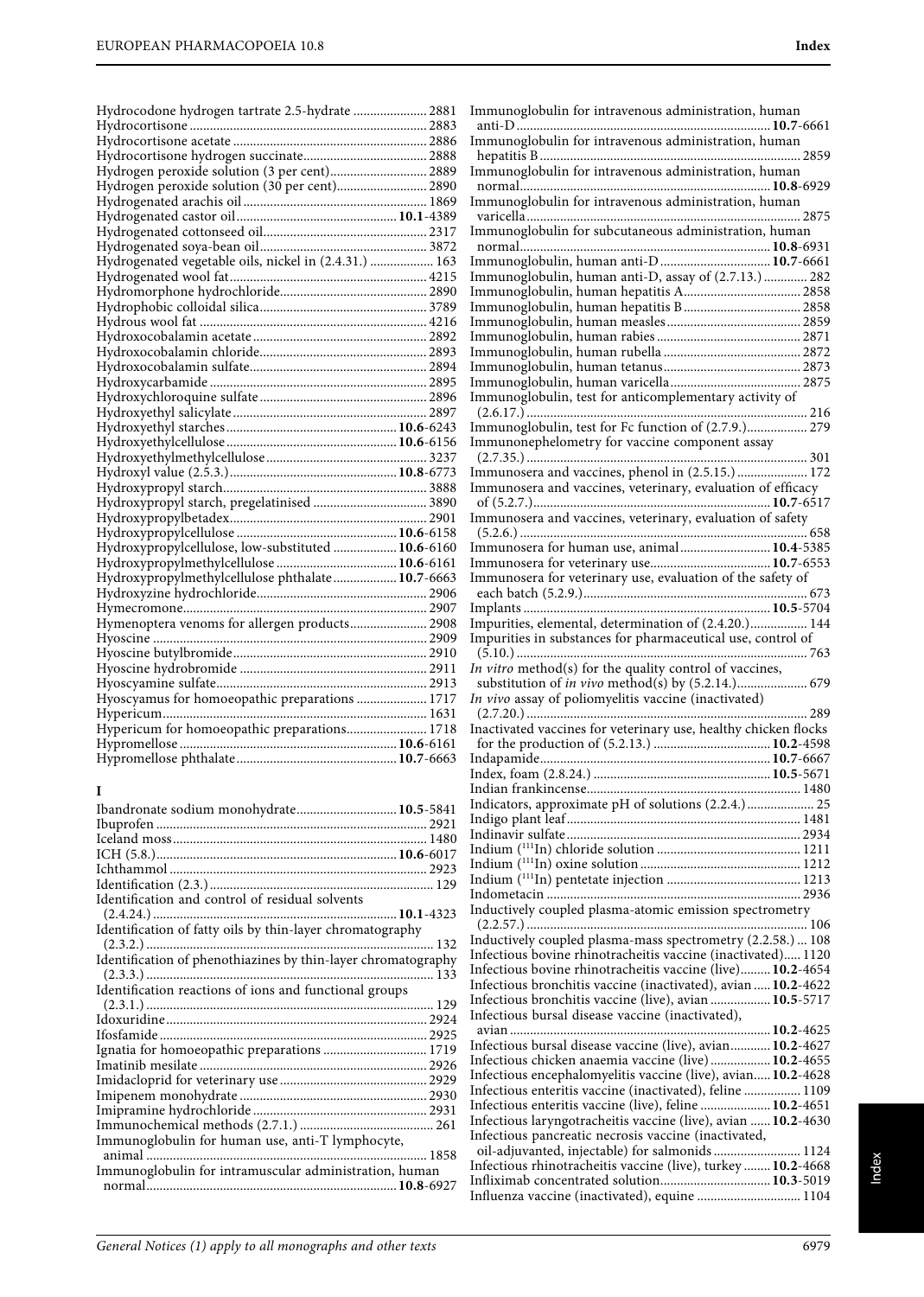Hydrocodone hydrogen tartrate 2.5-hydrate ...................... 2881
Hydrocortisone ...................................................................... 2883
Hydrocortisone acetate ......................................................... 2886
Hydrocortisone hydrogen succinate.................................... 2888
Hydrogen peroxide solution (3 per cent)............................ 2889
Hydrogen peroxide solution (30 per cent)........................... 2890
Hydrogenated arachis oil ...................................................... 1869
Hydrogenated castor oil............................................... **10.1**-4389
Hydrogenated cottonseed oil................................................ 2317
Hydrogenated soya-bean oil................................................. 3872
Hydrogenated vegetable oils, nickel in (2.4.31.) .................. 163
Hydrogenated wool fat.......................................................... 4215
Hydromorphone hydrochloride........................................... 2890
Hydrophobic colloidal silica................................................. 3789
Hydrous wool fat ................................................................... 4216
Hydroxocobalamin acetate ................................................... 2892
Hydroxocobalamin chloride................................................. 2893
Hydroxocobalamin sulfate.................................................... 2894
Hydroxycarbamide ................................................................ 2895
Hydroxychloroquine sulfate ................................................. 2896
Hydroxyethyl salicylate ......................................................... 2897
Hydroxyethyl starches.................................................. **10.6**-6243
Hydroxyethylcellulose .................................................. **10.6**-6156
Hydroxyethylmethylcellulose ............................................... 3237
Hydroxyl value (2.5.3.)................................................. **10.8**-6773
Hydroxypropyl starch............................................................ 3888
Hydroxypropyl starch, pregelatinised ................................. 3890
Hydroxypropylbetadex.......................................................... 2901
Hydroxypropylcellulose ............................................... **10.6**-6158
Hydroxypropylcellulose, low-substituted ................... **10.6**-6160
Hydroxypropylmethylcellulose ................................... **10.6**-6161
Hydroxypropylmethylcellulose phthalate................... **10.7**-6663
Hydroxyzine hydrochloride.................................................. 2906
Hymecromone........................................................................ 2907
Hymenoptera venoms for allergen products....................... 2908
Hyoscine ................................................................................. 2909
Hyoscine butylbromide......................................................... 2910
Hyoscine hydrobromide ....................................................... 2911
Hyoscyamine sulfate.............................................................. 2913
Hyoscyamus for homoeopathic preparations ..................... 1717
Hypericum.............................................................................. 1631
Hypericum for homoeopathic preparations........................ 1718
Hypromellose ............................................................... **10.6**-6161
Hypromellose phthalate............................................... **10.7**-6663

## I

Ibandronate sodium monohydrate.............................. **10.5**-5841
Ibuprofen ................................................................................ 2921
Iceland moss........................................................................... 1480
ICH (5.8.).......................................................................... **10.6**-6017
Ichthammol ............................................................................ 2923
Identification (2.3.)................................................................. 129
Identification and control of residual solvents (2.4.24.) ......................................................................... **10.1**-4323
Identification of fatty oils by thin-layer chromatography (2.3.2.) ..................................................................................... 132
Identification of phenothiazines by thin-layer chromatography (2.3.3.) ..................................................................................... 133
Identification reactions of ions and functional groups (2.3.1.) ..................................................................................... 129
Idoxuridine............................................................................. 2924
Ifosfamide............................................................................... 2925
Ignatia for homoeopathic preparations ............................... 1719
Imatinib mesilate ................................................................... 2926
Imidacloprid for veterinary use ........................................... 2929
Imipenem monohydrate ....................................................... 2930
Imipramine hydrochloride.................................................... 2931
Immunochemical methods (2.7.1.) ........................................ 261
Immunoglobulin for human use, anti-T lymphocyte, animal ................................................................................... 1858
Immunoglobulin for intramuscular administration, human normal........................................................................ **10.8**-6927
Immunoglobulin for intravenous administration, human anti-D ......................................................................... **10.7**-6661
Immunoglobulin for intravenous administration, human hepatitis B ............................................................................ 2859
Immunoglobulin for intravenous administration, human normal........................................................................ **10.8**-6929
Immunoglobulin for intravenous administration, human varicella................................................................................ 2875
Immunoglobulin for subcutaneous administration, human normal........................................................................ **10.8**-6931
Immunoglobulin, human anti-D ................................ **10.7**-6661
Immunoglobulin, human anti-D, assay of (2.7.13.) ............. 282
Immunoglobulin, human hepatitis A................................... 2858
Immunoglobulin, human hepatitis B ................................... 2858
Immunoglobulin, human measles........................................ 2859
Immunoglobulin, human rabies ........................................... 2871
Immunoglobulin, human rubella ......................................... 2872
Immunoglobulin, human tetanus......................................... 2873
Immunoglobulin, human varicella....................................... 2875
Immunoglobulin, test for anticomplementary activity of (2.6.17.) ................................................................................. 216
Immunoglobulin, test for Fc function of (2.7.9.).................. 279
Immunonephelometry for vaccine component assay (2.7.35.) ................................................................................. 301
Immunosera and vaccines, phenol in (2.5.15.) ..................... 172
Immunosera and vaccines, veterinary, evaluation of efficacy of (5.2.7.)..................................................................... **10.7**-6517
Immunosera and vaccines, veterinary, evaluation of safety (5.2.6.) ................................................................................... 658
Immunosera for human use, animal........................... **10.4**-5385
Immunosera for veterinary use................................... **10.7**-6553
Immunosera for veterinary use, evaluation of the safety of each batch (5.2.9.)................................................................. 673
Implants ........................................................................ **10.5**-5704
Impurities, elemental, determination of (2.4.20.)................. 144
Impurities in substances for pharmaceutical use, control of (5.10.) .................................................................................... 763
*In vitro* method(s) for the quality control of vaccines, substitution of *in vivo* method(s) by (5.2.14.)...................... 679
*In vivo* assay of poliomyelitis vaccine (inactivated) (2.7.20.) ................................................................................. 289
Inactivated vaccines for veterinary use, healthy chicken flocks for the production of (5.2.13.) .................................. **10.2**-4598
Indapamide................................................................... **10.7**-6667
Index, foam (2.8.24.) ................................................... **10.5**-5671
Indian frankincense............................................................... 1480
Indicators, approximate pH of solutions (2.2.4.) .................... 25
Indigo plant leaf..................................................................... 1481
Indinavir sulfate..................................................................... 2934
Indium ($^{111}$In) chloride solution ........................................... 1211
Indium ($^{111}$In) oxine solution ................................................ 1212
Indium ($^{111}$In) pentetate injection ........................................ 1213
Indometacin ........................................................................... 2936
Inductively coupled plasma-atomic emission spectrometry (2.2.57.) ................................................................................. 106
Inductively coupled plasma-mass spectrometry (2.2.58.) ... 108
Infectious bovine rhinotracheitis vaccine (inactivated)..... 1120
Infectious bovine rhinotracheitis vaccine (live)......... **10.2**-4654
Infectious bronchitis vaccine (inactivated), avian ..... **10.2**-4622
Infectious bronchitis vaccine (live), avian ................. **10.5**-5717
Infectious bursal disease vaccine (inactivated), avian ............................................................................ **10.2**-4625
Infectious bursal disease vaccine (live), avian............ **10.2**-4627
Infectious chicken anaemia vaccine (live).................. **10.2**-4655
Infectious encephalomyelitis vaccine (live), avian..... **10.2**-4628
Infectious enteritis vaccine (inactivated), feline ................. 1109
Infectious enteritis vaccine (live), feline ..................... **10.2**-4651
Infectious laryngotracheitis vaccine (live), avian ...... **10.2**-4630
Infectious pancreatic necrosis vaccine (inactivated, oil-adjuvanted, injectable) for salmonids .......................... 1124
Infectious rhinotracheitis vaccine (live), turkey ........ **10.2**-4668
Infliximab concentrated solution................................ **10.3**-5019
Influenza vaccine (inactivated), equine ............................... 1104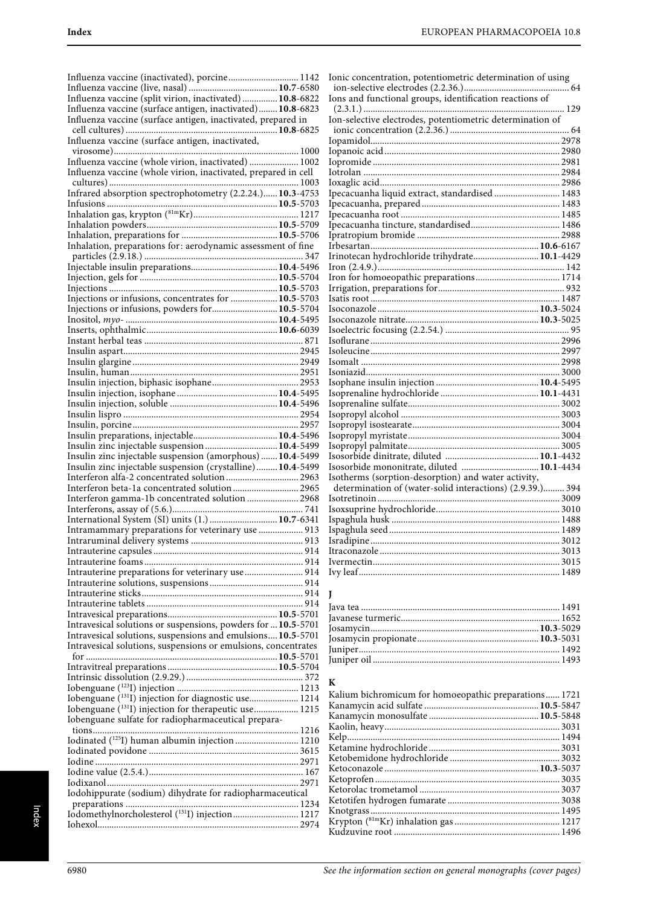Influenza vaccine (inactivated), porcine ............................. 1142
Influenza vaccine (live, nasal) ...................................... **10.7**-6580
Influenza vaccine (split virion, inactivated) ............... **10.8**-6822
Influenza vaccine (surface antigen, inactivated) ........ **10.8**-6823
Influenza vaccine (surface antigen, inactivated, prepared in cell cultures) ................................................................. **10.8**-6825
Influenza vaccine (surface antigen, inactivated, virosome) ............................................................................. 1000
Influenza vaccine (whole virion, inactivated) ..................... 1002
Influenza vaccine (whole virion, inactivated, prepared in cell cultures) ................................................................................ 1003
Infrared absorption spectrophotometry (2.2.24.) ...... **10.3**-4753
Infusions ........................................................................ **10.5**-5703
Inhalation gas, krypton ($^{81m}$Kr) ............................................. 1217
Inhalation powders ........................................................ **10.5**-5709
Inhalation, preparations for ......................................... **10.5**-5706
Inhalation, preparations for: aerodynamic assessment of fine particles (2.9.18.) .................................................................... 347
Injectable insulin preparations ..................................... **10.4**-5496
Injection, gels for ........................................................... **10.5**-5704
Injections ....................................................................... **10.5**-5703
Injections or infusions, concentrates for .................... **10.5**-5703
Injections or infusions, powders for ............................ **10.5**-5704
Inositol, *myo-* ................................................................. **10.4**-5495
Inserts, ophthalmic ....................................................... **10.6**-6039
Instant herbal teas .................................................................... 871
Insulin aspart ......................................................................... 2945
Insulin glargine ...................................................................... 2949
Insulin, human ....................................................................... 2951
Insulin injection, biphasic isophane ..................................... 2953
Insulin injection, isophane ........................................... **10.4**-5495
Insulin injection, soluble .............................................. **10.4**-5496
Insulin lispro .......................................................................... 2954
Insulin, porcine ...................................................................... 2957
Insulin preparations, injectable .................................... **10.4**-5496
Insulin zinc injectable suspension ............................... **10.4**-5499
Insulin zinc injectable suspension (amorphous) ....... **10.4**-5499
Insulin zinc injectable suspension (crystalline) ......... **10.4**-5499
Interferon alfa-2 concentrated solution ............................... 2963
Interferon beta-1a concentrated solution ............................ 2965
Interferon gamma-1b concentrated solution ...................... 2968
Interferons, assay of (5.6.) ....................................................... 741
International System (SI) units (1.) ............................. **10.7**-6341
Intramammary preparations for veterinary use ................... 913
Intraruminal delivery systems ............................................... 913
Intrauterine capsules ............................................................... 914
Intrauterine foams ................................................................... 914
Intrauterine preparations for veterinary use ......................... 914
Intrauterine solutions, suspensions ....................................... 914
Intrauterine sticks .................................................................... 914
Intrauterine tablets .................................................................. 914
Intravesical preparations .............................................. **10.5**-5701
Intravesical solutions or suspensions, powders for ... **10.5**-5701
Intravesical solutions, suspensions and emulsions .... **10.5**-5701
Intravesical solutions, suspensions or emulsions, concentrates for ................................................................................. **10.5**-5701
Intravitreal preparations .............................................. **10.5**-5704
Intrinsic dissolution (2.9.29.) ................................................. 372
Iobenguane ($^{123}$I) injection .................................................... 1213
Iobenguane ($^{131}$I) injection for diagnostic use ..................... 1214
Iobenguane ($^{131}$I) injection for therapeutic use ................... 1215
Iobenguane sulfate for radiopharmaceutical preparations ........................................................................................ 1216
Iodinated ($^{125}$I) human albumin injection ........................... 1210
Iodinated povidone ............................................................... 3615
Iodine ..................................................................................... 2971
Iodine value (2.5.4.) ................................................................. 167
Iodixanol ................................................................................. 2971
Iodohippurate (sodium) dihydrate for radiopharmaceutical preparations ......................................................................... 1234
Iodomethylnorcholesterol ($^{131}$I) injection ............................ 1217
Iohexol .................................................................................... 2974
Ionic concentration, potentiometric determination of using ion-selective electrodes (2.2.36.) ............................................ 64
Ions and functional groups, identification reactions of (2.3.1.) ..................................................................................... 129
Ion-selective electrodes, potentiometric determination of ionic concentration (2.2.36.) .................................................. 64
Iopamidol ................................................................................ 2978
Iopanoic acid .......................................................................... 2980
Iopromide ............................................................................... 2981
Iotrolan ................................................................................... 2984
Ioxaglic acid ............................................................................ 2986
Ipecacuanha liquid extract, standardised ............................ 1483
Ipecacuanha, prepared .......................................................... 1483
Ipecacuanha root ................................................................... 1485
Ipecacuanha tincture, standardised ...................................... 1486
Ipratropium bromide ............................................................ 2988
Irbesartan ....................................................................... **10.6**-6167
Irinotecan hydrochloride trihydrate ............................ **10.1**-4429
Iron (2.4.9.) ............................................................................... 142
Iron for homoeopathic preparations .................................... 1714
Irrigation, preparations for ..................................................... 932
Isatis root ................................................................................ 1487
Isoconazole ..................................................................... **10.3**-5024
Isoconazole nitrate ........................................................ **10.3**-5025
Isoelectric focusing (2.2.54.) .................................................... 95
Isoflurane ................................................................................ 2996
Isoleucine ................................................................................ 2997
Isomalt .................................................................................... 2998
Isoniazid .................................................................................. 3000
Isophane insulin injection ........................................... **10.4**-5495
Isoprenaline hydrochloride .......................................... **10.1**-4431
Isoprenaline sulfate ................................................................ 3002
Isopropyl alcohol ................................................................... 3003
Isopropyl isostearate .............................................................. 3004
Isopropyl myristate ................................................................ 3004
Isopropyl palmitate ................................................................ 3005
Isosorbide dinitrate, diluted ........................................ **10.1**-4432
Isosorbide mononitrate, diluted ................................. **10.1**-4434
Isotherms (sorption-desorption) and water activity, determination of (water-solid interactions) (2.9.39.) ......... 394
Isotretinoin ............................................................................. 3009
Isoxsuprine hydrochloride .................................................... 3010
Ispaghula husk ....................................................................... 1488
Ispaghula seed ........................................................................ 1489
Isradipine ................................................................................ 3012
Itraconazole ............................................................................ 3013
Ivermectin ............................................................................... 3015
Ivy leaf ..................................................................................... 1489

## J

Java tea .................................................................................... 1491
Javanese turmeric ................................................................... 1652
Josamycin ....................................................................... **10.3**-5029
Josamycin propionate ................................................... **10.3**-5031
Juniper ..................................................................................... 1492
Juniper oil ............................................................................... 1493

## K

Kalium bichromicum for homoeopathic preparations ...... 1721
Kanamycin acid sulfate ................................................ **10.5**-5847
Kanamycin monosulfate .............................................. **10.5**-5848
Kaolin, heavy .......................................................................... 3031
Kelp .......................................................................................... 1494
Ketamine hydrochloride ........................................................ 3031
Ketobemidone hydrochloride ............................................... 3032
Ketoconazole ................................................................. **10.3**-5037
Ketoprofen .............................................................................. 3035
Ketorolac trometamol ............................................................ 3037
Ketotifen hydrogen fumarate ................................................ 3038
Knotgrass ................................................................................ 1495
Krypton ($^{81m}$Kr) inhalation gas ............................................ 1217
Kudzuvine root ...................................................................... 1496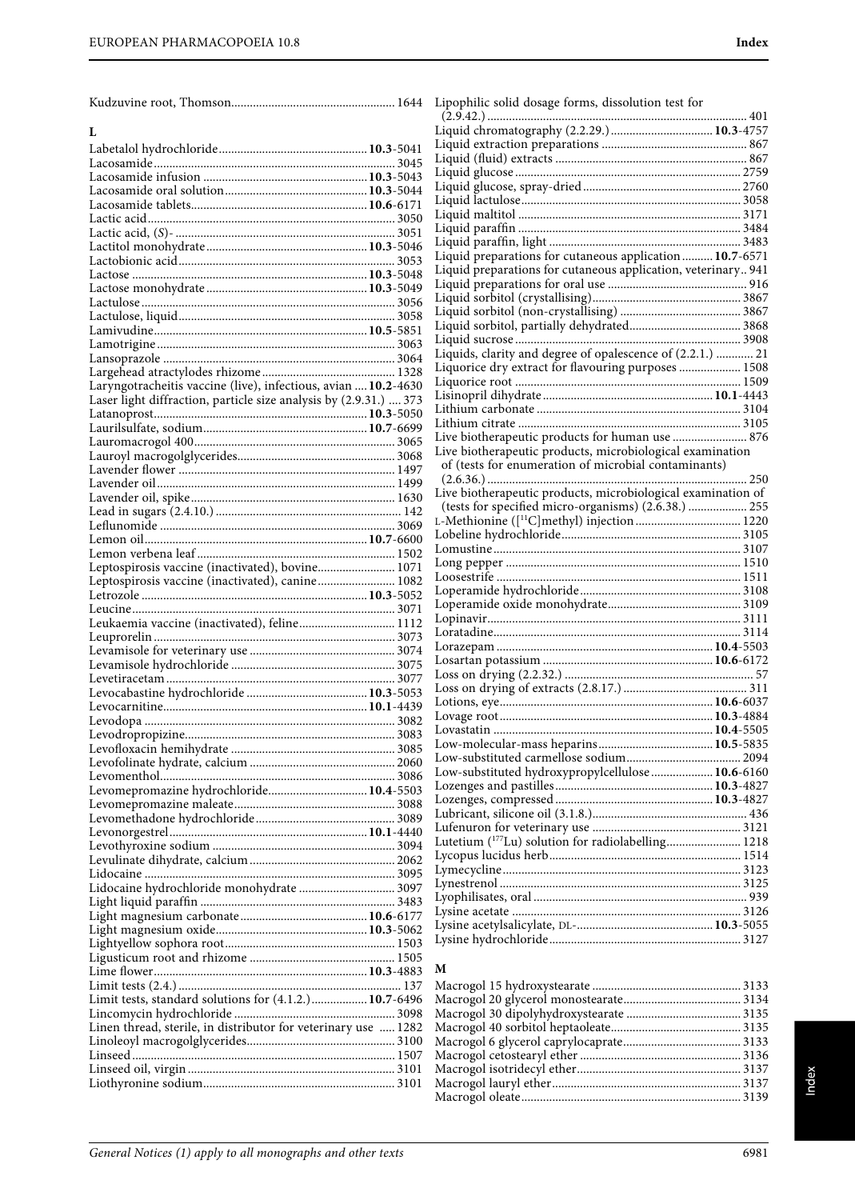Kudzuvine root, Thomson .... 1644

## L

Labetalol hydrochloride .... **10.3**-5041
Lacosamide .... 3045
Lacosamide infusion .... **10.3**-5043
Lacosamide oral solution .... **10.3**-5044
Lacosamide tablets .... **10.6**-6171
Lactic acid .... 3050
Lactic acid, (*S*)- .... 3051
Lactitol monohydrate .... **10.3**-5046
Lactobionic acid .... 3053
Lactose .... **10.3**-5048
Lactose monohydrate .... **10.3**-5049
Lactulose .... 3056
Lactulose, liquid .... 3058
Lamivudine .... **10.5**-5851
Lamotrigine .... 3063
Lansoprazole .... 3064
Largehead atractylodes rhizome .... 1328
Laryngotracheitis vaccine (live), infectious, avian .... **10.2**-4630
Laser light diffraction, particle size analysis by (2.9.31.) .... 373
Latanoprost .... **10.3**-5050
Laurilsulfate, sodium .... **10.7**-6699
Lauromacrogol 400 .... 3065
Lauroyl macrogolglycerides .... 3068
Lavender flower .... 1497
Lavender oil .... 1499
Lavender oil, spike .... 1630
Lead in sugars (2.4.10.) .... 142
Leflunomide .... 3069
Lemon oil .... **10.7**-6600
Lemon verbena leaf .... 1502
Leptospirosis vaccine (inactivated), bovine .... 1071
Leptospirosis vaccine (inactivated), canine .... 1082
Letrozole .... **10.3**-5052
Leucine .... 3071
Leukaemia vaccine (inactivated), feline .... 1112
Leuprorelin .... 3073
Levamisole for veterinary use .... 3074
Levamisole hydrochloride .... 3075
Levetiracetam .... 3077
Levocabastine hydrochloride .... **10.3**-5053
Levocarnitine .... **10.1**-4439
Levodopa .... 3082
Levodropropizine .... 3083
Levofloxacin hemihydrate .... 3085
Levofolinate hydrate, calcium .... 2060
Levomenthol .... 3086
Levomepromazine hydrochloride .... **10.4**-5503
Levomepromazine maleate .... 3088
Levomethadone hydrochloride .... 3089
Levonorgestrel .... **10.1**-4440
Levothyroxine sodium .... 3094
Levulinate dihydrate, calcium .... 2062
Lidocaine .... 3095
Lidocaine hydrochloride monohydrate .... 3097
Light liquid paraffin .... 3483
Light magnesium carbonate .... **10.6**-6177
Light magnesium oxide .... **10.3**-5062
Lightyellow sophora root .... 1503
Ligusticum root and rhizome .... 1505
Lime flower .... **10.3**-4883
Limit tests (2.4.) .... 137
Limit tests, standard solutions for (4.1.2.) .... **10.7**-6496
Lincomycin hydrochloride .... 3098
Linen thread, sterile, in distributor for veterinary use .... 1282
Linoleoyl macrogolglycerides .... 3100
Linseed .... 1507
Linseed oil, virgin .... 3101
Liothyronine sodium .... 3101
Lipophilic solid dosage forms, dissolution test for (2.9.42.) .... 401
Liquid chromatography (2.2.29.) .... **10.3**-4757
Liquid extraction preparations .... 867
Liquid (fluid) extracts .... 867
Liquid glucose .... 2759
Liquid glucose, spray-dried .... 2760
Liquid lactulose .... 3058
Liquid maltitol .... 3171
Liquid paraffin .... 3484
Liquid paraffin, light .... 3483
Liquid preparations for cutaneous application .... **10.7**-6571
Liquid preparations for cutaneous application, veterinary .... 941
Liquid preparations for oral use .... 916
Liquid sorbitol (crystallising) .... 3867
Liquid sorbitol (non-crystallising) .... 3867
Liquid sorbitol, partially dehydrated .... 3868
Liquid sucrose .... 3908
Liquids, clarity and degree of opalescence of (2.2.1.) .... 21
Liquorice dry extract for flavouring purposes .... 1508
Liquorice root .... 1509
Lisinopril dihydrate .... **10.1**-4443
Lithium carbonate .... 3104
Lithium citrate .... 3105
Live biotherapeutic products for human use .... 876
Live biotherapeutic products, microbiological examination of (tests for enumeration of microbial contaminants) (2.6.36.) .... 250
Live biotherapeutic products, microbiological examination of (tests for specified micro-organisms) (2.6.38.) .... 255
L-Methionine ([$^{11}$C]methyl) injection .... 1220
Lobeline hydrochloride .... 3105
Lomustine .... 3107
Long pepper .... 1510
Loosestrife .... 1511
Loperamide hydrochloride .... 3108
Loperamide oxide monohydrate .... 3109
Lopinavir .... 3111
Loratadine .... 3114
Lorazepam .... **10.4**-5503
Losartan potassium .... **10.6**-6172
Loss on drying (2.2.32.) .... 57
Loss on drying of extracts (2.8.17.) .... 311
Lotions, eye .... **10.6**-6037
Lovage root .... **10.3**-4884
Lovastatin .... **10.4**-5505
Low-molecular-mass heparins .... **10.5**-5835
Low-substituted carmellose sodium .... 2094
Low-substituted hydroxypropylcellulose .... **10.6**-6160
Lozenges and pastilles .... **10.3**-4827
Lozenges, compressed .... **10.3**-4827
Lubricant, silicone oil (3.1.8.) .... 436
Lufenuron for veterinary use .... 3121
Lutetium ($^{177}$Lu) solution for radiolabelling .... 1218
Lycopus lucidus herb .... 1514
Lymecycline .... 3123
Lynestrenol .... 3125
Lyophilisates, oral .... 939
Lysine acetate .... 3126
Lysine acetylsalicylate, DL- .... **10.3**-5055
Lysine hydrochloride .... 3127

## M

Macrogol 15 hydroxystearate .... 3133
Macrogol 20 glycerol monostearate .... 3134
Macrogol 30 dipolyhydroxystearate .... 3135
Macrogol 40 sorbitol heptaoleate .... 3135
Macrogol 6 glycerol caprylocaprate .... 3133
Macrogol cetostearyl ether .... 3136
Macrogol isotridecyl ether .... 3137
Macrogol lauryl ether .... 3137
Macrogol oleate .... 3139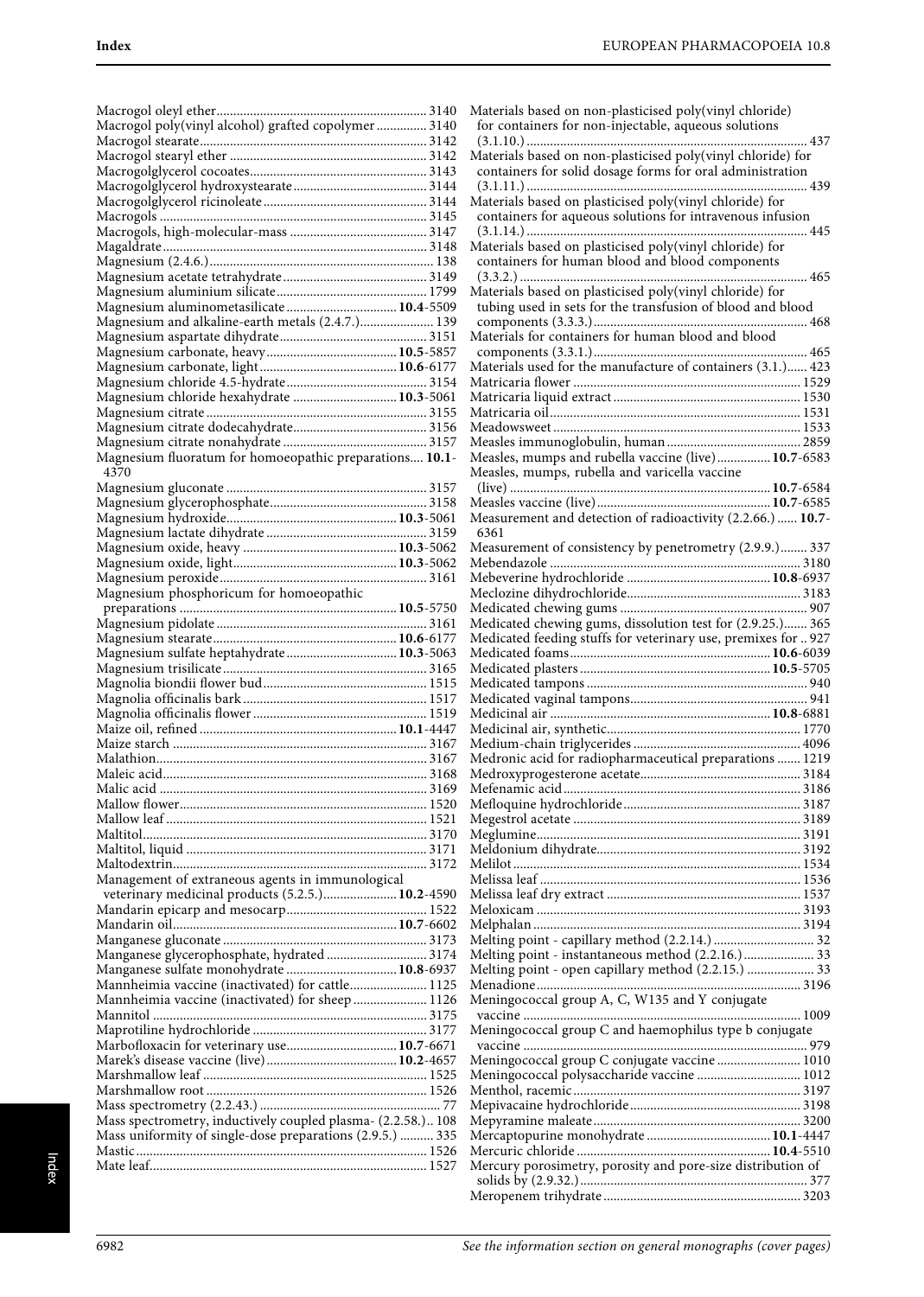Macrogol oleyl ether 3140
Macrogol poly(vinyl alcohol) grafted copolymer 3140
Macrogol stearate 3142
Macrogol stearyl ether 3142
Macrogolglycerol cocoates 3143
Macrogolglycerol hydroxystearate 3144
Macrogolglycerol ricinoleate 3144
Macrogols 3145
Macrogols, high-molecular-mass 3147
Magaldrate 3148
Magnesium (2.4.6.) 138
Magnesium acetate tetrahydrate 3149
Magnesium aluminium silicate 1799
Magnesium aluminometasilicate **10.4**-5509
Magnesium and alkaline-earth metals (2.4.7.) 139
Magnesium aspartate dihydrate 3151
Magnesium carbonate, heavy **10.5**-5857
Magnesium carbonate, light **10.6**-6177
Magnesium chloride 4.5-hydrate 3154
Magnesium chloride hexahydrate **10.3**-5061
Magnesium citrate 3155
Magnesium citrate dodecahydrate 3156
Magnesium citrate nonahydrate 3157
Magnesium fluoratum for homoeopathic preparations **10.1**-4370
Magnesium gluconate 3157
Magnesium glycerophosphate 3158
Magnesium hydroxide **10.3**-5061
Magnesium lactate dihydrate 3159
Magnesium oxide, heavy **10.3**-5062
Magnesium oxide, light **10.3**-5062
Magnesium peroxide 3161
Magnesium phosphoricum for homoeopathic preparations **10.5**-5750
Magnesium pidolate 3161
Magnesium stearate **10.6**-6177
Magnesium sulfate heptahydrate **10.3**-5063
Magnesium trisilicate 3165
Magnolia biondii flower bud 1515
Magnolia officinalis bark 1517
Magnolia officinalis flower 1519
Maize oil, refined **10.1**-4447
Maize starch 3167
Malathion 3167
Maleic acid 3168
Malic acid 3169
Mallow flower 1520
Mallow leaf 1521
Maltitol 3170
Maltitol, liquid 3171
Maltodextrin 3172
Management of extraneous agents in immunological veterinary medicinal products (5.2.5.) **10.2**-4590
Mandarin epicarp and mesocarp 1522
Mandarin oil **10.7**-6602
Manganese gluconate 3173
Manganese glycerophosphate, hydrated 3174
Manganese sulfate monohydrate **10.8**-6937
Mannheimia vaccine (inactivated) for cattle 1125
Mannheimia vaccine (inactivated) for sheep 1126
Mannitol 3175
Maprotiline hydrochloride 3177
Marbofloxacin for veterinary use **10.7**-6671
Marek's disease vaccine (live) **10.2**-4657
Marshmallow leaf 1525
Marshmallow root 1526
Mass spectrometry (2.2.43.) 77
Mass spectrometry, inductively coupled plasma- (2.2.58.) 108
Mass uniformity of single-dose preparations (2.9.5.) 335
Mastic 1526
Mate leaf 1527
Materials based on non-plasticised poly(vinyl chloride) for containers for non-injectable, aqueous solutions (3.1.10.) 437
Materials based on non-plasticised poly(vinyl chloride) for containers for solid dosage forms for oral administration (3.1.11.) 439
Materials based on plasticised poly(vinyl chloride) for containers for aqueous solutions for intravenous infusion (3.1.14.) 445
Materials based on plasticised poly(vinyl chloride) for containers for human blood and blood components (3.3.2.) 465
Materials based on plasticised poly(vinyl chloride) for tubing used in sets for the transfusion of blood and blood components (3.3.3.) 468
Materials for containers for human blood and blood components (3.3.1.) 465
Materials used for the manufacture of containers (3.1.) 423
Matricaria flower 1529
Matricaria liquid extract 1530
Matricaria oil 1531
Meadowsweet 1533
Measles immunoglobulin, human 2859
Measles, mumps and rubella vaccine (live) **10.7**-6583
Measles, mumps, rubella and varicella vaccine (live) **10.7**-6584
Measles vaccine (live) **10.7**-6585
Measurement and detection of radioactivity (2.2.66.) **10.7**-6361
Measurement of consistency by penetrometry (2.9.9.) 337
Mebendazole 3180
Mebeverine hydrochloride **10.8**-6937
Meclozine dihydrochloride 3183
Medicated chewing gums 907
Medicated chewing gums, dissolution test for (2.9.25.) 365
Medicated feeding stuffs for veterinary use, premixes for 927
Medicated foams **10.6**-6039
Medicated plasters **10.5**-5705
Medicated tampons 940
Medicated vaginal tampons 941
Medicinal air **10.8**-6881
Medicinal air, synthetic 1770
Medium-chain triglycerides 4096
Medronic acid for radiopharmaceutical preparations 1219
Medroxyprogesterone acetate 3184
Mefenamic acid 3186
Mefloquine hydrochloride 3187
Megestrol acetate 3189
Meglumine 3191
Meldonium dihydrate 3192
Melilot 1534
Melissa leaf 1536
Melissa leaf dry extract 1537
Meloxicam 3193
Melphalan 3194
Melting point - capillary method (2.2.14.) 32
Melting point - instantaneous method (2.2.16.) 33
Melting point - open capillary method (2.2.15.) 33
Menadione 3196
Meningococcal group A, C, W135 and Y conjugate vaccine 1009
Meningococcal group C and haemophilus type b conjugate vaccine 979
Meningococcal group C conjugate vaccine 1010
Meningococcal polysaccharide vaccine 1012
Menthol, racemic 3197
Mepivacaine hydrochloride 3198
Mepyramine maleate 3200
Mercaptopurine monohydrate **10.1**-4447
Mercuric chloride **10.4**-5510
Mercury porosimetry, porosity and pore-size distribution of solids by (2.9.32.) 377
Meropenem trihydrate 3203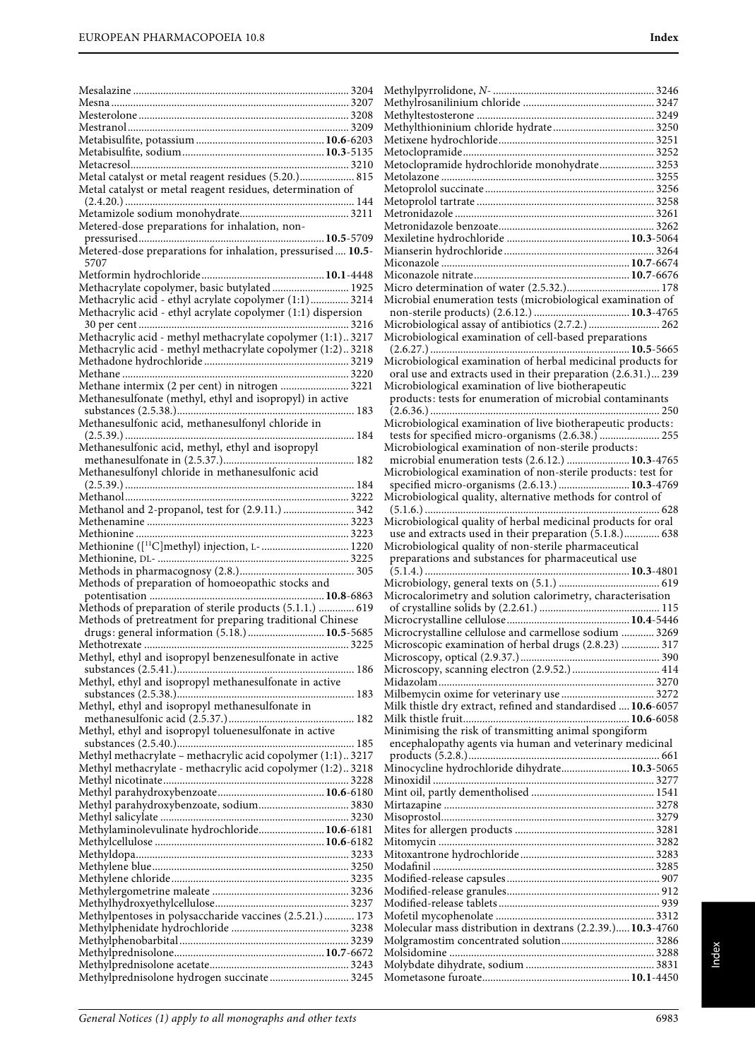Mesalazine ............ 3204
Mesna ............ 3207
Mesterolone ............ 3208
Mestranol ............ 3209
Metabisulfite, potassium ............ **10.6**-6203
Metabisulfite, sodium ............ **10.3**-5135
Metacresol ............ 3210
Metal catalyst or metal reagent residues (5.20.) ............ 815
Metal catalyst or metal reagent residues, determination of (2.4.20.) ............ 144
Metamizole sodium monohydrate ............ 3211
Metered-dose preparations for inhalation, non-pressurised ............ **10.5**-5709
Metered-dose preparations for inhalation, pressurised .... **10.5**-5707
Metformin hydrochloride ............ **10.1**-4448
Methacrylate copolymer, basic butylated ............ 1925
Methacrylic acid - ethyl acrylate copolymer (1:1) ............ 3214
Methacrylic acid - ethyl acrylate copolymer (1:1) dispersion 30 per cent ............ 3216
Methacrylic acid - methyl methacrylate copolymer (1:1) .. 3217
Methacrylic acid - methyl methacrylate copolymer (1:2) .. 3218
Methadone hydrochloride ............ 3219
Methane ............ 3220
Methane intermix (2 per cent) in nitrogen ............ 3221
Methanesulfonate (methyl, ethyl and isopropyl) in active substances (2.5.38.) ............ 183
Methanesulfonic acid, methanesulfonyl chloride in (2.5.39.) ............ 184
Methanesulfonic acid, methyl, ethyl and isopropyl methanesulfonate in (2.5.37.) ............ 182
Methanesulfonyl chloride in methanesulfonic acid (2.5.39.) ............ 184
Methanol ............ 3222
Methanol and 2-propanol, test for (2.9.11.) ............ 342
Methenamine ............ 3223
Methionine ............ 3223
Methionine ([$^{11}$C]methyl) injection, L- ............ 1220
Methionine, DL- ............ 3225
Methods in pharmacognosy (2.8.) ............ 305
Methods of preparation of homoeopathic stocks and potentisation ............ **10.8**-6863
Methods of preparation of sterile products (5.1.1.) ............ 619
Methods of pretreatment for preparing traditional Chinese drugs: general information (5.18.) ............ **10.5**-5685
Methotrexate ............ 3225
Methyl, ethyl and isopropyl benzenesulfonate in active substances (2.5.41.) ............ 186
Methyl, ethyl and isopropyl methanesulfonate in active substances (2.5.38.) ............ 183
Methyl, ethyl and isopropyl methanesulfonate in methanesulfonic acid (2.5.37.) ............ 182
Methyl, ethyl and isopropyl toluenesulfonate in active substances (2.5.40.) ............ 185
Methyl methacrylate – methacrylic acid copolymer (1:1) .. 3217
Methyl methacrylate - methacrylic acid copolymer (1:2) .. 3218
Methyl nicotinate ............ 3228
Methyl parahydroxybenzoate ............ **10.6**-6180
Methyl parahydroxybenzoate, sodium ............ 3830
Methyl salicylate ............ 3230
Methylaminolevulinate hydrochloride ............ **10.6**-6181
Methylcellulose ............ **10.6**-6182
Methyldopa ............ 3233
Methylene blue ............ 3250
Methylene chloride ............ 3235
Methylergometrine maleate ............ 3236
Methylhydroxyethylcellulose ............ 3237
Methylpentoses in polysaccharide vaccines (2.5.21.) ............ 173
Methylphenidate hydrochloride ............ 3238
Methylphenobarbital ............ 3239
Methylprednisolone ............ **10.7**-6672
Methylprednisolone acetate ............ 3243
Methylprednisolone hydrogen succinate ............ 3245
Methylpyrrolidone, *N*- ............ 3246
Methylrosanilinium chloride ............ 3247
Methyltestosterone ............ 3249
Methylthioninium chloride hydrate ............ 3250
Metixene hydrochloride ............ 3251
Metoclopramide ............ 3252
Metoclopramide hydrochloride monohydrate ............ 3253
Metolazone ............ 3255
Metoprolol succinate ............ 3256
Metoprolol tartrate ............ 3258
Metronidazole ............ 3261
Metronidazole benzoate ............ 3262
Mexiletine hydrochloride ............ **10.3**-5064
Mianserin hydrochloride ............ 3264
Miconazole ............ **10.7**-6674
Miconazole nitrate ............ **10.7**-6676
Micro determination of water (2.5.32.) ............ 178
Microbial enumeration tests (microbiological examination of non-sterile products) (2.6.12.) ............ **10.3**-4765
Microbiological assay of antibiotics (2.7.2.) ............ 262
Microbiological examination of cell-based preparations (2.6.27.) ............ **10.5**-5665
Microbiological examination of herbal medicinal products for oral use and extracts used in their preparation (2.6.31.) ... 239
Microbiological examination of live biotherapeutic products: tests for enumeration of microbial contaminants (2.6.36.) ............ 250
Microbiological examination of live biotherapeutic products: tests for specified micro-organisms (2.6.38.) ............ 255
Microbiological examination of non-sterile products: microbial enumeration tests (2.6.12.) ............ **10.3**-4765
Microbiological examination of non-sterile products: test for specified micro-organisms (2.6.13.) ............ **10.3**-4769
Microbiological quality, alternative methods for control of (5.1.6.) ............ 628
Microbiological quality of herbal medicinal products for oral use and extracts used in their preparation (5.1.8.) ............ 638
Microbiological quality of non-sterile pharmaceutical preparations and substances for pharmaceutical use (5.1.4.) ............ **10.3**-4801
Microbiology, general texts on (5.1.) ............ 619
Microcalorimetry and solution calorimetry, characterisation of crystalline solids by (2.2.61.) ............ 115
Microcrystalline cellulose ............ **10.4**-5446
Microcrystalline cellulose and carmellose sodium ............ 3269
Microscopic examination of herbal drugs (2.8.23) ............ 317
Microscopy, optical (2.9.37.) ............ 390
Microscopy, scanning electron (2.9.52.) ............ 414
Midazolam ............ 3270
Milbemycin oxime for veterinary use ............ 3272
Milk thistle dry extract, refined and standardised .... **10.6**-6057
Milk thistle fruit ............ **10.6**-6058
Minimising the risk of transmitting animal spongiform encephalopathy agents via human and veterinary medicinal products (5.2.8.) ............ 661
Minocycline hydrochloride dihydrate ............ **10.3**-5065
Minoxidil ............ 3277
Mint oil, partly dementholised ............ 1541
Mirtazapine ............ 3278
Misoprostol ............ 3279
Mites for allergen products ............ 3281
Mitomycin ............ 3282
Mitoxantrone hydrochloride ............ 3283
Modafinil ............ 3285
Modified-release capsules ............ 907
Modified-release granules ............ 912
Modified-release tablets ............ 939
Mofetil mycophenolate ............ 3312
Molecular mass distribution in dextrans (2.2.39.) ..... **10.3**-4760
Molgramostim concentrated solution ............ 3286
Molsidomine ............ 3288
Molybdate dihydrate, sodium ............ 3831
Mometasone furoate ............ **10.1**-4450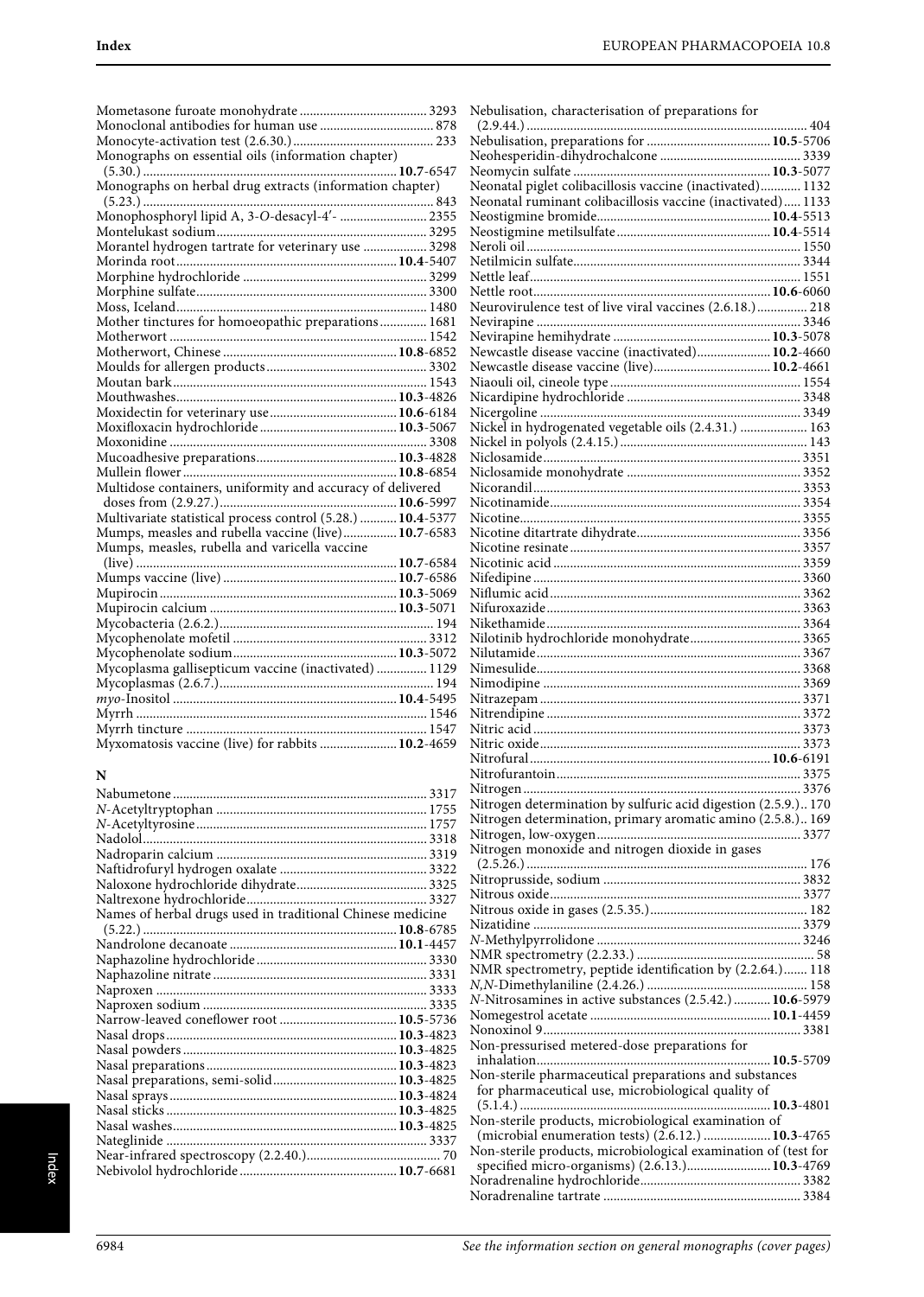Mometasone furoate monohydrate ..... 3293
Monoclonal antibodies for human use ..... 878
Monocyte-activation test (2.6.30.) ..... 233
Monographs on essential oils (information chapter) (5.30.) ..... **10.7**-6547
Monographs on herbal drug extracts (information chapter) (5.23.) ..... 843
Monophosphoryl lipid A, 3-*O*-desacyl-4′- ..... 2355
Montelukast sodium ..... 3295
Morantel hydrogen tartrate for veterinary use ..... 3298
Morinda root ..... **10.4**-5407
Morphine hydrochloride ..... 3299
Morphine sulfate ..... 3300
Moss, Iceland ..... 1480
Mother tinctures for homoeopathic preparations ..... 1681
Motherwort ..... 1542
Motherwort, Chinese ..... **10.8**-6852
Moulds for allergen products ..... 3302
Moutan bark ..... 1543
Mouthwashes ..... **10.3**-4826
Moxidectin for veterinary use ..... **10.6**-6184
Moxifloxacin hydrochloride ..... **10.3**-5067
Moxonidine ..... 3308
Mucoadhesive preparations ..... **10.3**-4828
Mullein flower ..... **10.8**-6854
Multidose containers, uniformity and accuracy of delivered doses from (2.9.27.) ..... **10.6**-5997
Multivariate statistical process control (5.28.) ..... **10.4**-5377
Mumps, measles and rubella vaccine (live) ..... **10.7**-6583
Mumps, measles, rubella and varicella vaccine (live) ..... **10.7**-6584
Mumps vaccine (live) ..... **10.7**-6586
Mupirocin ..... **10.3**-5069
Mupirocin calcium ..... **10.3**-5071
Mycobacteria (2.6.2.) ..... 194
Mycophenolate mofetil ..... 3312
Mycophenolate sodium ..... **10.3**-5072
Mycoplasma gallisepticum vaccine (inactivated) ..... 1129
Mycoplasmas (2.6.7.) ..... 194
*myo*-Inositol ..... **10.4**-5495
Myrrh ..... 1546
Myrrh tincture ..... 1547
Myxomatosis vaccine (live) for rabbits ..... **10.2**-4659

## N

Nabumetone ..... 3317
*N*-Acetyltryptophan ..... 1755
*N*-Acetyltyrosine ..... 1757
Nadolol ..... 3318
Nadroparin calcium ..... 3319
Naftidrofuryl hydrogen oxalate ..... 3322
Naloxone hydrochloride dihydrate ..... 3325
Naltrexone hydrochloride ..... 3327
Names of herbal drugs used in traditional Chinese medicine (5.22.) ..... **10.8**-6785
Nandrolone decanoate ..... **10.1**-4457
Naphazoline hydrochloride ..... 3330
Naphazoline nitrate ..... 3331
Naproxen ..... 3333
Naproxen sodium ..... 3335
Narrow-leaved coneflower root ..... **10.5**-5736
Nasal drops ..... **10.3**-4823
Nasal powders ..... **10.3**-4825
Nasal preparations ..... **10.3**-4823
Nasal preparations, semi-solid ..... **10.3**-4825
Nasal sprays ..... **10.3**-4824
Nasal sticks ..... **10.3**-4825
Nasal washes ..... **10.3**-4825
Nateglinide ..... 3337
Near-infrared spectroscopy (2.2.40.) ..... 70
Nebivolol hydrochloride ..... **10.7**-6681
Nebulisation, characterisation of preparations for (2.9.44.) ..... 404
Nebulisation, preparations for ..... **10.5**-5706
Neohesperidin-dihydrochalcone ..... 3339
Neomycin sulfate ..... **10.3**-5077
Neonatal piglet colibacillosis vaccine (inactivated) ..... 1132
Neonatal ruminant colibacillosis vaccine (inactivated) ..... 1133
Neostigmine bromide ..... **10.4**-5513
Neostigmine metilsulfate ..... **10.4**-5514
Neroli oil ..... 1550
Netilmicin sulfate ..... 3344
Nettle leaf ..... 1551
Nettle root ..... **10.6**-6060
Neurovirulence test of live viral vaccines (2.6.18.) ..... 218
Nevirapine ..... 3346
Nevirapine hemihydrate ..... **10.3**-5078
Newcastle disease vaccine (inactivated) ..... **10.2**-4660
Newcastle disease vaccine (live) ..... **10.2**-4661
Niaouli oil, cineole type ..... 1554
Nicardipine hydrochloride ..... 3348
Nicergoline ..... 3349
Nickel in hydrogenated vegetable oils (2.4.31.) ..... 163
Nickel in polyols (2.4.15.) ..... 143
Niclosamide ..... 3351
Niclosamide monohydrate ..... 3352
Nicorandil ..... 3353
Nicotinamide ..... 3354
Nicotine ..... 3355
Nicotine ditartrate dihydrate ..... 3356
Nicotine resinate ..... 3357
Nicotinic acid ..... 3359
Nifedipine ..... 3360
Niflumic acid ..... 3362
Nifuroxazide ..... 3363
Nikethamide ..... 3364
Nilotinib hydrochloride monohydrate ..... 3365
Nilutamide ..... 3367
Nimesulide ..... 3368
Nimodipine ..... 3369
Nitrazepam ..... 3371
Nitrendipine ..... 3372
Nitric acid ..... 3373
Nitric oxide ..... 3373
Nitrofural ..... **10.6**-6191
Nitrofurantoin ..... 3375
Nitrogen ..... 3376
Nitrogen determination by sulfuric acid digestion (2.5.9.) ..... 170
Nitrogen determination, primary aromatic amino (2.5.8.) ..... 169
Nitrogen, low-oxygen ..... 3377
Nitrogen monoxide and nitrogen dioxide in gases (2.5.26.) ..... 176
Nitroprusside, sodium ..... 3832
Nitrous oxide ..... 3377
Nitrous oxide in gases (2.5.35.) ..... 182
Nizatidine ..... 3379
*N*-Methylpyrrolidone ..... 3246
NMR spectrometry (2.2.33.) ..... 58
NMR spectrometry, peptide identification by (2.2.64.) ..... 118
*N,N*-Dimethylaniline (2.4.26.) ..... 158
*N*-Nitrosamines in active substances (2.5.42.) ..... **10.6**-5979
Nomegestrol acetate ..... **10.1**-4459
Nonoxinol 9 ..... 3381
Non-pressurised metered-dose preparations for inhalation ..... **10.5**-5709
Non-sterile pharmaceutical preparations and substances for pharmaceutical use, microbiological quality of (5.1.4.) ..... **10.3**-4801
Non-sterile products, microbiological examination of (microbial enumeration tests) (2.6.12.) ..... **10.3**-4765
Non-sterile products, microbiological examination of (test for specified micro-organisms) (2.6.13.) ..... **10.3**-4769
Noradrenaline hydrochloride ..... 3382
Noradrenaline tartrate ..... 3384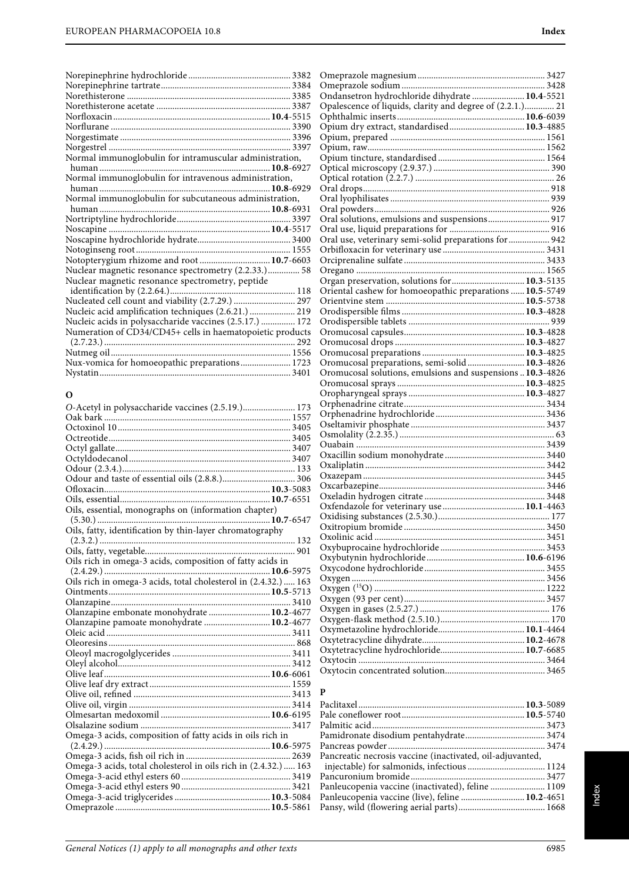Norepinephrine hydrochloride ............................................ 3382
Norepinephrine tartrate........................................................ 3384
Norethisterone ...................................................................... 3385
Norethisterone acetate ......................................................... 3387
Norfloxacin.................................................................. **10.4**-5515
Norflurane ............................................................................. 3390
Norgestimate ......................................................................... 3396
Norgestrel .............................................................................. 3397
Normal immunoglobulin for intramuscular administration, human ........................................................................ **10.8**-6927
Normal immunoglobulin for intravenous administration, human ........................................................................ **10.8**-6929
Normal immunoglobulin for subcutaneous administration, human ........................................................................ **10.8**-6931
Nortriptyline hydrochloride................................................. 3397
Noscapine .................................................................... **10.4**-5517
Noscapine hydrochloride hydrate........................................ 3400
Notoginseng root .................................................................. 1555
Notopterygium rhizome and root ............................... **10.7**-6603
Nuclear magnetic resonance spectrometry (2.2.33.).............. 58
Nuclear magnetic resonance spectrometry, peptide identification by (2.2.64.)...................................................... 118
Nucleated cell count and viability (2.7.29.) ........................... 297
Nucleic acid amplification techniques (2.6.21.) .................... 219
Nucleic acids in polysaccharide vaccines (2.5.17.) ............... 172
Numeration of CD34/CD45+ cells in haematopoietic products (2.7.23.) .................................................................................. 292
Nutmeg oil.............................................................................. 1556
Nux-vomica for homoeopathic preparations...................... 1723
Nystatin.................................................................................. 3401

## O

*O*-Acetyl in polysaccharide vaccines (2.5.19.)....................... 173
Oak bark ................................................................................ 1557
Octoxinol 10 .......................................................................... 3405
Octreotide.............................................................................. 3405
Octyl gallate........................................................................... 3407
Octyldodecanol...................................................................... 3407
Odour (2.3.4.).......................................................................... 133
Odour and taste of essential oils (2.8.8.)................................ 306
Ofloxacin...................................................................... **10.3**-5083
Oils, essential................................................................. **10.7**-6551
Oils, essential, monographs on (information chapter) (5.30.) .......................................................................... **10.7**-6547
Oils, fatty, identification by thin-layer chromatography (2.3.2.) .................................................................................... 132
Oils, fatty, vegetable................................................................. 901
Oils rich in omega-3 acids, composition of fatty acids in (2.4.29.) ........................................................................ **10.6**-5975
Oils rich in omega-3 acids, total cholesterol in (2.4.32.) ..... 163
Ointments..................................................................... **10.5**-5713
Olanzapine............................................................................. 3410
Olanzapine embonate monohydrate ........................... **10.2**-4677
Olanzapine pamoate monohydrate ............................. **10.2**-4677
Oleic acid ............................................................................... 3411
Oleoresins ................................................................................ 868
Oleoyl macrogolglycerides ................................................... 3411
Oleyl alcohol.......................................................................... 3412
Olive leaf....................................................................... **10.6**-6061
Olive leaf dry extract ............................................................. 1559
Olive oil, refined ................................................................... 3413
Olive oil, virgin ...................................................................... 3414
Olmesartan medoxomil ............................................... **10.6**-6195
Olsalazine sodium ................................................................. 3417
Omega-3 acids, composition of fatty acids in oils rich in (2.4.29.) ........................................................................ **10.6**-5975
Omega-3 acids, fish oil rich in ............................................. 2639
Omega-3 acids, total cholesterol in oils rich in (2.4.32.) ..... 163
Omega-3-acid ethyl esters 60 ................................................ 3419
Omega-3-acid ethyl esters 90 ................................................ 3421
Omega-3-acid triglycerides .......................................... **10.3**-5084
Omeprazole .................................................................. **10.5**-5861
Omeprazole magnesium ....................................................... 3427
Omeprazole sodium .............................................................. 3428
Ondansetron hydrochloride dihydrate ....................... **10.4**-5521
Opalescence of liquids, clarity and degree of (2.2.1.)............. 21
Ophthalmic inserts....................................................... **10.6**-6039
Opium dry extract, standardised................................ **10.3**-4885
Opium, prepared ................................................................... 1561
Opium, raw............................................................................. 1562
Opium tincture, standardised .............................................. 1564
Optical microscopy (2.9.37.) .................................................. 390
Optical rotation (2.2.7.) ............................................................ 26
Oral drops................................................................................ 918
Oral lyophilisates .................................................................... 939
Oral powders ........................................................................... 926
Oral solutions, emulsions and suspensions........................... 917
Oral use, liquid preparations for ........................................... 916
Oral use, veterinary semi-solid preparations for .................. 942
Orbifloxacin for veterinary use ............................................ 3431
Orciprenaline sulfate ............................................................. 3433
Oregano ................................................................................. 1565
Organ preservation, solutions for ............................... **10.3**-5135
Oriental cashew for homoeopathic preparations ...... **10.5**-5749
Orientvine stem ............................................................ **10.5**-5738
Orodispersible films .................................................... **10.3**-4828
Orodispersible tablets ............................................................. 939
Oromucosal capsules.................................................... **10.3**-4828
Oromucosal drops ........................................................ **10.3**-4827
Oromucosal preparations ............................................ **10.3**-4825
Oromucosal preparations, semi-solid ......................... **10.3**-4826
Oromucosal solutions, emulsions and suspensions .. **10.3**-4826
Oromucosal sprays ....................................................... **10.3**-4825
Oropharyngeal sprays .................................................. **10.3**-4827
Orphenadrine citrate............................................................. 3434
Orphenadrine hydrochloride ................................................ 3436
Oseltamivir phosphate .......................................................... 3437
Osmolality (2.2.35.) .................................................................. 63
Ouabain ................................................................................. 3439
Oxacillin sodium monohydrate ........................................... 3440
Oxaliplatin ............................................................................. 3442
Oxazepam .............................................................................. 3445
Oxcarbazepine....................................................................... 3446
Oxeladin hydrogen citrate .................................................... 3448
Oxfendazole for veterinary use ................................... **10.1**-4463
Oxidising substances (2.5.30.)................................................ 177
Oxitropium bromide ............................................................. 3450
Oxolinic acid ......................................................................... 3451
Oxybuprocaine hydrochloride ............................................. 3453
Oxybutynin hydrochloride .......................................... **10.6**-6196
Oxycodone hydrochloride .................................................... 3455
Oxygen ................................................................................... 3456
Oxygen ($^{15}O$) .......................................................................... 1222
Oxygen (93 per cent)............................................................. 3457
Oxygen in gases (2.5.27.) ........................................................ 176
Oxygen-flask method (2.5.10.)............................................... 170
Oxymetazoline hydrochloride..................................... **10.1**-4464
Oxytetracycline dihydrate............................................ **10.2**-4678
Oxytetracycline hydrochloride.................................... **10.7**-6685
Oxytocin ................................................................................ 3464
Oxytocin concentrated solution........................................... 3465

## P

Paclitaxel ...................................................................... **10.3**-5089
Pale coneflower root..................................................... **10.5**-5740
Palmitic acid.......................................................................... 3473
Pamidronate disodium pentahydrate.................................. 3474
Pancreas powder ................................................................... 3474
Pancreatic necrosis vaccine (inactivated, oil-adjuvanted, injectable) for salmonids, infectious ................................. 1124
Pancuronium bromide .......................................................... 3477
Panleucopenia vaccine (inactivated), feline ........................ 1109
Panleucopenia vaccine (live), feline ........................... **10.2**-4651
Pansy, wild (flowering aerial parts)...................................... 1668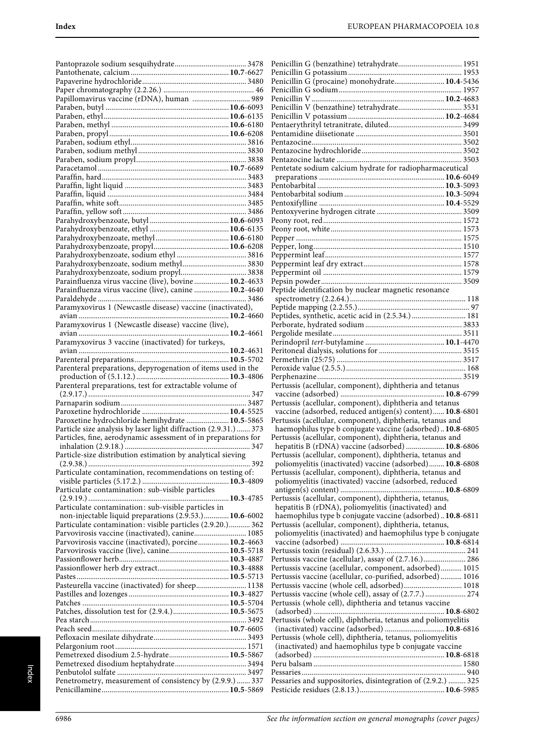Pantoprazole sodium sesquihydrate 3478
Pantothenate, calcium **10.7**-6627
Papaverine hydrochloride 3480
Paper chromatography (2.2.26.) 46
Papillomavirus vaccine (rDNA), human 989
Paraben, butyl **10.6**-6093
Paraben, ethyl **10.6**-6135
Paraben, methyl **10.6**-6180
Paraben, propyl **10.6**-6208
Paraben, sodium ethyl 3816
Paraben, sodium methyl 3830
Paraben, sodium propyl 3838
Paracetamol **10.7**-6689
Paraffin, hard 3483
Paraffin, light liquid 3483
Paraffin, liquid 3484
Paraffin, white soft 3485
Paraffin, yellow soft 3486
Parahydroxybenzoate, butyl **10.6**-6093
Parahydroxybenzoate, ethyl **10.6**-6135
Parahydroxybenzoate, methyl **10.6**-6180
Parahydroxybenzoate, propyl **10.6**-6208
Parahydroxybenzoate, sodium ethyl 3816
Parahydroxybenzoate, sodium methyl 3830
Parahydroxybenzoate, sodium propyl 3838
Parainfluenza virus vaccine (live), bovine **10.2**-4633
Parainfluenza virus vaccine (live), canine **10.2**-4640
Paraldehyde 3486
Paramyxovirus 1 (Newcastle disease) vaccine (inactivated), avian **10.2**-4660
Paramyxovirus 1 (Newcastle disease) vaccine (live), avian **10.2**-4661
Paramyxovirus 3 vaccine (inactivated) for turkeys, avian **10.2**-4631
Parenteral preparations **10.5**-5702
Parenteral preparations, depyrogenation of items used in the production of (5.1.12.) **10.3**-4806
Parenteral preparations, test for extractable volume of (2.9.17.) 347
Parnaparin sodium 3487
Paroxetine hydrochloride **10.4**-5525
Paroxetine hydrochloride hemihydrate **10.5**-5865
Particle size analysis by laser light diffraction (2.9.31.) 373
Particles, fine, aerodynamic assessment of in preparations for inhalation (2.9.18.) 347
Particle-size distribution estimation by analytical sieving (2.9.38.) 392
Particulate contamination, recommendations on testing of: visible particles (5.17.2.) **10.3**-4809
Particulate contamination: sub-visible particles (2.9.19.) **10.3**-4785
Particulate contamination: sub-visible particles in non-injectable liquid preparations (2.9.53.) **10.6**-6002
Particulate contamination: visible particles (2.9.20.) 362
Parvovirosis vaccine (inactivated), canine 1085
Parvovirosis vaccine (inactivated), porcine **10.2**-4663
Parvovirosis vaccine (live), canine **10.5**-5718
Passionflower herb **10.3**-4887
Passionflower herb dry extract **10.3**-4888
Pastes **10.5**-5713
Pasteurella vaccine (inactivated) for sheep 1138
Pastilles and lozenges **10.3**-4827
Patches **10.5**-5704
Patches, dissolution test for (2.9.4.) **10.5**-5675
Pea starch 3492
Peach seed **10.7**-6605
Pefloxacin mesilate dihydrate 3493
Pelargonium root 1571
Pemetrexed disodium 2.5-hydrate **10.5**-5867
Pemetrexed disodium heptahydrate 3494
Penbutolol sulfate 3497
Penetrometry, measurement of consistency by (2.9.9.) 337
Penicillamine **10.5**-5869
Penicillin G (benzathine) tetrahydrate 1951
Penicillin G potassium 1953
Penicillin G (procaine) monohydrate **10.4**-5436
Penicillin G sodium 1957
Penicillin V **10.2**-4683
Penicillin V (benzathine) tetrahydrate 3531
Penicillin V potassium **10.2**-4684
Pentaerythrityl tetranitrate, diluted 3499
Pentamidine diisetionate 3501
Pentazocine 3502
Pentazocine hydrochloride 3502
Pentazocine lactate 3503
Pentetate sodium calcium hydrate for radiopharmaceutical preparations **10.6**-6049
Pentobarbital **10.3**-5093
Pentobarbital sodium **10.3**-5094
Pentoxifylline **10.4**-5529
Pentoxyverine hydrogen citrate 3509
Peony root, red 1572
Peony root, white 1573
Pepper 1575
Pepper, long 1510
Peppermint leaf 1577
Peppermint leaf dry extract 1578
Peppermint oil 1579
Pepsin powder 3509
Peptide identification by nuclear magnetic resonance spectrometry (2.2.64.) 118
Peptide mapping (2.2.55.) 97
Peptides, synthetic, acetic acid in (2.5.34.) 181
Perborate, hydrated sodium 3833
Pergolide mesilate 3511
Perindopril *tert*-butylamine **10.1**-4470
Peritoneal dialysis, solutions for 3515
Permethrin (25:75) 3517
Peroxide value (2.5.5.) 168
Perphenazine 3519
Pertussis (acellular, component), diphtheria and tetanus vaccine (adsorbed) **10.8**-6799
Pertussis (acellular, component), diphtheria and tetanus vaccine (adsorbed, reduced antigen(s) content) **10.8**-6801
Pertussis (acellular, component), diphtheria, tetanus and haemophilus type b conjugate vaccine (adsorbed) **10.8**-6805
Pertussis (acellular, component), diphtheria, tetanus and hepatitis B (rDNA) vaccine (adsorbed) **10.8**-6806
Pertussis (acellular, component), diphtheria, tetanus and poliomyelitis (inactivated) vaccine (adsorbed) **10.8**-6808
Pertussis (acellular, component), diphtheria, tetanus and poliomyelitis (inactivated) vaccine (adsorbed, reduced antigen(s) content) **10.8**-6809
Pertussis (acellular, component), diphtheria, tetanus, hepatitis B (rDNA), poliomyelitis (inactivated) and haemophilus type b conjugate vaccine (adsorbed) **10.8**-6811
Pertussis (acellular, component), diphtheria, tetanus, poliomyelitis (inactivated) and haemophilus type b conjugate vaccine (adsorbed) **10.8**-6814
Pertussis toxin (residual) (2.6.33.) 241
Pertussis vaccine (acellular), assay of (2.7.16.) 286
Pertussis vaccine (acellular, component, adsorbed) 1015
Pertussis vaccine (acellular, co-purified, adsorbed) 1016
Pertussis vaccine (whole cell, adsorbed) 1018
Pertussis vaccine (whole cell), assay of (2.7.7.) 274
Pertussis (whole cell), diphtheria and tetanus vaccine (adsorbed) **10.8**-6802
Pertussis (whole cell), diphtheria, tetanus and poliomyelitis (inactivated) vaccine (adsorbed) **10.8**-6816
Pertussis (whole cell), diphtheria, tetanus, poliomyelitis (inactivated) and haemophilus type b conjugate vaccine (adsorbed) **10.8**-6818
Peru balsam 1580
Pessaries 940
Pessaries and suppositories, disintegration of (2.9.2.) 325
Pesticide residues (2.8.13.) **10.6**-5985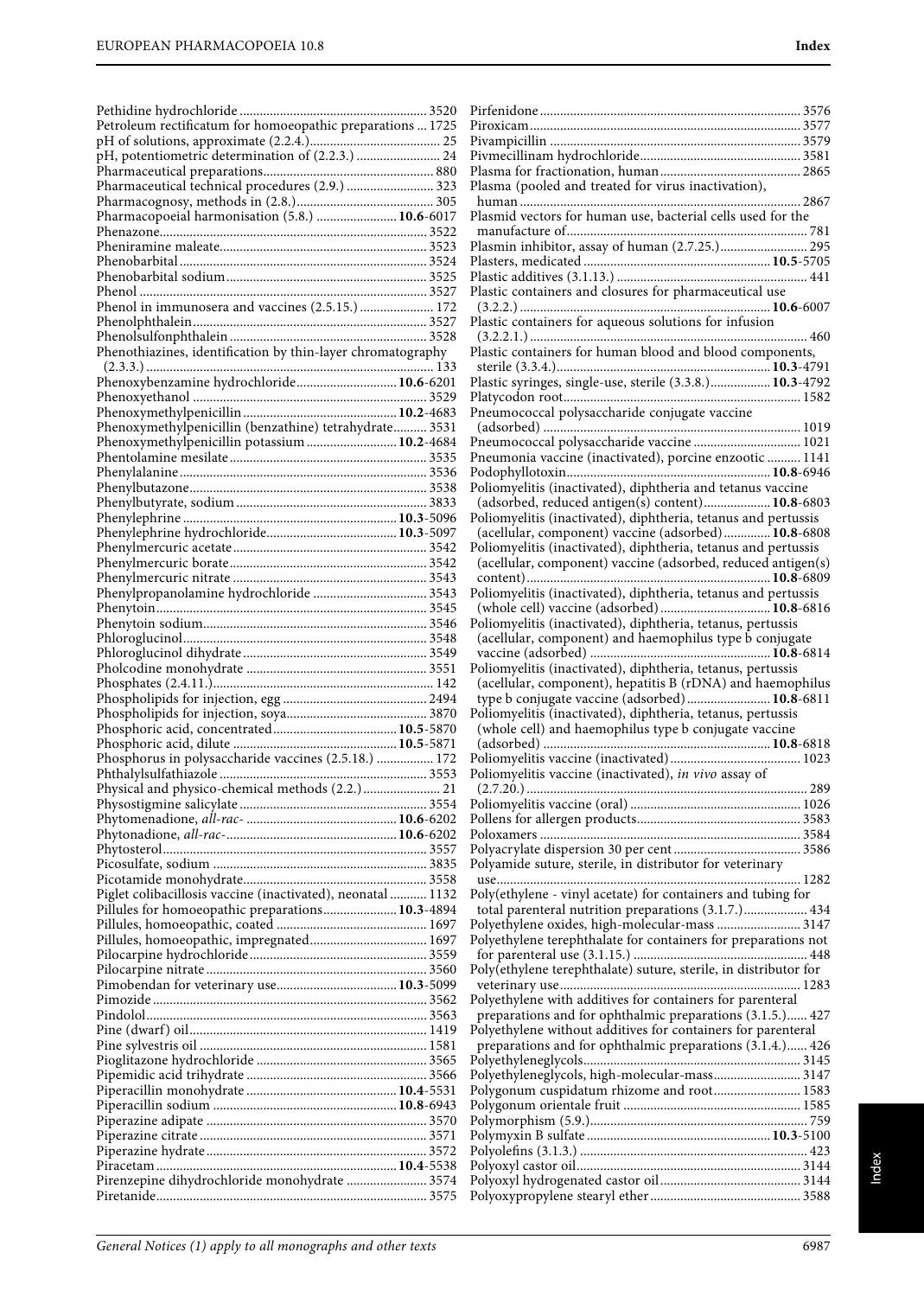Pethidine hydrochloride ....... 3520
Petroleum rectificatum for homoeopathic preparations ... 1725
pH of solutions, approximate (2.2.4.) ....... 25
pH, potentiometric determination of (2.2.3.) ....... 24
Pharmaceutical preparations ....... 880
Pharmaceutical technical procedures (2.9.) ....... 323
Pharmacognosy, methods in (2.8.) ....... 305
Pharmacopoeial harmonisation (5.8.) ....... **10.6**-6017
Phenazone ....... 3522
Pheniramine maleate ....... 3523
Phenobarbital ....... 3524
Phenobarbital sodium ....... 3525
Phenol ....... 3527
Phenol in immunosera and vaccines (2.5.15.) ....... 172
Phenolphthalein ....... 3527
Phenolsulfonphthalein ....... 3528
Phenothiazines, identification by thin-layer chromatography (2.3.3.) ....... 133
Phenoxybenzamine hydrochloride ....... **10.6**-6201
Phenoxyethanol ....... 3529
Phenoxymethylpenicillin ....... **10.2**-4683
Phenoxymethylpenicillin (benzathine) tetrahydrate ....... 3531
Phenoxymethylpenicillin potassium ....... **10.2**-4684
Phentolamine mesilate ....... 3535
Phenylalanine ....... 3536
Phenylbutazone ....... 3538
Phenylbutyrate, sodium ....... 3833
Phenylephrine ....... **10.3**-5096
Phenylephrine hydrochloride ....... **10.3**-5097
Phenylmercuric acetate ....... 3542
Phenylmercuric borate ....... 3542
Phenylmercuric nitrate ....... 3543
Phenylpropanolamine hydrochloride ....... 3543
Phenytoin ....... 3545
Phenytoin sodium ....... 3546
Phloroglucinol ....... 3548
Phloroglucinol dihydrate ....... 3549
Pholcodine monohydrate ....... 3551
Phosphates (2.4.11.) ....... 142
Phospholipids for injection, egg ....... 2494
Phospholipids for injection, soya ....... 3870
Phosphoric acid, concentrated ....... **10.5**-5870
Phosphoric acid, dilute ....... **10.5**-5871
Phosphorus in polysaccharide vaccines (2.5.18.) ....... 172
Phthalylsulfathiazole ....... 3553
Physical and physico-chemical methods (2.2.) ....... 21
Physostigmine salicylate ....... 3554
Phytomenadione, *all-rac-* ....... **10.6**-6202
Phytonadione, *all-rac-* ....... **10.6**-6202
Phytosterol ....... 3557
Picosulfate, sodium ....... 3835
Picotamide monohydrate ....... 3558
Piglet colibacillosis vaccine (inactivated), neonatal ....... 1132
Pillules for homoeopathic preparations ....... **10.3**-4894
Pillules, homoeopathic, coated ....... 1697
Pillules, homoeopathic, impregnated ....... 1697
Pilocarpine hydrochloride ....... 3559
Pilocarpine nitrate ....... 3560
Pimobendan for veterinary use ....... **10.3**-5099
Pimozide ....... 3562
Pindolol ....... 3563
Pine (dwarf) oil ....... 1419
Pine sylvestris oil ....... 1581
Pioglitazone hydrochloride ....... 3565
Pipemidic acid trihydrate ....... 3566
Piperacillin monohydrate ....... **10.4**-5531
Piperacillin sodium ....... **10.8**-6943
Piperazine adipate ....... 3570
Piperazine citrate ....... 3571
Piperazine hydrate ....... 3572
Piracetam ....... **10.4**-5538
Pirenzepine dihydrochloride monohydrate ....... 3574
Piretanide ....... 3575
Pirfenidone ....... 3576
Piroxicam ....... 3577
Pivampicillin ....... 3579
Pivmecillinam hydrochloride ....... 3581
Plasma for fractionation, human ....... 2865
Plasma (pooled and treated for virus inactivation), human ....... 2867
Plasmid vectors for human use, bacterial cells used for the manufacture of ....... 781
Plasmin inhibitor, assay of human (2.7.25.) ....... 295
Plasters, medicated ....... **10.5**-5705
Plastic additives (3.1.13.) ....... 441
Plastic containers and closures for pharmaceutical use (3.2.2.) ....... **10.6**-6007
Plastic containers for aqueous solutions for infusion (3.2.2.1.) ....... 460
Plastic containers for human blood and blood components, sterile (3.3.4.) ....... **10.3**-4791
Plastic syringes, single-use, sterile (3.3.8.) ....... **10.3**-4792
Platycodon root ....... 1582
Pneumococcal polysaccharide conjugate vaccine (adsorbed) ....... 1019
Pneumococcal polysaccharide vaccine ....... 1021
Pneumonia vaccine (inactivated), porcine enzootic ....... 1141
Podophyllotoxin ....... **10.8**-6946
Poliomyelitis (inactivated), diphtheria and tetanus vaccine (adsorbed, reduced antigen(s) content) ....... **10.8**-6803
Poliomyelitis (inactivated), diphtheria, tetanus and pertussis (acellular, component) vaccine (adsorbed) ....... **10.8**-6808
Poliomyelitis (inactivated), diphtheria, tetanus and pertussis (acellular, component) vaccine (adsorbed, reduced antigen(s) content) ....... **10.8**-6809
Poliomyelitis (inactivated), diphtheria, tetanus and pertussis (whole cell) vaccine (adsorbed) ....... **10.8**-6816
Poliomyelitis (inactivated), diphtheria, tetanus, pertussis (acellular, component) and haemophilus type b conjugate vaccine (adsorbed) ....... **10.8**-6814
Poliomyelitis (inactivated), diphtheria, tetanus, pertussis (acellular, component), hepatitis B (rDNA) and haemophilus type b conjugate vaccine (adsorbed) ....... **10.8**-6811
Poliomyelitis (inactivated), diphtheria, tetanus, pertussis (whole cell) and haemophilus type b conjugate vaccine (adsorbed) ....... **10.8**-6818
Poliomyelitis vaccine (inactivated) ....... 1023
Poliomyelitis vaccine (inactivated), *in vivo* assay of (2.7.20.) ....... 289
Poliomyelitis vaccine (oral) ....... 1026
Pollens for allergen products ....... 3583
Poloxamers ....... 3584
Polyacrylate dispersion 30 per cent ....... 3586
Polyamide suture, sterile, in distributor for veterinary use ....... 1282
Poly(ethylene - vinyl acetate) for containers and tubing for total parenteral nutrition preparations (3.1.7.) ....... 434
Polyethylene oxides, high-molecular-mass ....... 3147
Polyethylene terephthalate for containers for preparations not for parenteral use (3.1.15.) ....... 448
Poly(ethylene terephthalate) suture, sterile, in distributor for veterinary use ....... 1283
Polyethylene with additives for containers for parenteral preparations and for ophthalmic preparations (3.1.5.) ....... 427
Polyethylene without additives for containers for parenteral preparations and for ophthalmic preparations (3.1.4.) ....... 426
Polyethyleneglycols ....... 3145
Polyethyleneglycols, high-molecular-mass ....... 3147
Polygonum cuspidatum rhizome and root ....... 1583
Polygonum orientale fruit ....... 1585
Polymorphism (5.9.) ....... 759
Polymyxin B sulfate ....... **10.3**-5100
Polyolefins (3.1.3.) ....... 423
Polyoxyl castor oil ....... 3144
Polyoxyl hydrogenated castor oil ....... 3144
Polyoxypropylene stearyl ether ....... 3588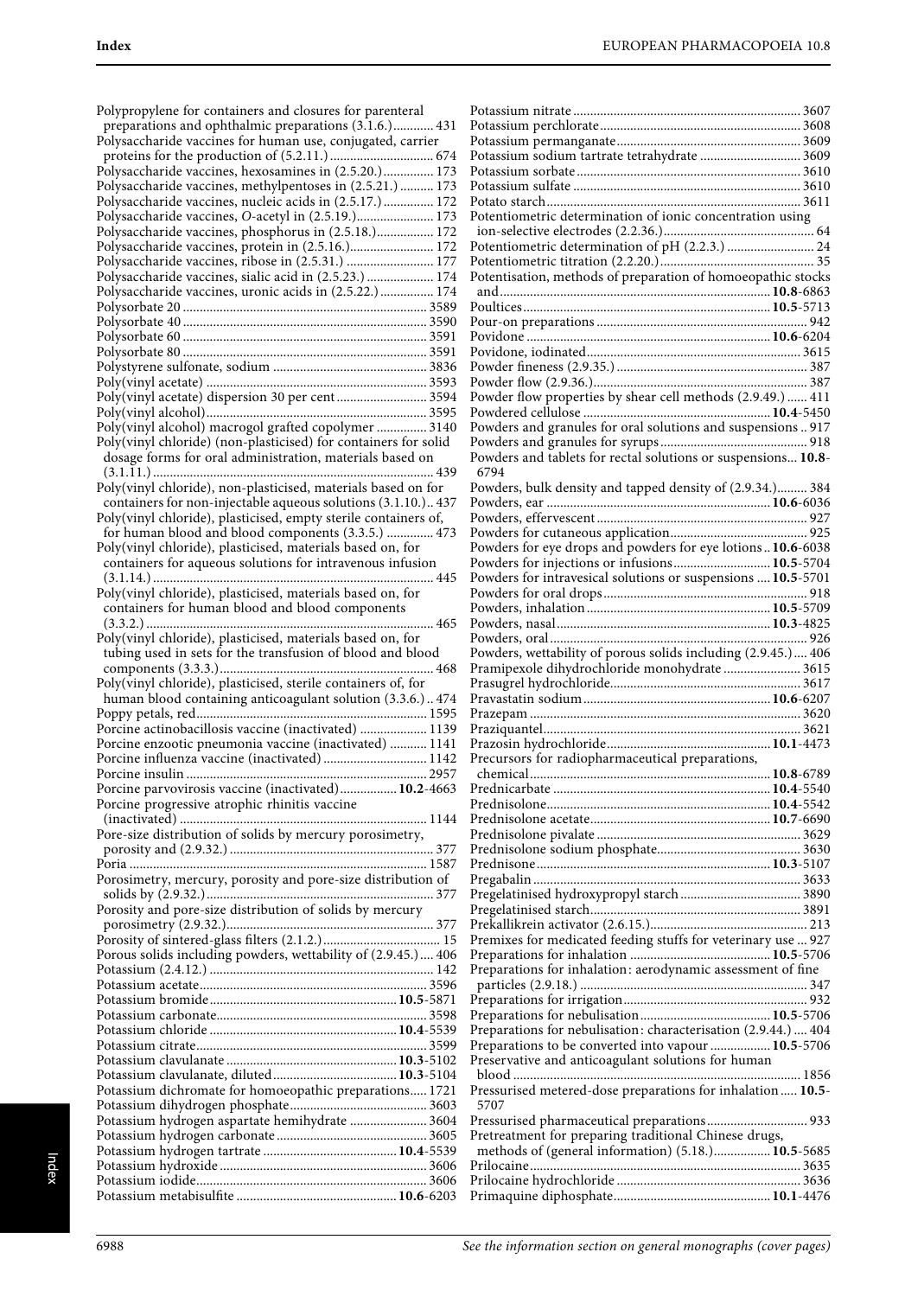Polypropylene for containers and closures for parenteral preparations and ophthalmic preparations (3.1.6.) ............ 431
Polysaccharide vaccines for human use, conjugated, carrier proteins for the production of (5.2.11.) ............................... 674
Polysaccharide vaccines, hexosamines in (2.5.20.) ............... 173
Polysaccharide vaccines, methylpentoses in (2.5.21.) .......... 173
Polysaccharide vaccines, nucleic acids in (2.5.17.) ............... 172
Polysaccharide vaccines, *O*-acetyl in (2.5.19.) ....................... 173
Polysaccharide vaccines, phosphorus in (2.5.18.) ................. 172
Polysaccharide vaccines, protein in (2.5.16.) ......................... 172
Polysaccharide vaccines, ribose in (2.5.31.) .......................... 177
Polysaccharide vaccines, sialic acid in (2.5.23.) .................... 174
Polysaccharide vaccines, uronic acids in (2.5.22.) ................ 174
Polysorbate 20 ......................................................................... 3589
Polysorbate 40 ......................................................................... 3590
Polysorbate 60 ......................................................................... 3591
Polysorbate 80 ......................................................................... 3591
Polystyrene sulfonate, sodium .............................................. 3836
Poly(vinyl acetate) .................................................................. 3593
Poly(vinyl acetate) dispersion 30 per cent ............................ 3594
Poly(vinyl alcohol) .................................................................. 3595
Poly(vinyl alcohol) macrogol grafted copolymer ................ 3140
Poly(vinyl chloride) (non-plasticised) for containers for solid dosage forms for oral administration, materials based on (3.1.11.) ................................................................................... 439
Poly(vinyl chloride), non-plasticised, materials based on for containers for non-injectable aqueous solutions (3.1.10.) .. 437
Poly(vinyl chloride), plasticised, empty sterile containers of, for human blood and blood components (3.3.5.) .............. 473
Poly(vinyl chloride), plasticised, materials based on, for containers for aqueous solutions for intravenous infusion (3.1.14.) ................................................................................... 445
Poly(vinyl chloride), plasticised, materials based on, for containers for human blood and blood components (3.3.2.) ...................................................................................... 465
Poly(vinyl chloride), plasticised, materials based on, for tubing used in sets for the transfusion of blood and blood components (3.3.3.) ............................................................... 468
Poly(vinyl chloride), plasticised, sterile containers of, for human blood containing anticoagulant solution (3.3.6.) .. 474
Poppy petals, red .................................................................... 1595
Porcine actinobacillosis vaccine (inactivated) .................... 1139
Porcine enzootic pneumonia vaccine (inactivated) ........... 1141
Porcine influenza vaccine (inactivated) ............................... 1142
Porcine insulin ........................................................................ 2957
Porcine parvovirosis vaccine (inactivated) ................. **10.2**-4663
Porcine progressive atrophic rhinitis vaccine (inactivated) .......................................................................... 1144
Pore-size distribution of solids by mercury porosimetry, porosity and (2.9.32.) ............................................................ 377
Poria ......................................................................................... 1587
Porosimetry, mercury, porosity and pore-size distribution of solids by (2.9.32.) ................................................................... 377
Porosity and pore-size distribution of solids by mercury porosimetry (2.9.32.) ............................................................. 377
Porosity of sintered-glass filters (2.1.2.) ................................... 15
Porous solids including powders, wettability of (2.9.45.) .... 406
Potassium (2.4.12.) .................................................................. 142
Potassium acetate .................................................................... 3596
Potassium bromide ........................................................ **10.5**-5871
Potassium carbonate ............................................................... 3598
Potassium chloride ........................................................ **10.4**-5539
Potassium citrate ..................................................................... 3599
Potassium clavulanate ................................................... **10.3**-5102
Potassium clavulanate, diluted ..................................... **10.3**-5104
Potassium dichromate for homoeopathic preparations ..... 1721
Potassium dihydrogen phosphate ......................................... 3603
Potassium hydrogen aspartate hemihydrate ....................... 3604
Potassium hydrogen carbonate ............................................. 3605
Potassium hydrogen tartrate ........................................ **10.4**-5539
Potassium hydroxide .............................................................. 3606
Potassium iodide ..................................................................... 3606
Potassium metabisulfite ................................................ **10.6**-6203
Potassium nitrate ..................................................................... 3607
Potassium perchlorate ............................................................ 3608
Potassium permanganate ....................................................... 3609
Potassium sodium tartrate tetrahydrate .............................. 3609
Potassium sorbate .................................................................... 3610
Potassium sulfate ..................................................................... 3610
Potato starch ............................................................................ 3611
Potentiometric determination of ionic concentration using ion-selective electrodes (2.2.36.) ............................................. 64
Potentiometric determination of pH (2.2.3.) .......................... 24
Potentiometric titration (2.2.20.) .............................................. 35
Potentisation, methods of preparation of homoeopathic stocks and ................................................................................ **10.8**-6863
Poultices ......................................................................... **10.5**-5713
Pour-on preparations ................................................................ 942
Povidone ........................................................................ **10.6**-6204
Povidone, iodinated ................................................................ 3615
Powder fineness (2.9.35.) ......................................................... 387
Powder flow (2.9.36.) ................................................................ 387
Powder flow properties by shear cell methods (2.9.49.) ...... 411
Powdered cellulose ....................................................... **10.4**-5450
Powders and granules for oral solutions and suspensions .. 917
Powders and granules for syrups ............................................ 918
Powders and tablets for rectal solutions or suspensions... **10.8**-6794
Powders, bulk density and tapped density of (2.9.34.) ......... 384
Powders, ear .................................................................. **10.6**-6036
Powders, effervescent ............................................................... 927
Powders for cutaneous application ......................................... 925
Powders for eye drops and powders for eye lotions .. **10.6**-6038
Powders for injections or infusions ............................ **10.5**-5704
Powders for intravesical solutions or suspensions .... **10.5**-5701
Powders for oral drops ............................................................. 918
Powders, inhalation ...................................................... **10.5**-5709
Powders, nasal ............................................................... **10.3**-4825
Powders, oral ............................................................................. 926
Powders, wettability of porous solids including (2.9.45.) .... 406
Pramipexole dihydrochloride monohydrate ....................... 3615
Prasugrel hydrochloride ......................................................... 3617
Pravastatin sodium ........................................................ **10.6**-6207
Prazepam ................................................................................. 3620
Praziquantel ............................................................................. 3621
Prazosin hydrochloride ................................................. **10.1**-4473
Precursors for radiopharmaceutical preparations, chemical ........................................................................ **10.8**-6789
Prednicarbate ................................................................ **10.4**-5540
Prednisolone .................................................................. **10.4**-5542
Prednisolone acetate ...................................................... **10.7**-6690
Prednisolone pivalate ............................................................. 3629
Prednisolone sodium phosphate ........................................... 3630
Prednisone ..................................................................... **10.3**-5107
Pregabalin ................................................................................ 3633
Pregelatinised hydroxypropyl starch .................................... 3890
Pregelatinised starch ............................................................... 3891
Prekallikrein activator (2.6.15.) ............................................... 213
Premixes for medicated feeding stuffs for veterinary use ... 927
Preparations for inhalation .......................................... **10.5**-5706
Preparations for inhalation: aerodynamic assessment of fine particles (2.9.18.) .................................................................... 347
Preparations for irrigation ....................................................... 932
Preparations for nebulisation ....................................... **10.5**-5706
Preparations for nebulisation: characterisation (2.9.44.) .... 404
Preparations to be converted into vapour .................. **10.5**-5706
Preservative and anticoagulant solutions for human blood ...................................................................................... 1856
Pressurised metered-dose preparations for inhalation ..... **10.5**-5707
Pressurised pharmaceutical preparations .............................. 933
Pretreatment for preparing traditional Chinese drugs, methods of (general information) (5.18.) ................. **10.5**-5685
Prilocaine ................................................................................. 3635
Prilocaine hydrochloride ........................................................ 3636
Primaquine diphosphate ............................................... **10.1**-4476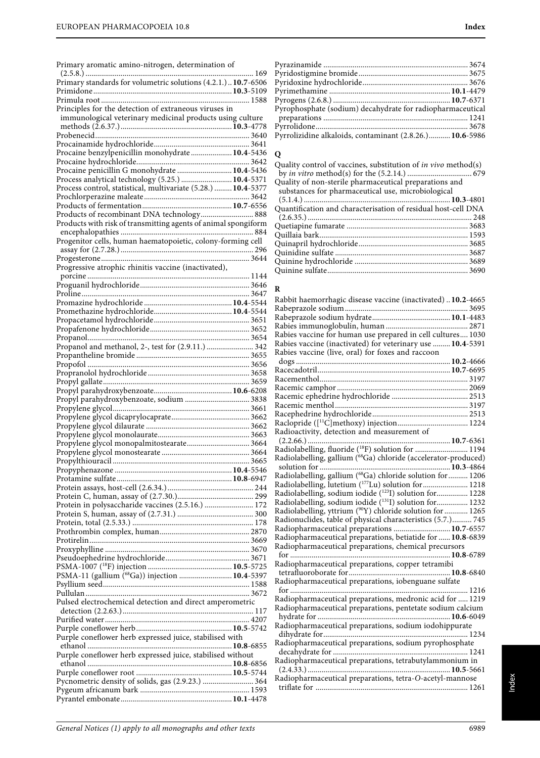Primary aromatic amino-nitrogen, determination of (2.5.8.) ... 169
Primary standards for volumetric solutions (4.2.1.) .. **10.7**-6506
Primidone ... **10.3**-5109
Primula root ... 1588
Principles for the detection of extraneous viruses in immunological veterinary medicinal products using culture methods (2.6.37.) ... **10.3**-4778
Probenecid ... 3640
Procainamide hydrochloride ... 3641
Procaine benzylpenicillin monohydrate ... **10.4**-5436
Procaine hydrochloride ... 3642
Procaine penicillin G monohydrate ... **10.4**-5436
Process analytical technology (5.25.) ... **10.4**-5371
Process control, statistical, multivariate (5.28.) ... **10.4**-5377
Prochlorperazine maleate ... 3642
Products of fermentation ... **10.7**-6556
Products of recombinant DNA technology ... 888
Products with risk of transmitting agents of animal spongiform encephalopathies ... 884
Progenitor cells, human haematopoietic, colony-forming cell assay for (2.7.28.) ... 296
Progesterone ... 3644
Progressive atrophic rhinitis vaccine (inactivated), porcine ... 1144
Proguanil hydrochloride ... 3646
Proline ... 3647
Promazine hydrochloride ... **10.4**-5544
Promethazine hydrochloride ... **10.4**-5544
Propacetamol hydrochloride ... 3651
Propafenone hydrochloride ... 3652
Propanol ... 3654
Propanol and methanol, 2-, test for (2.9.11.) ... 342
Propantheline bromide ... 3655
Propofol ... 3656
Propranolol hydrochloride ... 3658
Propyl gallate ... 3659
Propyl parahydroxybenzoate ... **10.6**-6208
Propyl parahydroxybenzoate, sodium ... 3838
Propylene glycol ... 3661
Propylene glycol dicaprylocaprate ... 3662
Propylene glycol dilaurate ... 3662
Propylene glycol monolaurate ... 3663
Propylene glycol monopalmitostearate ... 3664
Propylene glycol monostearate ... 3664
Propylthiouracil ... 3665
Propyphenazone ... **10.4**-5546
Protamine sulfate ... **10.8**-6947
Protein assays, host-cell (2.6.34.) ... 244
Protein C, human, assay of (2.7.30.) ... 299
Protein in polysaccharide vaccines (2.5.16.) ... 172
Protein S, human, assay of (2.7.31.) ... 300
Protein, total (2.5.33.) ... 178
Prothrombin complex, human ... 2870
Protirelin ... 3669
Proxyphylline ... 3670
Pseudoephedrine hydrochloride ... 3671
PSMA-1007 ($^{18}$F) injection ... **10.5**-5725
PSMA-11 (gallium ($^{68}$Ga)) injection ... **10.4**-5397
Psyllium seed ... 1588
Pullulan ... 3672
Pulsed electrochemical detection and direct amperometric detection (2.2.63.) ... 117
Purified water ... 4207
Purple coneflower herb ... **10.5**-5742
Purple coneflower herb expressed juice, stabilised with ethanol ... **10.8**-6855
Purple coneflower herb expressed juice, stabilised without ethanol ... **10.8**-6856
Purple coneflower root ... **10.5**-5744
Pycnometric density of solids, gas (2.9.23.) ... 364
Pygeum africanum bark ... 1593
Pyrantel embonate ... **10.1**-4478
Pyrazinamide ... 3674
Pyridostigmine bromide ... 3675
Pyridoxine hydrochloride ... 3676
Pyrimethamine ... **10.1**-4479
Pyrogens (2.6.8.) ... **10.7**-6371
Pyrophosphate (sodium) decahydrate for radiopharmaceutical preparations ... 1241
Pyrrolidone ... 3678
Pyrrolizidine alkaloids, contaminant (2.8.26.) ... **10.6**-5986

## Q

Quality control of vaccines, substitution of *in vivo* method(s) by *in vitro* method(s) for the (5.2.14.) ... 679
Quality of non-sterile pharmaceutical preparations and substances for pharmaceutical use, microbiological (5.1.4.) ... **10.3**-4801
Quantification and characterisation of residual host-cell DNA (2.6.35.) ... 248
Quetiapine fumarate ... 3683
Quillaia bark ... 1593
Quinapril hydrochloride ... 3685
Quinidine sulfate ... 3687
Quinine hydrochloride ... 3689
Quinine sulfate ... 3690

## R

Rabbit haemorrhagic disease vaccine (inactivated) .. **10.2**-4665
Rabeprazole sodium ... 3695
Rabeprazole sodium hydrate ... **10.1**-4483
Rabies immunoglobulin, human ... 2871
Rabies vaccine for human use prepared in cell cultures ... 1030
Rabies vaccine (inactivated) for veterinary use ... **10.4**-5391
Rabies vaccine (live, oral) for foxes and raccoon dogs ... **10.2**-4666
Racecadotril ... **10.7**-6695
Racementhol ... 3197
Racemic camphor ... 2069
Racemic ephedrine hydrochloride ... 2513
Racemic menthol ... 3197
Racephedrine hydrochloride ... 2513
Raclopride ([$^{11}$C]methoxy) injection ... 1224
Radioactivity, detection and measurement of (2.2.66.) ... **10.7**-6361
Radiolabelling, fluoride ($^{18}$F) solution for ... 1194
Radiolabelling, gallium ($^{68}$Ga) chloride (accelerator-produced) solution for ... **10.3**-4864
Radiolabelling, gallium ($^{68}$Ga) chloride solution for ... 1206
Radiolabelling, lutetium ($^{177}$Lu) solution for ... 1218
Radiolabelling, sodium iodide ($^{123}$I) solution for ... 1228
Radiolabelling, sodium iodide ($^{131}$I) solution for ... 1232
Radiolabelling, yttrium ($^{90}$Y) chloride solution for ... 1265
Radionuclides, table of physical characteristics (5.7.) ... 745
Radiopharmaceutical preparations ... **10.7**-6557
Radiopharmaceutical preparations, betiatide for ... **10.8**-6839
Radiopharmaceutical preparations, chemical precursors for ... **10.8**-6789
Radiopharmaceutical preparations, copper tetramibi tetrafluoroborate for ... **10.8**-6840
Radiopharmaceutical preparations, iobenguane sulfate for ... 1216
Radiopharmaceutical preparations, medronic acid for ... 1219
Radiopharmaceutical preparations, pentetate sodium calcium hydrate for ... **10.6**-6049
Radiopharmaceutical preparations, sodium iodohippurate dihydrate for ... 1234
Radiopharmaceutical preparations, sodium pyrophosphate decahydrate for ... 1241
Radiopharmaceutical preparations, tetrabutylammonium in (2.4.33.) ... **10.5**-5661
Radiopharmaceutical preparations, tetra-*O*-acetyl-mannose triflate for ... 1261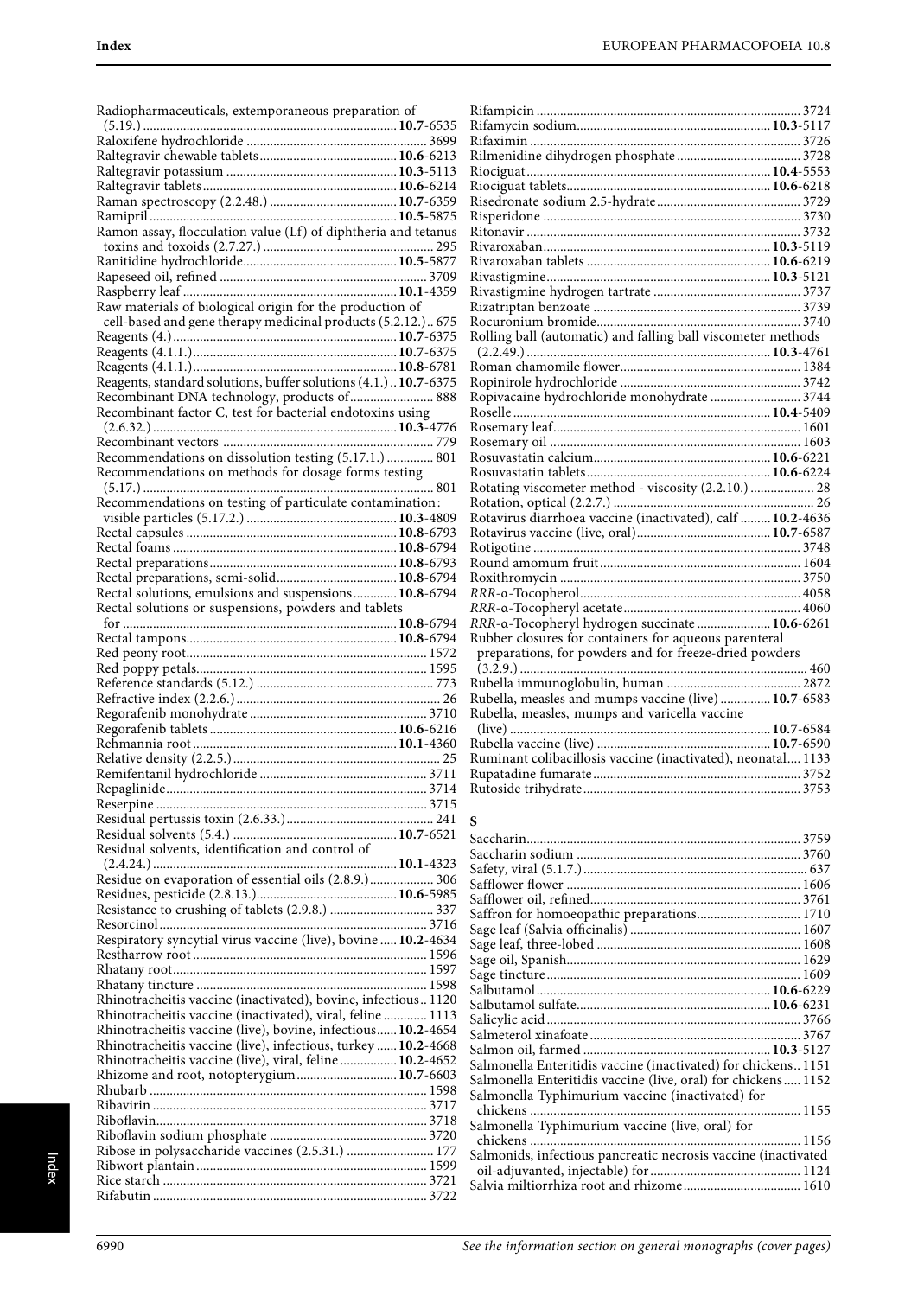Radiopharmaceuticals, extemporaneous preparation of (5.19.) ... **10.7**-6535
Raloxifene hydrochloride ... 3699
Raltegravir chewable tablets ... **10.6**-6213
Raltegravir potassium ... **10.3**-5113
Raltegravir tablets ... **10.6**-6214
Raman spectroscopy (2.2.48.) ... **10.7**-6359
Ramipril ... **10.5**-5875
Ramon assay, flocculation value (Lf) of diphtheria and tetanus toxins and toxoids (2.7.27.) ... 295
Ranitidine hydrochloride ... **10.5**-5877
Rapeseed oil, refined ... 3709
Raspberry leaf ... **10.1**-4359
Raw materials of biological origin for the production of cell-based and gene therapy medicinal products (5.2.12.) .. 675
Reagents (4.) ... **10.7**-6375
Reagents (4.1.1.) ... **10.7**-6375
Reagents (4.1.1.) ... **10.7**-6375
Reagents, standard solutions, buffer solutions (4.1.) .. **10.7**-6375
Recombinant DNA technology, products of ... 888
Recombinant factor C, test for bacterial endotoxins using (2.6.32.) ... **10.3**-4776
Recombinant vectors ... 779
Recommendations on dissolution testing (5.17.1.) ... 801
Recommendations on methods for dosage forms testing (5.17.) ... 801
Recommendations on testing of particulate contamination: visible particles (5.17.2.) ... **10.3**-4809
Rectal capsules ... **10.8**-6793
Rectal foams ... **10.8**-6794
Rectal preparations ... **10.8**-6793
Rectal preparations, semi-solid ... **10.8**-6794
Rectal solutions, emulsions and suspensions ... **10.8**-6794
Rectal solutions or suspensions, powders and tablets for ... **10.8**-6794
Rectal tampons ... **10.8**-6794
Red peony root ... 1572
Red poppy petals ... 1595
Reference standards (5.12.) ... 773
Refractive index (2.2.6.) ... 26
Regorafenib monohydrate ... 3710
Regorafenib tablets ... **10.6**-6216
Rehmannia root ... **10.1**-4360
Relative density (2.2.5.) ... 25
Remifentanil hydrochloride ... 3711
Repaglinide ... 3714
Reserpine ... 3715
Residual pertussis toxin (2.6.33.) ... 241
Residual solvents (5.4.) ... **10.7**-6521
Residual solvents, identification and control of (2.4.24.) ... **10.1**-4323
Residue on evaporation of essential oils (2.8.9.) ... 306
Residues, pesticide (2.8.13.) ... **10.6**-5985
Resistance to crushing of tablets (2.9.8.) ... 337
Resorcinol ... 3716
Respiratory syncytial virus vaccine (live), bovine ... **10.2**-4634
Restharrow root ... 1596
Rhatany root ... 1597
Rhatany tincture ... 1598
Rhinotracheitis vaccine (inactivated), bovine, infectious .. 1120
Rhinotracheitis vaccine (inactivated), viral, feline ... 1113
Rhinotracheitis vaccine (live), bovine, infectious ... **10.2**-4654
Rhinotracheitis vaccine (live), infectious, turkey ... **10.2**-4668
Rhinotracheitis vaccine (live), viral, feline ... **10.2**-4652
Rhizome and root, notopterygium ... **10.7**-6603
Rhubarb ... 1598
Ribavirin ... 3717
Riboflavin ... 3718
Riboflavin sodium phosphate ... 3720
Ribose in polysaccharide vaccines (2.5.31.) ... 177
Ribwort plantain ... 1599
Rice starch ... 3721
Rifabutin ... 3722
Rifampicin ... 3724
Rifamycin sodium ... **10.3**-5117
Rifaximin ... 3726
Rilmenidine dihydrogen phosphate ... 3728
Riociguat ... **10.4**-5553
Riociguat tablets ... **10.6**-6218
Risedronate sodium 2.5-hydrate ... 3729
Risperidone ... 3730
Ritonavir ... 3732
Rivaroxaban ... **10.3**-5119
Rivaroxaban tablets ... **10.6**-6219
Rivastigmine ... **10.3**-5121
Rivastigmine hydrogen tartrate ... 3737
Rizatriptan benzoate ... 3739
Rocuronium bromide ... 3740
Rolling ball (automatic) and falling ball viscometer methods (2.2.49.) ... **10.3**-4761
Roman chamomile flower ... 1384
Ropinirole hydrochloride ... 3742
Ropivacaine hydrochloride monohydrate ... 3744
Roselle ... **10.4**-5409
Rosemary leaf ... 1601
Rosemary oil ... 1603
Rosuvastatin calcium ... **10.6**-6221
Rosuvastatin tablets ... **10.6**-6224
Rotating viscometer method - viscosity (2.2.10.) ... 28
Rotation, optical (2.2.7.) ... 26
Rotavirus diarrhoea vaccine (inactivated), calf ... **10.2**-4636
Rotavirus vaccine (live, oral) ... **10.7**-6587
Rotigotine ... 3748
Round amomum fruit ... 1604
Roxithromycin ... 3750
*RRR*-α-Tocopherol ... 4058
*RRR*-α-Tocopheryl acetate ... 4060
*RRR*-α-Tocopheryl hydrogen succinate ... **10.6**-6261
Rubber closures for containers for aqueous parenteral preparations, for powders and for freeze-dried powders (3.2.9.) ... 460
Rubella immunoglobulin, human ... 2872
Rubella, measles and mumps vaccine (live) ... **10.7**-6583
Rubella, measles, mumps and varicella vaccine (live) ... **10.7**-6584
Rubella vaccine (live) ... **10.7**-6590
Ruminant colibacillosis vaccine (inactivated), neonatal ... 1133
Rupatadine fumarate ... 3752
Rutoside trihydrate ... 3753

## S

Saccharin ... 3759
Saccharin sodium ... 3760
Safety, viral (5.1.7.) ... 637
Safflower flower ... 1606
Safflower oil, refined ... 3761
Saffron for homoeopathic preparations ... 1710
Sage leaf (Salvia officinalis) ... 1607
Sage leaf, three-lobed ... 1608
Sage oil, Spanish ... 1629
Sage tincture ... 1609
Salbutamol ... **10.6**-6229
Salbutamol sulfate ... **10.6**-6231
Salicylic acid ... 3766
Salmeterol xinafoate ... 3767
Salmon oil, farmed ... **10.3**-5127
Salmonella Enteritidis vaccine (inactivated) for chickens .. 1151
Salmonella Enteritidis vaccine (live, oral) for chickens ... 1152
Salmonella Typhimurium vaccine (inactivated) for chickens ... 1155
Salmonella Typhimurium vaccine (live, oral) for chickens ... 1156
Salmonids, infectious pancreatic necrosis vaccine (inactivated oil-adjuvanted, injectable) for ... 1124
Salvia miltiorrhiza root and rhizome ... 1610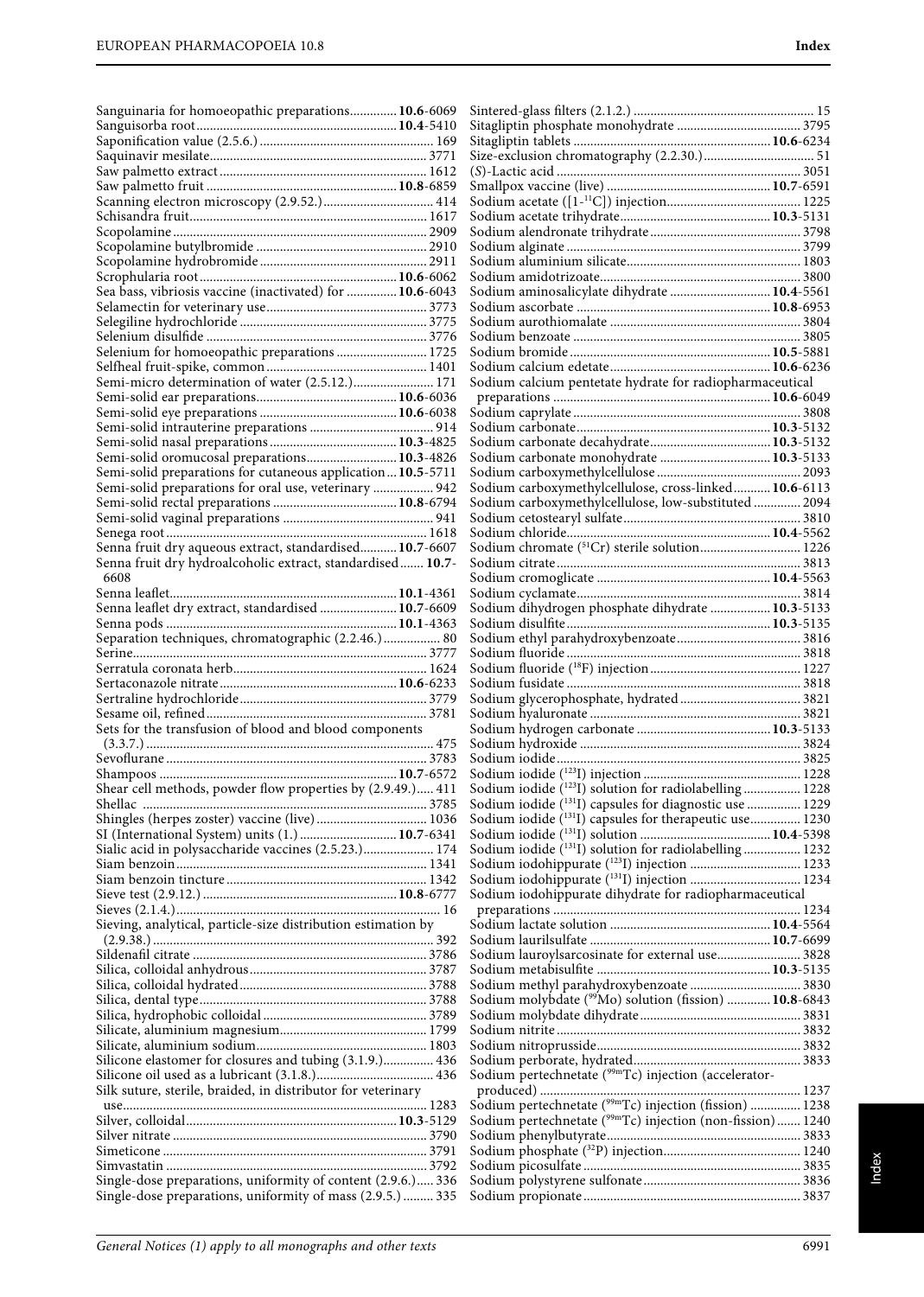Sanguinaria for homoeopathic preparations.............. **10.6**-6069
Sanguisorba root........................................................ **10.4**-5410
Saponification value (2.5.6.) ............................................ 169
Saquinavir mesilate............................................................. 3771
Saw palmetto extract ........................................................... 1612
Saw palmetto fruit ....................................................... **10.8**-6859
Scanning electron microscopy (2.9.52.) ............................... 414
Schisandra fruit.................................................................... 1617
Scopolamine ......................................................................... 2909
Scopolamine butylbromide .................................................. 2910
Scopolamine hydrobromide ................................................. 2911
Scrophularia root ......................................................... **10.6**-6062
Sea bass, vibriosis vaccine (inactivated) for .............. **10.6**-6043
Selamectin for veterinary use............................................... 3773
Selegiline hydrochloride ....................................................... 3775
Selenium disulfide ................................................................ 3776
Selenium for homoeopathic preparations ........................... 1725
Selfheal fruit-spike, common ............................................... 1401
Semi-micro determination of water (2.5.12.)........................ 171
Semi-solid ear preparations......................................... **10.6**-6036
Semi-solid eye preparations ........................................ **10.6**-6038
Semi-solid intrauterine preparations .................................... 914
Semi-solid nasal preparations...................................... **10.3**-4825
Semi-solid oromucosal preparations........................... **10.3**-4826
Semi-solid preparations for cutaneous application ... **10.5**-5711
Semi-solid preparations for oral use, veterinary .................. 942
Semi-solid rectal preparations ..................................... **10.8**-6794
Semi-solid vaginal preparations ............................................ 941
Senega root ............................................................................ 1618
Senna fruit dry aqueous extract, standardised........... **10.7**-6607
Senna fruit dry hydroalcoholic extract, standardised....... **10.7**-6608
Senna leaflet.................................................................. **10.1**-4361
Senna leaflet dry extract, standardised ....................... **10.7**-6609
Senna pods ................................................................... **10.1**-4363
Separation techniques, chromatographic (2.2.46.)................. 80
Serine..................................................................................... 3777
Serratula coronata herb......................................................... 1624
Sertaconazole nitrate.................................................... **10.6**-6233
Sertraline hydrochloride ....................................................... 3779
Sesame oil, refined ................................................................ 3781
Sets for the transfusion of blood and blood components (3.3.7.) ....................................................................... 475
Sevoflurane ........................................................................... 3783
Shampoos ..................................................................... **10.7**-6572
Shear cell methods, powder flow properties by (2.9.49.)..... 411
Shellac .................................................................................. 3785
Shingles (herpes zoster) vaccine (live) ................................ 1036
SI (International System) units (1.) ............................ **10.7**-6341
Sialic acid in polysaccharide vaccines (2.5.23.).................... 174
Siam benzoin......................................................................... 1341
Siam benzoin tincture .......................................................... 1342
Sieve test (2.9.12.) ........................................................ **10.8**-6777
Sieves (2.1.4.)............................................................................. 16
Sieving, analytical, particle-size distribution estimation by (2.9.38.) ................................................................................. 392
Sildenafil citrate .................................................................... 3786
Silica, colloidal anhydrous.................................................... 3787
Silica, colloidal hydrated....................................................... 3788
Silica, dental type .................................................................. 3788
Silica, hydrophobic colloidal ................................................ 3789
Silicate, aluminium magnesium........................................... 1799
Silicate, aluminium sodium.................................................. 1803
Silicone elastomer for closures and tubing (3.1.9.)............... 436
Silicone oil used as a lubricant (3.1.8.).................................. 436
Silk suture, sterile, braided, in distributor for veterinary use......................................................................................... 1283
Silver, colloidal ............................................................. **10.3**-5129
Silver nitrate .......................................................................... 3790
Simeticone ............................................................................ 3791
Simvastatin ............................................................................ 3792
Single-dose preparations, uniformity of content (2.9.6.)..... 336
Single-dose preparations, uniformity of mass (2.9.5.) ......... 335

Sintered-glass filters (2.1.2.) ..................................................... 15
Sitagliptin phosphate monohydrate .................................... 3795
Sitagliptin tablets .......................................................... **10.6**-6234
Size-exclusion chromatography (2.2.30.)................................ 51
(*S*)-Lactic acid ....................................................................... 3051
Smallpox vaccine (live) ................................................ **10.7**-6591
Sodium acetate ([1-$^{11}$C]) injection....................................... 1225
Sodium acetate trihydrate............................................ **10.3**-5131
Sodium alendronate trihydrate ............................................ 3798
Sodium alginate .................................................................... 3799
Sodium aluminium silicate................................................... 1803
Sodium amidotrizoate........................................................... 3800
Sodium aminosalicylate dihydrate .............................. **10.4**-5561
Sodium ascorbate ......................................................... **10.8**-6953
Sodium aurothiomalate ........................................................ 3804
Sodium benzoate .................................................................. 3805
Sodium bromide ........................................................... **10.5**-5881
Sodium calcium edetate............................................... **10.6**-6236
Sodium calcium pentetate hydrate for radiopharmaceutical preparations ................................................................ **10.6**-6049
Sodium caprylate .................................................................. 3808
Sodium carbonate......................................................... **10.3**-5132
Sodium carbonate decahydrate................................... **10.3**-5132
Sodium carbonate monohydrate ................................ **10.3**-5133
Sodium carboxymethylcellulose .......................................... 2093
Sodium carboxymethylcellulose, cross-linked........... **10.6**-6113
Sodium carboxymethylcellulose, low-substituted .............. 2094
Sodium cetostearyl sulfate.................................................... 3810
Sodium chloride............................................................ **10.4**-5562
Sodium chromate ($^{51}$Cr) sterile solution............................. 1226
Sodium citrate ....................................................................... 3813
Sodium cromoglicate ................................................... **10.4**-5563
Sodium cyclamate................................................................. 3814
Sodium dihydrogen phosphate dihydrate .................. **10.3**-5133
Sodium disulfite ............................................................ **10.3**-5135
Sodium ethyl parahydroxybenzoate.................................... 3816
Sodium fluoride .................................................................... 3818
Sodium fluoride ($^{18}$F) injection ............................................ 1227
Sodium fusidate .................................................................... 3818
Sodium glycerophosphate, hydrated................................... 3821
Sodium hyaluronate ............................................................. 3821
Sodium hydrogen carbonate ....................................... **10.3**-5133
Sodium hydroxide ................................................................ 3824
Sodium iodide....................................................................... 3825
Sodium iodide ($^{123}$I) injection .............................................. 1228
Sodium iodide ($^{123}$I) solution for radiolabelling ................. 1228
Sodium iodide ($^{131}$I) capsules for diagnostic use ................ 1229
Sodium iodide ($^{131}$I) capsules for therapeutic use............... 1230
Sodium iodide ($^{131}$I) solution ...................................... **10.4**-5398
Sodium iodide ($^{131}$I) solution for radiolabelling ................. 1232
Sodium iodohippurate ($^{123}$I) injection ................................ 1233
Sodium iodohippurate ($^{131}$I) injection ................................ 1234
Sodium iodohippurate dihydrate for radiopharmaceutical preparations ........................................................................ 1234
Sodium lactate solution ............................................... **10.4**-5564
Sodium laurilsulfate ..................................................... **10.7**-6699
Sodium lauroylsarcosinate for external use......................... 3828
Sodium metabisulfite ................................................... **10.3**-5135
Sodium methyl parahydroxybenzoate ................................ 3830
Sodium molybdate ($^{99}$Mo) solution (fission) ............. **10.8**-6843
Sodium molybdate dihydrate............................................... 3831
Sodium nitrite ....................................................................... 3832
Sodium nitroprusside............................................................ 3832
Sodium perborate, hydrated................................................. 3833
Sodium pertechnetate ($^{99m}$Tc) injection (accelerator-produced) ............................................................................ 1237
Sodium pertechnetate ($^{99m}$Tc) injection (fission) ............... 1238
Sodium pertechnetate ($^{99m}$Tc) injection (non-fission)....... 1240
Sodium phenylbutyrate......................................................... 3833
Sodium phosphate ($^{32}$P) injection........................................ 1240
Sodium picosulfate ............................................................... 3835
Sodium polystyrene sulfonate.............................................. 3836
Sodium propionate ............................................................... 3837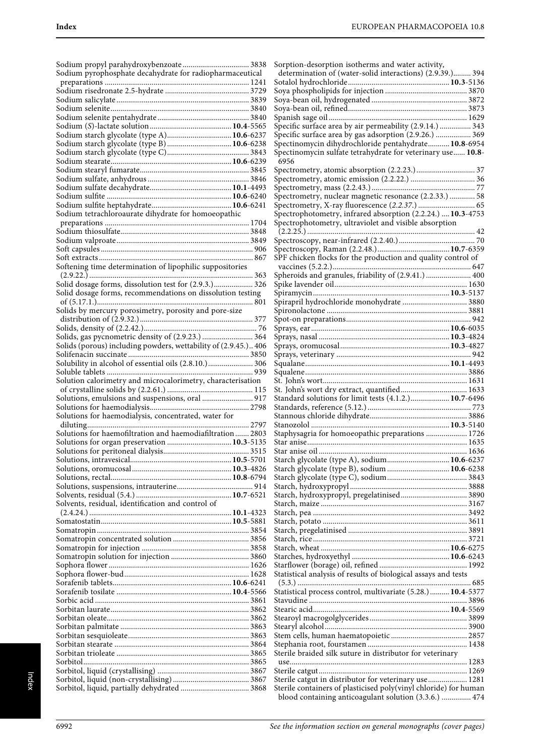Sodium propyl parahydroxybenzoate ........................................ 3838
Sodium pyrophosphate decahydrate for radiopharmaceutical preparations ........................................ 1241
Sodium risedronate 2.5-hydrate ........................................ 3729
Sodium salicylate ........................................ 3839
Sodium selenite ........................................ 3840
Sodium selenite pentahydrate ........................................ 3840
Sodium (S)-lactate solution ........................................ **10.4**-5565
Sodium starch glycolate (type A) ........................................ **10.6**-6237
Sodium starch glycolate (type B) ........................................ **10.6**-6238
Sodium starch glycolate (type C) ........................................ 3843
Sodium stearate ........................................ **10.6**-6239
Sodium stearyl fumarate ........................................ 3845
Sodium sulfate, anhydrous ........................................ 3846
Sodium sulfate decahydrate ........................................ **10.1**-4493
Sodium sulfite ........................................ **10.6**-6240
Sodium sulfite heptahydrate ........................................ **10.6**-6241
Sodium tetrachloroaurate dihydrate for homoeopathic preparations ........................................ 1704
Sodium thiosulfate ........................................ 3848
Sodium valproate ........................................ 3849
Soft capsules ........................................ 906
Soft extracts ........................................ 867
Softening time determination of lipophilic suppositories (2.9.22.) ........................................ 363
Solid dosage forms, dissolution test for (2.9.3.) ........................................ 326
Solid dosage forms, recommendations on dissolution testing of (5.17.1.) ........................................ 801
Solids by mercury porosimetry, porosity and pore-size distribution of (2.9.32.) ........................................ 377
Solids, density of (2.2.42.) ........................................ 76
Solids, gas pycnometric density of (2.9.23.) ........................................ 364
Solids (porous) including powders, wettability of (2.9.45.) .. 406
Solifenacin succinate ........................................ 3850
Solubility in alcohol of essential oils (2.8.10.) ........................................ 306
Soluble tablets ........................................ 939
Solution calorimetry and microcalorimetry, characterisation of crystalline solids by (2.2.61.) ........................................ 115
Solutions, emulsions and suspensions, oral ........................................ 917
Solutions for haemodialysis ........................................ 2798
Solutions for haemodialysis, concentrated, water for diluting ........................................ 2797
Solutions for haemofiltration and haemodiafiltration ........ 2803
Solutions for organ preservation ........................................ **10.3**-5135
Solutions for peritoneal dialysis ........................................ 3515
Solutions, intravesical ........................................ **10.5**-5701
Solutions, oromucosal ........................................ **10.3**-4826
Solutions, rectal ........................................ **10.8**-6794
Solutions, suspensions, intrauterine ........................................ 914
Solvents, residual (5.4.) ........................................ **10.7**-6521
Solvents, residual, identification and control of (2.4.24.) ........................................ **10.1**-4323
Somatostatin ........................................ **10.5**-5881
Somatropin ........................................ 3854
Somatropin concentrated solution ........................................ 3856
Somatropin for injection ........................................ 3858
Somatropin solution for injection ........................................ 3860
Sophora flower ........................................ 1626
Sophora flower-bud ........................................ 1628
Sorafenib tablets ........................................ **10.6**-6241
Sorafenib tosilate ........................................ **10.4**-5566
Sorbic acid ........................................ 3861
Sorbitan laurate ........................................ 3862
Sorbitan oleate ........................................ 3862
Sorbitan palmitate ........................................ 3863
Sorbitan sesquioleate ........................................ 3863
Sorbitan stearate ........................................ 3864
Sorbitan trioleate ........................................ 3865
Sorbitol ........................................ 3865
Sorbitol, liquid (crystallising) ........................................ 3867
Sorbitol, liquid (non-crystallising) ........................................ 3867
Sorbitol, liquid, partially dehydrated ........................................ 3868
Sorption-desorption isotherms and water activity, determination of (water-solid interactions) (2.9.39.) ......... 394
Sotalol hydrochloride ........................................ **10.3**-5136
Soya phospholipids for injection ........................................ 3870
Soya-bean oil, hydrogenated ........................................ 3872
Soya-bean oil, refined ........................................ 3873
Spanish sage oil ........................................ 1629
Specific surface area by air permeability (2.9.14.) ........................................ 343
Specific surface area by gas adsorption (2.9.26.) ........................................ 369
Spectinomycin dihydrochloride pentahydrate ........................................ **10.8**-6954
Spectinomycin sulfate tetrahydrate for veterinary use...... **10.8**-6956
Spectrometry, atomic absorption (2.2.23.) ........................................ 37
Spectrometry, atomic emission (2.2.22.) ........................................ 36
Spectrometry, mass (2.2.43.) ........................................ 77
Spectrometry, nuclear magnetic resonance (2.2.33.) ........................................ 58
Spectrometry, X-ray fluorescence (*2.2.37.*) ........................................ 65
Spectrophotometry, infrared absorption (2.2.24.) .... **10.3**-4753
Spectrophotometry, ultraviolet and visible absorption (2.2.25.) ........................................ 42
Spectroscopy, near-infrared (2.2.40.) ........................................ 70
Spectroscopy, Raman (2.2.48.) ........................................ **10.7**-6359
SPF chicken flocks for the production and quality control of vaccines (5.2.2.) ........................................ 647
Spheroids and granules, friability of (2.9.41.) ........................................ 400
Spike lavender oil ........................................ 1630
Spiramycin ........................................ **10.3**-5137
Spirapril hydrochloride monohydrate ........................................ 3880
Spironolactone ........................................ 3881
Spot-on preparations ........................................ 942
Sprays, ear ........................................ **10.6**-6035
Sprays, nasal ........................................ **10.3**-4824
Sprays, oromucosal ........................................ **10.3**-4827
Sprays, veterinary ........................................ 942
Squalane ........................................ **10.1**-4493
Squalene ........................................ 3886
St. John's wort ........................................ 1631
St. John's wort dry extract, quantified ........................................ 1633
Standard solutions for limit tests (4.1.2.) ........................................ **10.7**-6496
Standards, reference (5.12.) ........................................ 773
Stannous chloride dihydrate ........................................ 3886
Stanozolol ........................................ **10.3**-5140
Staphysagria for homoeopathic preparations ........................................ 1726
Star anise ........................................ 1635
Star anise oil ........................................ 1636
Starch glycolate (type A), sodium ........................................ **10.6**-6237
Starch glycolate (type B), sodium ........................................ **10.6**-6238
Starch glycolate (type C), sodium ........................................ 3843
Starch, hydroxypropyl ........................................ 3888
Starch, hydroxypropyl, pregelatinised ........................................ 3890
Starch, maize ........................................ 3167
Starch, pea ........................................ 3492
Starch, potato ........................................ 3611
Starch, pregelatinised ........................................ 3891
Starch, rice ........................................ 3721
Starch, wheat ........................................ **10.6**-6275
Starches, hydroxyethyl ........................................ **10.6**-6243
Starflower (borage) oil, refined ........................................ 1992
Statistical analysis of results of biological assays and tests (5.3.) ........................................ 685
Statistical process control, multivariate (5.28.) .......... **10.4**-5377
Stavudine ........................................ 3896
Stearic acid ........................................ **10.4**-5569
Stearoyl macrogolglycerides ........................................ 3899
Stearyl alcohol ........................................ 3900
Stem cells, human haematopoietic ........................................ 2857
Stephania root, fourstamen ........................................ 1438
Sterile braided silk suture in distributor for veterinary use ........................................ 1283
Sterile catgut ........................................ 1269
Sterile catgut in distributor for veterinary use ........................................ 1281
Sterile containers of plasticised poly(vinyl chloride) for human blood containing anticoagulant solution (3.3.6.) ........................................ 474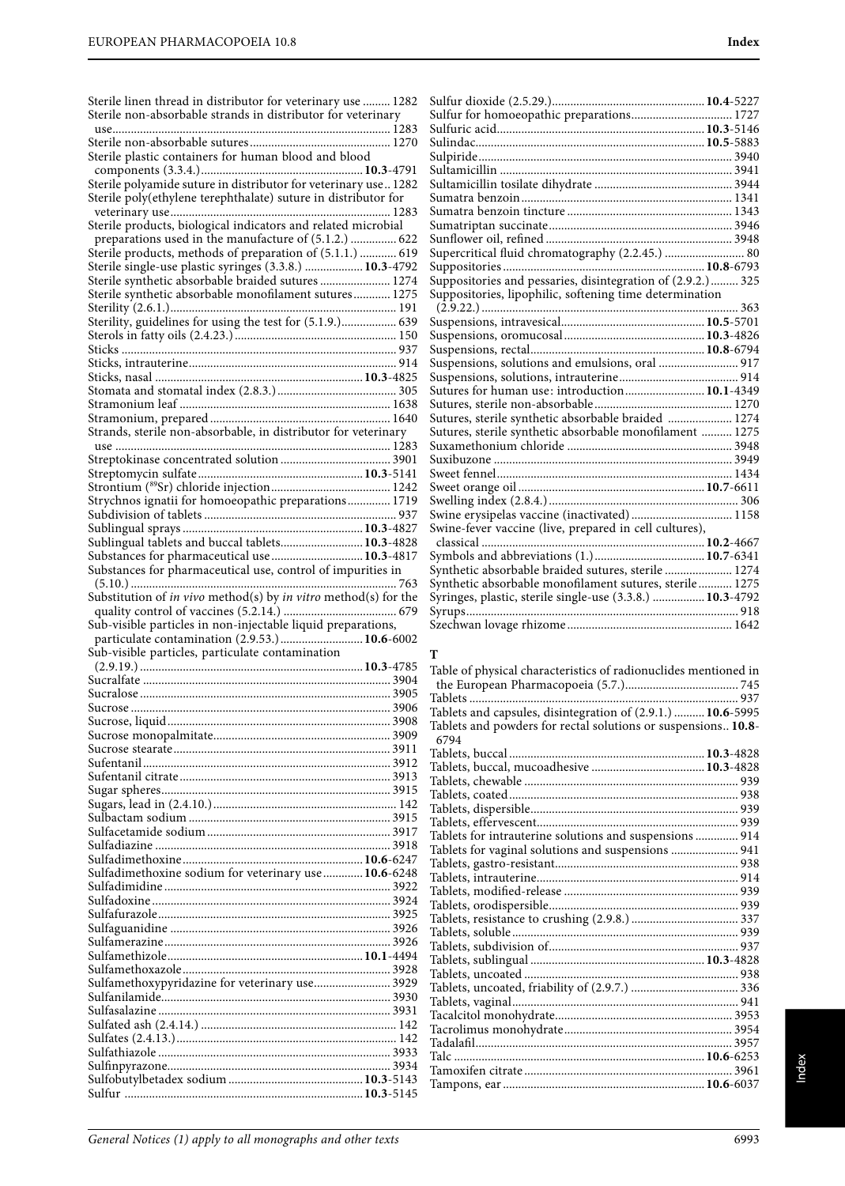Sterile linen thread in distributor for veterinary use ......... 1282
Sterile non-absorbable strands in distributor for veterinary use.......................................................................... 1283
Sterile non-absorbable sutures............................................. 1270
Sterile plastic containers for human blood and blood components (3.3.4.).................................................... **10.3**-4791
Sterile polyamide suture in distributor for veterinary use.. 1282
Sterile poly(ethylene terephthalate) suture in distributor for veterinary use....................................................................... 1283
Sterile products, biological indicators and related microbial preparations used in the manufacture of (5.1.2.) ............... 622
Sterile products, methods of preparation of (5.1.1.) ............ 619
Sterile single-use plastic syringes (3.3.8.) ................... **10.3**-4792
Sterile synthetic absorbable braided sutures ....................... 1274
Sterile synthetic absorbable monofilament sutures............ 1275
Sterility (2.6.1.)......................................................................... 191
Sterility, guidelines for using the test for (5.1.9.).................. 639
Sterols in fatty oils (2.4.23.)..................................................... 150
Sticks ......................................................................................... 937
Sticks, intrauterine................................................................... 914
Sticks, nasal ..................................................................... **10.3**-4825
Stomata and stomatal index (2.8.3.)....................................... 305
Stramonium leaf .................................................................... 1638
Stramonium, prepared .......................................................... 1640
Strands, sterile non-absorbable, in distributor for veterinary use ......................................................................................... 1283
Streptokinase concentrated solution .................................... 3901
Streptomycin sulfate........................................................ **10.3**-5141
Strontium ($^{89}$Sr) chloride injection...................................... 1242
Strychnos ignatii for homoeopathic preparations.............. 1719
Subdivision of tablets .............................................................. 937
Sublingual sprays ............................................................ **10.3**-4827
Sublingual tablets and buccal tablets........................... **10.3**-4828
Substances for pharmaceutical use .............................. **10.3**-4817
Substances for pharmaceutical use, control of impurities in (5.10.) ...................................................................................... 763
Substitution of *in vivo* method(s) by *in vitro* method(s) for the quality control of vaccines (5.2.14.) ..................................... 679
Sub-visible particles in non-injectable liquid preparations, particulate contamination (2.9.53.)........................... **10.6**-6002
Sub-visible particles, particulate contamination (2.9.19.) ........................................................................ **10.3**-4785
Sucralfate ................................................................................ 3904
Sucralose ................................................................................. 3905
Sucrose .................................................................................... 3906
Sucrose, liquid ........................................................................ 3908
Sucrose monopalmitate......................................................... 3909
Sucrose stearate...................................................................... 3911
Sufentanil ................................................................................ 3912
Sufentanil citrate .................................................................... 3913
Sugar spheres.......................................................................... 3915
Sugars, lead in (2.4.10.)............................................................ 142
Sulbactam sodium .................................................................. 3915
Sulfacetamide sodium ........................................................... 3917
Sulfadiazine ............................................................................ 3918
Sulfadimethoxine........................................................... **10.6**-6247
Sulfadimethoxine sodium for veterinary use............. **10.6**-6248
Sulfadimidine ......................................................................... 3922
Sulfadoxine ............................................................................. 3924
Sulfafurazole........................................................................... 3925
Sulfaguanidine ....................................................................... 3926
Sulfamerazine......................................................................... 3926
Sulfamethizole................................................................ **10.1**-4494
Sulfamethoxazole................................................................... 3928
Sulfamethoxypyridazine for veterinary use......................... 3929
Sulfanilamide.......................................................................... 3930
Sulfasalazine ........................................................................... 3931
Sulfated ash (2.4.14.) ................................................................ 142
Sulfates (2.4.13.)....................................................................... 142
Sulfathiazole ........................................................................... 3933
Sulfinpyrazone........................................................................ 3934
Sulfobutylbetadex sodium ............................................ **10.3**-5143
Sulfur ............................................................................. **10.3**-5145
Sulfur dioxide (2.5.29.)................................................. **10.4**-5227
Sulfur for homoeopathic preparations................................. 1727
Sulfuric acid.................................................................... **10.3**-5146
Sulindac.......................................................................... **10.5**-5883
Sulpiride.................................................................................. 3940
Sultamicillin ........................................................................... 3941
Sultamicillin tosilate dihydrate ............................................ 3944
Sumatra benzoin.................................................................... 1341
Sumatra benzoin tincture ..................................................... 1343
Sumatriptan succinate........................................................... 3946
Sunflower oil, refined ............................................................ 3948
Supercritical fluid chromatography (2.2.45.) .......................... 80
Suppositories ................................................................. **10.8**-6793
Suppositories and pessaries, disintegration of (2.9.2.)......... 325
Suppositories, lipophilic, softening time determination (2.9.22.) ................................................................................... 363
Suspensions, intravesical.............................................. **10.5**-5701
Suspensions, oromucosal ............................................. **10.3**-4826
Suspensions, rectal......................................................... **10.8**-6794
Suspensions, solutions and emulsions, oral .......................... 917
Suspensions, solutions, intrauterine...................................... 914
Sutures for human use: introduction.......................... **10.1**-4349
Sutures, sterile non-absorbable ............................................ 1270
Sutures, sterile synthetic absorbable braided ..................... 1274
Sutures, sterile synthetic absorbable monofilament .......... 1275
Suxamethonium chloride ..................................................... 3948
Suxibuzone ............................................................................. 3949
Sweet fennel............................................................................ 1434
Sweet orange oil ............................................................ **10.7**-6611
Swelling index (2.8.4.)............................................................. 306
Swine erysipelas vaccine (inactivated) ................................ 1158
Swine-fever vaccine (live, prepared in cell cultures), classical ......................................................................... **10.2**-4667
Symbols and abbreviations (1.)................................... **10.7**-6341
Synthetic absorbable braided sutures, sterile ...................... 1274
Synthetic absorbable monofilament sutures, sterile........... 1275
Syringes, plastic, sterile single-use (3.3.8.) ................. **10.3**-4792
Syrups....................................................................................... 918
Szechwan lovage rhizome..................................................... 1642

**T**

Table of physical characteristics of radionuclides mentioned in the European Pharmacopoeia (5.7.).................................... 745
Tablets ...................................................................................... 937
Tablets and capsules, disintegration of (2.9.1.) .......... **10.6**-5995
Tablets and powders for rectal solutions or suspensions.. **10.8**-6794
Tablets, buccal ............................................................... **10.3**-4828
Tablets, buccal, mucoadhesive .................................... **10.3**-4828
Tablets, chewable .................................................................... 939
Tablets, coated.......................................................................... 938
Tablets, dispersible................................................................... 939
Tablets, effervescent................................................................. 939
Tablets for intrauterine solutions and suspensions ............. 914
Tablets for vaginal solutions and suspensions ...................... 941
Tablets, gastro-resistant........................................................... 938
Tablets, intrauterine................................................................. 914
Tablets, modified-release ......................................................... 939
Tablets, orodispersible............................................................. 939
Tablets, resistance to crushing (2.9.8.) .................................. 337
Tablets, soluble ......................................................................... 939
Tablets, subdivision of............................................................. 937
Tablets, sublingual ........................................................ **10.3**-4828
Tablets, uncoated ..................................................................... 938
Tablets, uncoated, friability of (2.9.7.) .................................. 336
Tablets, vaginal......................................................................... 941
Tacalcitol monohydrate......................................................... 3953
Tacrolimus monohydrate...................................................... 3954
Tadalafil................................................................................... 3957
Talc ................................................................................ **10.6**-6253
Tamoxifen citrate ................................................................... 3961
Tampons, ear ................................................................. **10.6**-6037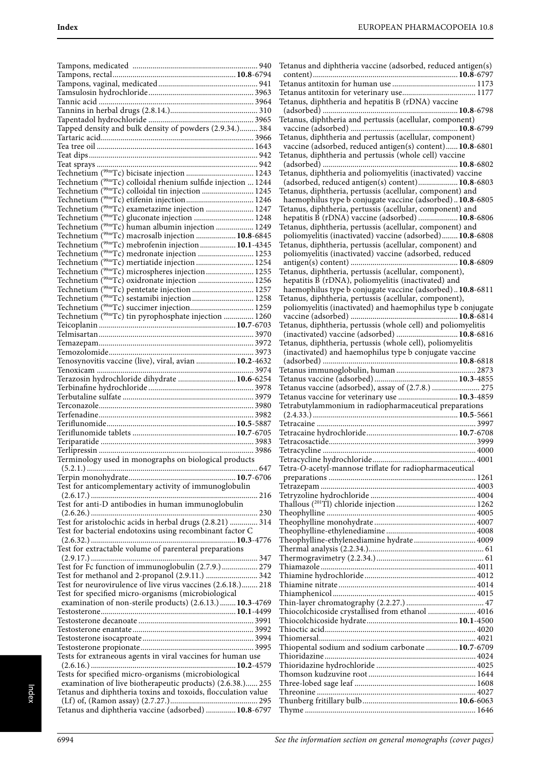Tampons, medicated ... 940
Tampons, rectal ... **10.8**-6794
Tampons, vaginal, medicated ... 941
Tamsulosin hydrochloride ... 3963
Tannic acid ... 3964
Tannins in herbal drugs (2.8.14.) ... 310
Tapentadol hydrochloride ... 3965
Tapped density and bulk density of powders (2.9.34.) ... 384
Tartaric acid ... 3966
Tea tree oil ... 1643
Teat dips ... 942
Teat sprays ... 942
Technetium ($^{99m}$Tc) bicisate injection ... 1243
Technetium ($^{99m}$Tc) colloidal rhenium sulfide injection ... 1244
Technetium ($^{99m}$Tc) colloidal tin injection ... 1245
Technetium ($^{99m}$Tc) etifenin injection ... 1246
Technetium ($^{99m}$Tc) exametazime injection ... 1247
Technetium ($^{99m}$Tc) gluconate injection ... 1248
Technetium ($^{99m}$Tc) human albumin injection ... 1249
Technetium ($^{99m}$Tc) macrosalb injection ... **10.8**-6845
Technetium ($^{99m}$Tc) mebrofenin injection ... **10.1**-4345
Technetium ($^{99m}$Tc) medronate injection ... 1253
Technetium ($^{99m}$Tc) mertiatide injection ... 1254
Technetium ($^{99m}$Tc) microspheres injection ... 1255
Technetium ($^{99m}$Tc) oxidronate injection ... 1256
Technetium ($^{99m}$Tc) pentetate injection ... 1257
Technetium ($^{99m}$Tc) sestamibi injection ... 1258
Technetium ($^{99m}$Tc) succimer injection ... 1259
Technetium ($^{99m}$Tc) tin pyrophosphate injection ... 1260
Teicoplanin ... **10.7**-6703
Telmisartan ... 3970
Temazepam ... 3972
Temozolomide ... 3973
Tenosynovitis vaccine (live), viral, avian ... **10.2**-4632
Tenoxicam ... 3974
Terazosin hydrochloride dihydrate ... **10.6**-6254
Terbinafine hydrochloride ... 3978
Terbutaline sulfate ... 3979
Terconazole ... 3980
Terfenadine ... 3982
Teriflunomide ... **10.5**-5887
Teriflunomide tablets ... **10.7**-6705
Teriparatide ... 3983
Terlipressin ... 3986
Terminology used in monographs on biological products (5.2.1.) ... 647
Terpin monohydrate ... **10.7**-6706
Test for anticomplementary activity of immunoglobulin (2.6.17.) ... 216
Test for anti-D antibodies in human immunoglobulin (2.6.26.) ... 230
Test for aristolochic acids in herbal drugs (2.8.21) ... 314
Test for bacterial endotoxins using recombinant factor C (2.6.32.) ... **10.3**-4776
Test for extractable volume of parenteral preparations (2.9.17.) ... 347
Test for Fc function of immunoglobulin (2.7.9.) ... 279
Test for methanol and 2-propanol (2.9.11.) ... 342
Test for neurovirulence of live virus vaccines (2.6.18.) ... 218
Test for specified micro-organisms (microbiological examination of non-sterile products) (2.6.13.) ... **10.3**-4769
Testosterone ... **10.1**-4499
Testosterone decanoate ... 3991
Testosterone enantate ... 3992
Testosterone isocaproate ... 3994
Testosterone propionate ... 3995
Tests for extraneous agents in viral vaccines for human use (2.6.16.) ... **10.2**-4579
Tests for specified micro-organisms (microbiological examination of live biotherapeutic products) (2.6.38.) ... 255
Tetanus and diphtheria toxins and toxoids, flocculation value (Lf) of, (Ramon assay) (2.7.27.) ... 295
Tetanus and diphtheria vaccine (adsorbed) ... **10.8**-6797
Tetanus and diphtheria vaccine (adsorbed, reduced antigen(s) content) ... **10.8**-6797
Tetanus antitoxin for human use ... 1173
Tetanus antitoxin for veterinary use ... 1177
Tetanus, diphtheria and hepatitis B (rDNA) vaccine (adsorbed) ... **10.8**-6798
Tetanus, diphtheria and pertussis (acellular, component) vaccine (adsorbed) ... **10.8**-6799
Tetanus, diphtheria and pertussis (acellular, component) vaccine (adsorbed, reduced antigen(s) content) ... **10.8**-6801
Tetanus, diphtheria and pertussis (whole cell) vaccine (adsorbed) ... **10.8**-6802
Tetanus, diphtheria and poliomyelitis (inactivated) vaccine (adsorbed, reduced antigen(s) content) ... **10.8**-6803
Tetanus, diphtheria, pertussis (acellular, component) and haemophilus type b conjugate vaccine (adsorbed) ... **10.8**-6805
Tetanus, diphtheria, pertussis (acellular, component) and hepatitis B (rDNA) vaccine (adsorbed) ... **10.8**-6806
Tetanus, diphtheria, pertussis (acellular, component) and poliomyelitis (inactivated) vaccine (adsorbed) ... **10.8**-6808
Tetanus, diphtheria, pertussis (acellular, component) and poliomyelitis (inactivated) vaccine (adsorbed, reduced antigen(s) content) ... **10.8**-6809
Tetanus, diphtheria, pertussis (acellular, component), hepatitis B (rDNA), poliomyelitis (inactivated) and haemophilus type b conjugate vaccine (adsorbed) ... **10.8**-6811
Tetanus, diphtheria, pertussis (acellular, component), poliomyelitis (inactivated) and haemophilus type b conjugate vaccine (adsorbed) ... **10.8**-6814
Tetanus, diphtheria, pertussis (whole cell) and poliomyelitis (inactivated) vaccine (adsorbed) ... **10.8**-6816
Tetanus, diphtheria, pertussis (whole cell), poliomyelitis (inactivated) and haemophilus type b conjugate vaccine (adsorbed) ... **10.8**-6818
Tetanus immunoglobulin, human ... 2873
Tetanus vaccine (adsorbed) ... **10.3**-4855
Tetanus vaccine (adsorbed), assay of (2.7.8.) ... 275
Tetanus vaccine for veterinary use ... **10.3**-4859
Tetrabutylammonium in radiopharmaceutical preparations (2.4.33.) ... **10.5**-5661
Tetracaine ... 3997
Tetracaine hydrochloride ... **10.7**-6708
Tetracosactide ... 3999
Tetracycline ... 4000
Tetracycline hydrochloride ... 4001
Tetra-*O*-acetyl-mannose triflate for radiopharmaceutical preparations ... 1261
Tetrazepam ... 4003
Tetryzoline hydrochloride ... 4004
Thallous ($^{201}$Tl) chloride injection ... 1262
Theophylline ... 4005
Theophylline monohydrate ... 4007
Theophylline-ethylenediamine ... 4008
Theophylline-ethylenediamine hydrate ... 4009
Thermal analysis (2.2.34.) ... 61
Thermogravimetry (2.2.34.) ... 61
Thiamazole ... 4011
Thiamine hydrochloride ... 4012
Thiamine nitrate ... 4014
Thiamphenicol ... 4015
Thin-layer chromatography (2.2.27.) ... 47
Thiocolchicoside crystallised from ethanol ... 4016
Thiocolchicoside hydrate ... **10.1**-4500
Thioctic acid ... 4020
Thiomersal ... 4021
Thiopental sodium and sodium carbonate ... **10.7**-6709
Thioridazine ... 4024
Thioridazine hydrochloride ... 4025
Thomson kudzuvine root ... 1644
Three-lobed sage leaf ... 1608
Threonine ... 4027
Thunberg fritillary bulb ... **10.6**-6063
Thyme ... 1646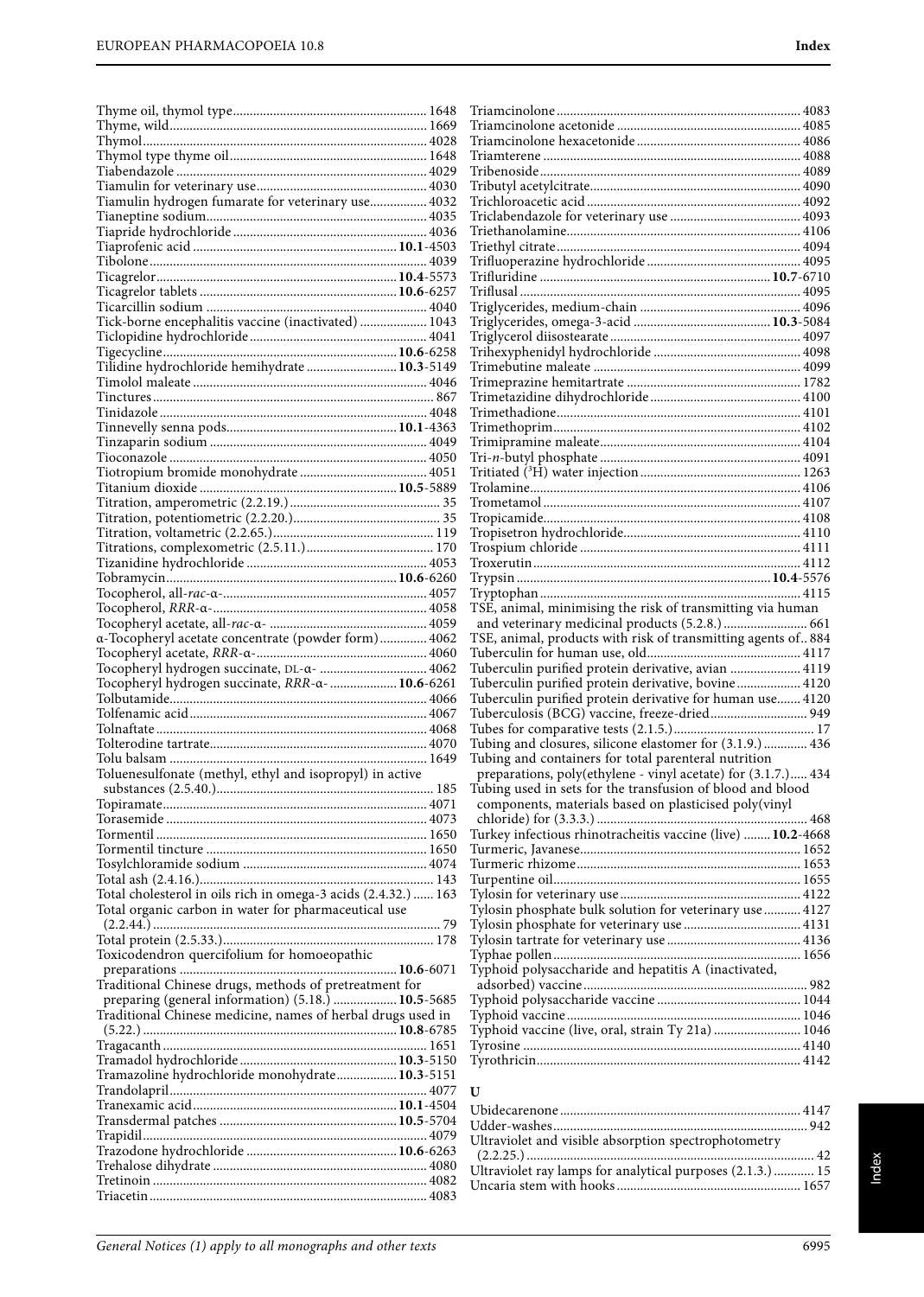Thyme oil, thymol type ... 1648
Thyme, wild ... 1669
Thymol ... 4028
Thymol type thyme oil ... 1648
Tiabendazole ... 4029
Tiamulin for veterinary use ... 4030
Tiamulin hydrogen fumarate for veterinary use ... 4032
Tianeptine sodium ... 4035
Tiapride hydrochloride ... 4036
Tiaprofenic acid ... **10.1**-4503
Tibolone ... 4039
Ticagrelor ... **10.4**-5573
Ticagrelor tablets ... **10.6**-6257
Ticarcillin sodium ... 4040
Tick-borne encephalitis vaccine (inactivated) ... 1043
Ticlopidine hydrochloride ... 4041
Tigecycline ... **10.6**-6258
Tilidine hydrochloride hemihydrate ... **10.3**-5149
Timolol maleate ... 4046
Tinctures ... 867
Tinidazole ... 4048
Tinnevelly senna pods ... **10.1**-4363
Tinzaparin sodium ... 4049
Tioconazole ... 4050
Tiotropium bromide monohydrate ... 4051
Titanium dioxide ... **10.5**-5889
Titration, amperometric (2.2.19.) ... 35
Titration, potentiometric (2.2.20.) ... 35
Titration, voltametric (2.2.65.) ... 119
Titrations, complexometric (2.5.11.) ... 170
Tizanidine hydrochloride ... 4053
Tobramycin ... **10.6**-6260
Tocopherol, all-*rac*-α- ... 4057
Tocopherol, *RRR*-α- ... 4058
Tocopheryl acetate, all-*rac*-α- ... 4059
α-Tocopheryl acetate concentrate (powder form) ... 4062
Tocopheryl acetate, *RRR*-α- ... 4060
Tocopheryl hydrogen succinate, DL-α- ... 4062
Tocopheryl hydrogen succinate, *RRR*-α- ... **10.6**-6261
Tolbutamide ... 4066
Tolfenamic acid ... 4067
Tolnaftate ... 4068
Tolterodine tartrate ... 4070
Tolu balsam ... 1649
Toluenesulfonate (methyl, ethyl and isopropyl) in active substances (2.5.40.) ... 185
Topiramate ... 4071
Torasemide ... 4073
Tormentil ... 1650
Tormentil tincture ... 1650
Tosylchloramide sodium ... 4074
Total ash (2.4.16.) ... 143
Total cholesterol in oils rich in omega-3 acids (2.4.32.) ... 163
Total organic carbon in water for pharmaceutical use (2.2.44.) ... 79
Total protein (2.5.33.) ... 178
Toxicodendron quercifolium for homoeopathic preparations ... **10.6**-6071
Traditional Chinese drugs, methods of pretreatment for preparing (general information) (5.18.) ... **10.5**-5685
Traditional Chinese medicine, names of herbal drugs used in (5.22.) ... **10.8**-6785
Tragacanth ... 1651
Tramadol hydrochloride ... **10.3**-5150
Tramazoline hydrochloride monohydrate ... **10.3**-5151
Trandolapril ... 4077
Tranexamic acid ... **10.1**-4504
Transdermal patches ... **10.5**-5704
Trapidil ... 4079
Trazodone hydrochloride ... **10.6**-6263
Trehalose dihydrate ... 4080
Tretinoin ... 4082
Triacetin ... 4083
Triamcinolone ... 4083
Triamcinolone acetonide ... 4085
Triamcinolone hexacetonide ... 4086
Triamterene ... 4088
Tribenoside ... 4089
Tributyl acetylcitrate ... 4090
Trichloroacetic acid ... 4092
Triclabendazole for veterinary use ... 4093
Triethanolamine ... 4106
Triethyl citrate ... 4094
Trifluoperazine hydrochloride ... 4095
Trifluridine ... **10.7**-6710
Triflusal ... 4095
Triglycerides, medium-chain ... 4096
Triglycerides, omega-3-acid ... **10.3**-5084
Triglycerol diisostearate ... 4097
Trihexyphenidyl hydrochloride ... 4098
Trimebutine maleate ... 4099
Trimeprazine hemitartrate ... 1782
Trimetazidine dihydrochloride ... 4100
Trimethadione ... 4101
Trimethoprim ... 4102
Trimipramine maleate ... 4104
Tri-*n*-butyl phosphate ... 4091
Tritiated ($^{3}$H) water injection ... 1263
Trolamine ... 4106
Trometamol ... 4107
Tropicamide ... 4108
Tropisetron hydrochloride ... 4110
Trospium chloride ... 4111
Troxerutin ... 4112
Trypsin ... **10.4**-5576
Tryptophan ... 4115
TSE, animal, minimising the risk of transmitting via human and veterinary medicinal products (5.2.8.) ... 661
TSE, animal, products with risk of transmitting agents of ... 884
Tuberculin for human use, old ... 4117
Tuberculin purified protein derivative, avian ... 4119
Tuberculin purified protein derivative, bovine ... 4120
Tuberculin purified protein derivative for human use ... 4120
Tuberculosis (BCG) vaccine, freeze-dried ... 949
Tubes for comparative tests (2.1.5.) ... 17
Tubing and closures, silicone elastomer for (3.1.9.) ... 436
Tubing and containers for total parenteral nutrition preparations, poly(ethylene - vinyl acetate) for (3.1.7.) ... 434
Tubing used in sets for the transfusion of blood and blood components, materials based on plasticised poly(vinyl chloride) for (3.3.3.) ... 468
Turkey infectious rhinotracheitis vaccine (live) ... **10.2**-4668
Turmeric, Javanese ... 1652
Turmeric rhizome ... 1653
Turpentine oil ... 1655
Tylosin for veterinary use ... 4122
Tylosin phosphate bulk solution for veterinary use ... 4127
Tylosin phosphate for veterinary use ... 4131
Tylosin tartrate for veterinary use ... 4136
Typhae pollen ... 1656
Typhoid polysaccharide and hepatitis A (inactivated, adsorbed) vaccine ... 982
Typhoid polysaccharide vaccine ... 1044
Typhoid vaccine ... 1046
Typhoid vaccine (live, oral, strain Ty 21a) ... 1046
Tyrosine ... 4140
Tyrothricin ... 4142

## U

Ubidecarenone ... 4147
Udder-washes ... 942
Ultraviolet and visible absorption spectrophotometry (2.2.25.) ... 42
Ultraviolet ray lamps for analytical purposes (2.1.3.) ... 15
Uncaria stem with hooks ... 1657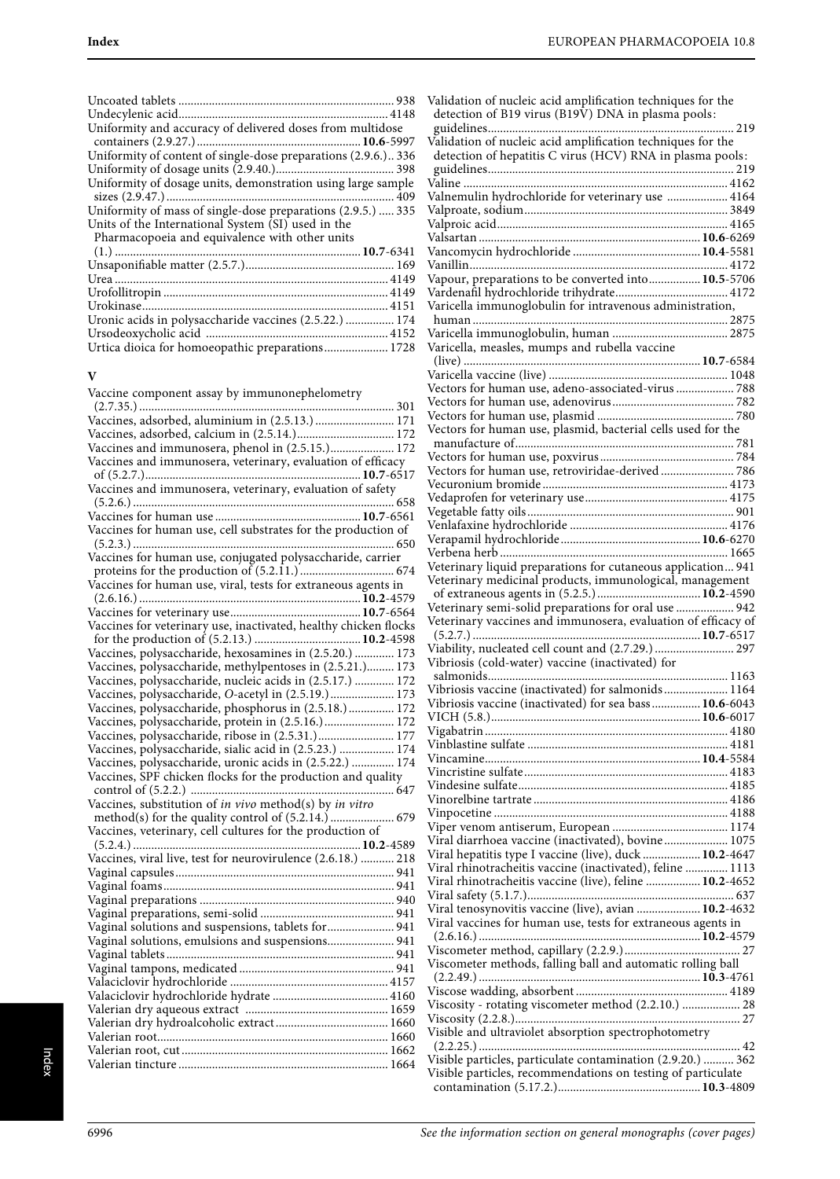Uncoated tablets ... 938
Undecylenic acid ... 4148
Uniformity and accuracy of delivered doses from multidose containers (2.9.27.) ... **10.6**-5997
Uniformity of content of single-dose preparations (2.9.6.) .. 336
Uniformity of dosage units (2.9.40.) ... 398
Uniformity of dosage units, demonstration using large sample sizes (2.9.47.) ... 409
Uniformity of mass of single-dose preparations (2.9.5.) ... 335
Units of the International System (SI) used in the Pharmacopoeia and equivalence with other units (1.) ... **10.7**-6341
Unsaponifiable matter (2.5.7.) ... 169
Urea ... 4149
Urofollitropin ... 4149
Urokinase ... 4151
Uronic acids in polysaccharide vaccines (2.5.22.) ... 174
Ursodeoxycholic acid ... 4152
Urtica dioica for homoeopathic preparations ... 1728

## V

Vaccine component assay by immunonephelometry (2.7.35.) ... 301
Vaccines, adsorbed, aluminium in (2.5.13.) ... 171
Vaccines, adsorbed, calcium in (2.5.14.) ... 172
Vaccines and immunosera, phenol in (2.5.15.) ... 172
Vaccines and immunosera, veterinary, evaluation of efficacy of (5.2.7.) ... **10.7**-6517
Vaccines and immunosera, veterinary, evaluation of safety (5.2.6.) ... 658
Vaccines for human use ... **10.7**-6561
Vaccines for human use, cell substrates for the production of (5.2.3.) ... 650
Vaccines for human use, conjugated polysaccharide, carrier proteins for the production of (5.2.11.) ... 674
Vaccines for human use, viral, tests for extraneous agents in (2.6.16.) ... **10.2**-4579
Vaccines for veterinary use ... **10.7**-6564
Vaccines for veterinary use, inactivated, healthy chicken flocks for the production of (5.2.13.) ... **10.2**-4598
Vaccines, polysaccharide, hexosamines in (2.5.20.) ... 173
Vaccines, polysaccharide, methylpentoses in (2.5.21.) ... 173
Vaccines, polysaccharide, nucleic acids in (2.5.17.) ... 172
Vaccines, polysaccharide, *O*-acetyl in (2.5.19.) ... 173
Vaccines, polysaccharide, phosphorus in (2.5.18.) ... 172
Vaccines, polysaccharide, protein in (2.5.16.) ... 172
Vaccines, polysaccharide, ribose in (2.5.31.) ... 177
Vaccines, polysaccharide, sialic acid in (2.5.23.) ... 174
Vaccines, polysaccharide, uronic acids in (2.5.22.) ... 174
Vaccines, SPF chicken flocks for the production and quality control of (5.2.2.) ... 647
Vaccines, substitution of *in vivo* method(s) by *in vitro* method(s) for the quality control of (5.2.14.) ... 679
Vaccines, veterinary, cell cultures for the production of (5.2.4.) ... **10.2**-4589
Vaccines, viral live, test for neurovirulence (2.6.18.) ... 218
Vaginal capsules ... 941
Vaginal foams ... 941
Vaginal preparations ... 940
Vaginal preparations, semi-solid ... 941
Vaginal solutions and suspensions, tablets for ... 941
Vaginal solutions, emulsions and suspensions ... 941
Vaginal tablets ... 941
Vaginal tampons, medicated ... 941
Valaciclovir hydrochloride ... 4157
Valaciclovir hydrochloride hydrate ... 4160
Valerian dry aqueous extract ... 1659
Valerian dry hydroalcoholic extract ... 1660
Valerian root ... 1660
Valerian root, cut ... 1662
Valerian tincture ... 1664

Validation of nucleic acid amplification techniques for the detection of B19 virus (B19V) DNA in plasma pools: guidelines ... 219
Validation of nucleic acid amplification techniques for the detection of hepatitis C virus (HCV) RNA in plasma pools: guidelines ... 219
Valine ... 4162
Valnemulin hydrochloride for veterinary use ... 4164
Valproate, sodium ... 3849
Valproic acid ... 4165
Valsartan ... **10.6**-6269
Vancomycin hydrochloride ... **10.4**-5581
Vanillin ... 4172
Vapour, preparations to be converted into ... **10.5**-5706
Vardenafil hydrochloride trihydrate ... 4172
Varicella immunoglobulin for intravenous administration, human ... 2875
Varicella immunoglobulin, human ... 2875
Varicella, measles, mumps and rubella vaccine (live) ... **10.7**-6584
Varicella vaccine (live) ... 1048
Vectors for human use, adeno-associated-virus ... 788
Vectors for human use, adenovirus ... 782
Vectors for human use, plasmid ... 780
Vectors for human use, plasmid, bacterial cells used for the manufacture of ... 781
Vectors for human use, poxvirus ... 784
Vectors for human use, retroviridae-derived ... 786
Vecuronium bromide ... 4173
Vedaprofen for veterinary use ... 4175
Vegetable fatty oils ... 901
Venlafaxine hydrochloride ... 4176
Verapamil hydrochloride ... **10.6**-6270
Verbena herb ... 1665
Veterinary liquid preparations for cutaneous application ... 941
Veterinary medicinal products, immunological, management of extraneous agents in (5.2.5.) ... **10.2**-4590
Veterinary semi-solid preparations for oral use ... 942
Veterinary vaccines and immunosera, evaluation of efficacy of (5.2.7.) ... **10.7**-6517
Viability, nucleated cell count and (2.7.29.) ... 297
Vibriosis (cold-water) vaccine (inactivated) for salmonids ... 1163
Vibriosis vaccine (inactivated) for salmonids ... 1164
Vibriosis vaccine (inactivated) for sea bass ... **10.6**-6043
VICH (5.8.) ... **10.6**-6017
Vigabatrin ... 4180
Vinblastine sulfate ... 4181
Vincamine ... **10.4**-5584
Vincristine sulfate ... 4183
Vindesine sulfate ... 4185
Vinorelbine tartrate ... 4186
Vinpocetine ... 4188
Viper venom antiserum, European ... 1174
Viral diarrhoea vaccine (inactivated), bovine ... 1075
Viral hepatitis type I vaccine (live), duck ... **10.2**-4647
Viral rhinotracheitis vaccine (inactivated), feline ... 1113
Viral rhinotracheitis vaccine (live), feline ... **10.2**-4652
Viral safety (5.1.7.) ... 637
Viral tenosynovitis vaccine (live), avian ... **10.2**-4632
Viral vaccines for human use, tests for extraneous agents in (2.6.16.) ... **10.2**-4579
Viscometer method, capillary (2.2.9.) ... 27
Viscometer methods, falling ball and automatic rolling ball (2.2.49.) ... **10.3**-4761
Viscose wadding, absorbent ... 4189
Viscosity - rotating viscometer method (2.2.10.) ... 28
Viscosity (2.2.8.) ... 27
Visible and ultraviolet absorption spectrophotometry (2.2.25.) ... 42
Visible particles, particulate contamination (2.9.20.) ... 362
Visible particles, recommendations on testing of particulate contamination (5.17.2.) ... **10.3**-4809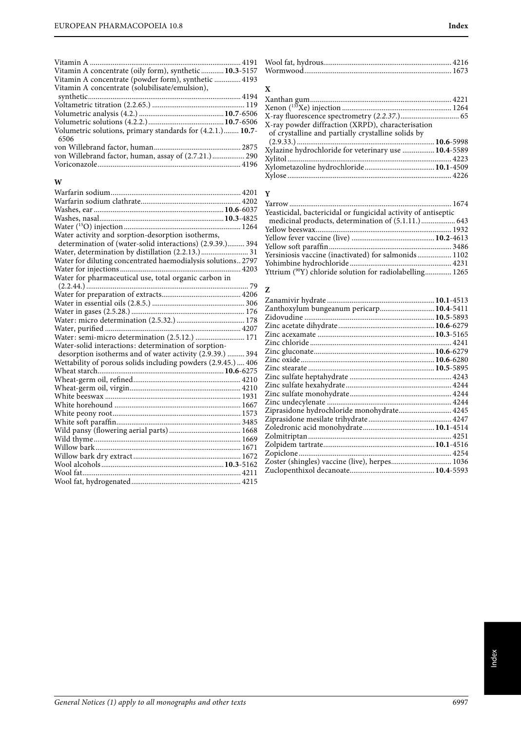Vitamin A ............................................................................ 4191
Vitamin A concentrate (oily form), synthetic ............ **10.3**-5157
Vitamin A concentrate (powder form), synthetic .............. 4193
Vitamin A concentrate (solubilisate/emulsion), synthetic.............................................................................. 4194
Voltametric titration (2.2.65.) ................................................ 119
Volumetric analysis (4.2.) ............................................ **10.7**-6506
Volumetric solutions (4.2.2.) ....................................... **10.7**-6506
Volumetric solutions, primary standards for (4.2.1.)........ **10.7**-6506
von Willebrand factor, human............................................. 2875
von Willebrand factor, human, assay of (2.7.21.)................. 290
Voriconazole.......................................................................... 4196

**W**

Warfarin sodium.................................................................... 4201
Warfarin sodium clathrate.................................................... 4202
Washes, ear .................................................................. **10.6**-6037
Washes, nasal................................................................ **10.3**-4825
Water ($^{15}O$) injection ............................................................ 1264
Water activity and sorption-desorption isotherms, determination of (water-solid interactions) (2.9.39.)......... 394
Water, determination by distillation (2.2.13.)......................... 31
Water for diluting concentrated haemodialysis solutions.. 2797
Water for injections ............................................................... 4203
Water for pharmaceutical use, total organic carbon in (2.2.44.) ..................................................................................... 79
Water for preparation of extracts......................................... 4206
Water in essential oils (2.8.5.) ................................................ 306
Water in gases (2.5.28.) ........................................................... 176
Water: micro determination (2.5.32.) ................................... 178
Water, purified ....................................................................... 4207
Water: semi-micro determination (2.5.12.) .......................... 171
Water-solid interactions: determination of sorption-desorption isotherms and of water activity (2.9.39.) ......... 394
Wettability of porous solids including powders (2.9.45.) .... 406
Wheat starch.................................................................. **10.6**-6275
Wheat-germ oil, refined........................................................ 4210
Wheat-germ oil, virgin.......................................................... 4210
White beeswax ...................................................................... 1931
White horehound .................................................................. 1667
White peony root................................................................... 1573
White soft paraffin................................................................. 3485
Wild pansy (flowering aerial parts)...................................... 1668
Wild thyme............................................................................. 1669
Willow bark............................................................................ 1671
Willow bark dry extract........................................................ 1672
Wool alcohols ................................................................ **10.3**-5162
Wool fat.................................................................................. 4211
Wool fat, hydrogenated......................................................... 4215
Wool fat, hydrous.................................................................. 4216
Wormwood............................................................................ 1673

**X**

Xanthan gum......................................................................... 4221
Xenon ($^{133}Xe$) injection ......................................................... 1264
X-ray fluorescence spectrometry (*2.2.37.*)............................... 65
X-ray powder diffraction (XRPD), characterisation of crystalline and partially crystalline solids by (2.9.33.) ........................................................................ **10.6**-5998
Xylazine hydrochloride for veterinary use ................. **10.4**-5589
Xylitol .................................................................................... 4223
Xylometazoline hydrochloride..................................... **10.1**-4509
Xylose ..................................................................................... 4226

**Y**

Yarrow ................................................................................... 1674
Yeasticidal, bactericidal or fungicidal activity of antiseptic medicinal products, determination of (5.1.11.).................. 643
Yellow beeswax...................................................................... 1932
Yellow fever vaccine (live) ........................................... **10.2**-4613
Yellow soft paraffin................................................................ 3486
Yersiniosis vaccine (inactivated) for salmonids.................. 1102
Yohimbine hydrochloride ..................................................... 4231
Yttrium ($^{90}Y$) chloride solution for radiolabelling............. 1265

**Z**

Zanamivir hydrate ........................................................ **10.1**-4513
Zanthoxylum bungeanum pericarp............................ **10.4**-5411
Zidovudine ................................................................... **10.5**-5893
Zinc acetate dihydrate.................................................. **10.6**-6279
Zinc acexamate ............................................................ **10.3**-5165
Zinc chloride .......................................................................... 4241
Zinc gluconate............................................................... **10.6**-6279
Zinc oxide ...................................................................... **10.6**-6280
Zinc stearate ................................................................. **10.5**-5895
Zinc sulfate heptahydrate ..................................................... 4243
Zinc sulfate hexahydrate ....................................................... 4244
Zinc sulfate monohydrate ..................................................... 4244
Zinc undecylenate ................................................................. 4244
Ziprasidone hydrochloride monohydrate............................ 4245
Ziprasidone mesilate trihydrate ........................................... 4247
Zoledronic acid monohydrate...................................... **10.1**-4514
Zolmitriptan........................................................................... 4251
Zolpidem tartrate.......................................................... **10.1**-4516
Zopiclone ............................................................................... 4254
Zoster (shingles) vaccine (live), herpes................................ 1036
Zuclopenthixol decanoate............................................ **10.4**-5593